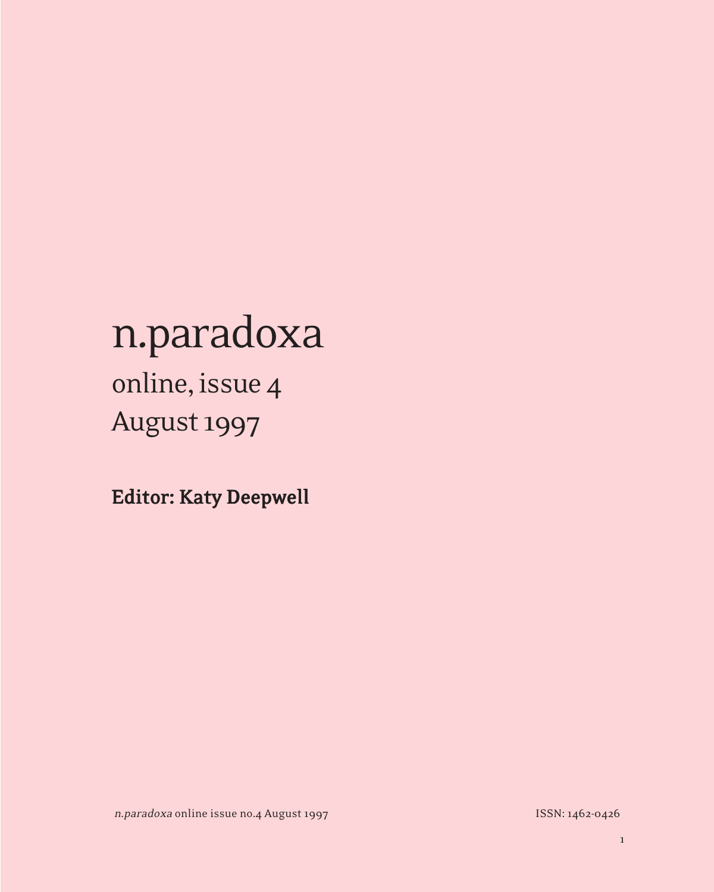# n.paradoxa

## online, issue 4
## August 1997

**Editor: Katy Deepwell**

ISSN: 1462-0426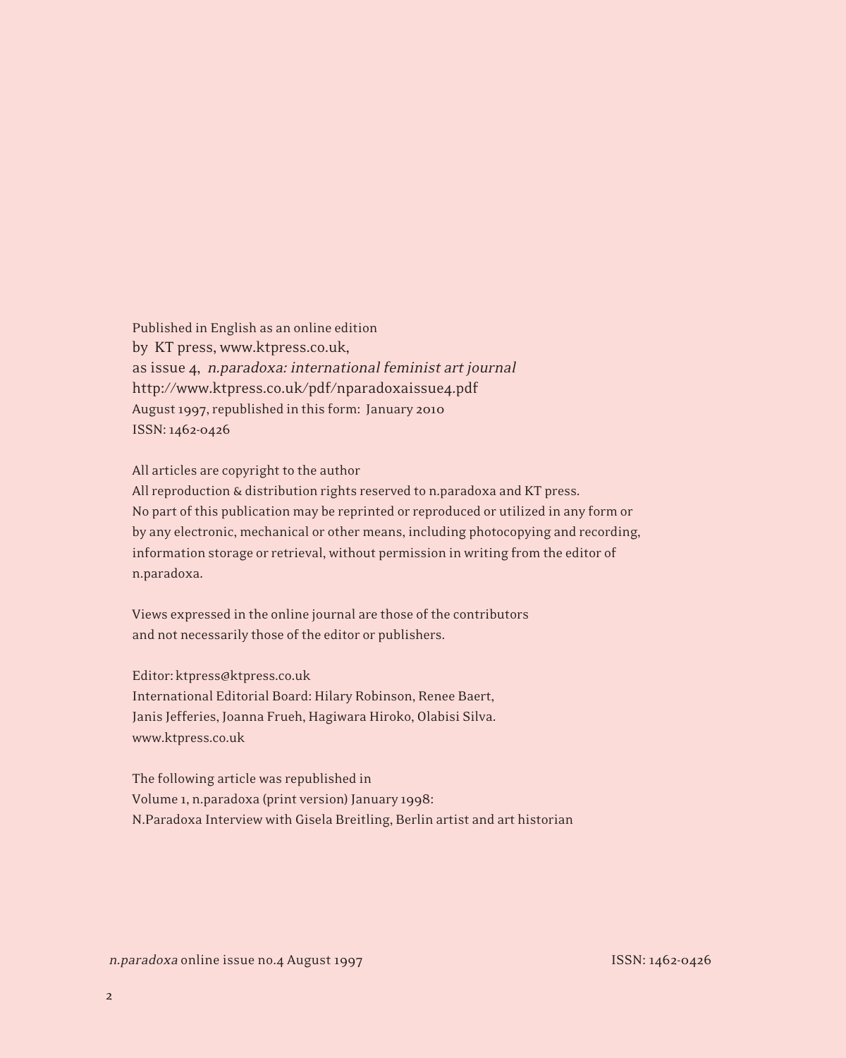Published in English as an online edition
by KT press, www.ktpress.co.uk,
as issue 4, *n.paradoxa: international feminist art journal*
http://www.ktpress.co.uk/pdf/nparadoxaissue4.pdf
August 1997, republished in this form: January 2010
ISSN: 1462-0426

All articles are copyright to the author
All reproduction & distribution rights reserved to n.paradoxa and KT press.
No part of this publication may be reprinted or reproduced or utilized in any form or by any electronic, mechanical or other means, including photocopying and recording, information storage or retrieval, without permission in writing from the editor of n.paradoxa.

Views expressed in the online journal are those of the contributors
and not necessarily those of the editor or publishers.

Editor: ktpress@ktpress.co.uk
International Editorial Board: Hilary Robinson, Renee Baert,
Janis Jefferies, Joanna Frueh, Hagiwara Hiroko, Olabisi Silva.
www.ktpress.co.uk

The following article was republished in
Volume 1, n.paradoxa (print version) January 1998:
N.Paradoxa Interview with Gisela Breitling, Berlin artist and art historian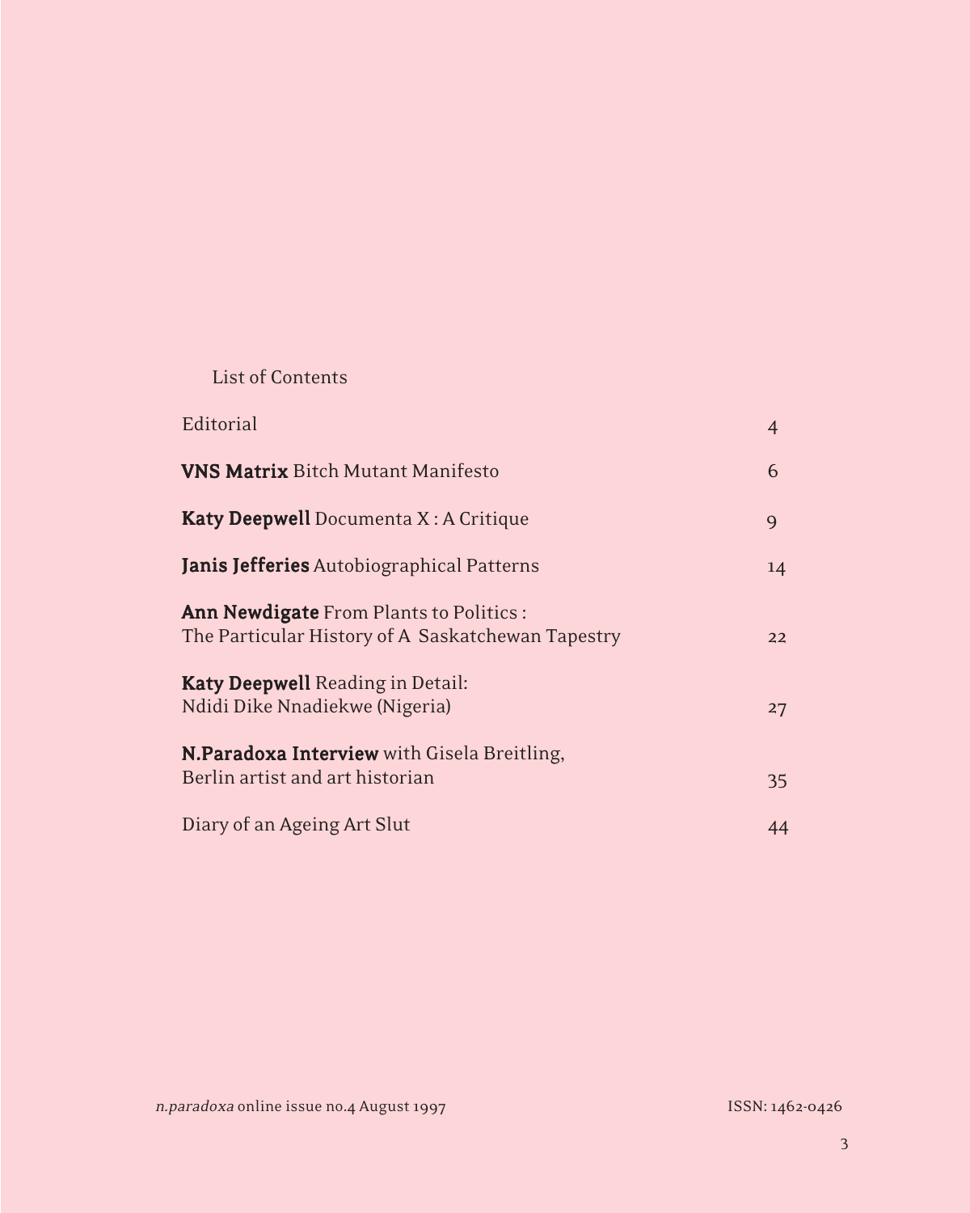## List of Contents

| | |
|---|---|
| Editorial | 4 |
| **VNS Matrix** Bitch Mutant Manifesto | 6 |
| **Katy Deepwell** Documenta X : A Critique | 9 |
| **Janis Jefferies** Autobiographical Patterns | 14 |
| **Ann Newdigate** From Plants to Politics : The Particular History of A Saskatchewan Tapestry | 22 |
| **Katy Deepwell** Reading in Detail: Ndidi Dike Nnadiekwe (Nigeria) | 27 |
| **N.Paradoxa Interview** with Gisela Breitling, Berlin artist and art historian | 35 |
| Diary of an Ageing Art Slut | 44 |

*n.paradoxa* online issue no.4 August 1997

ISSN: 1462-0426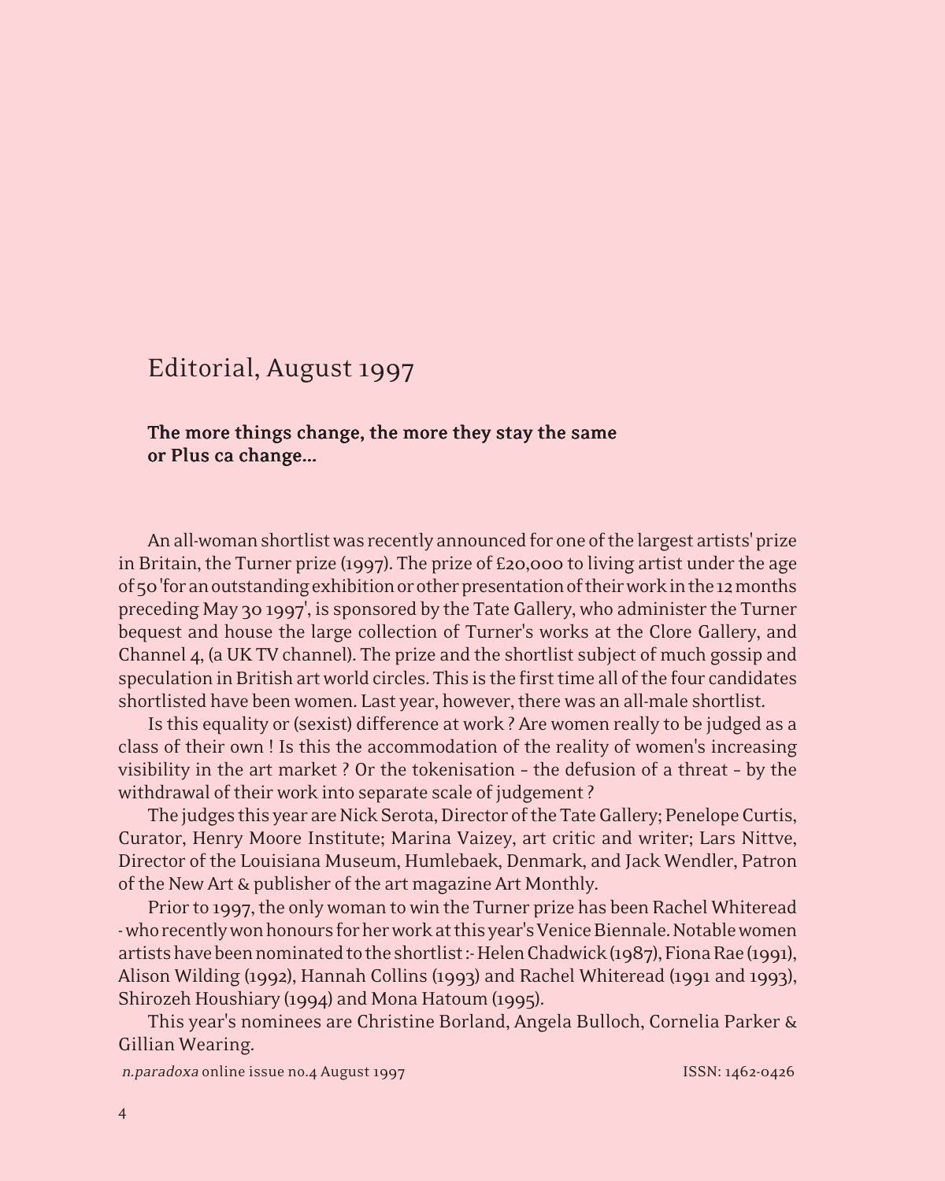# Editorial, August 1997

**The more things change, the more they stay the same or Plus ca change...**

An all-woman shortlist was recently announced for one of the largest artists' prize in Britain, the Turner prize (1997). The prize of £20,000 to living artist under the age of 50 'for an outstanding exhibition or other presentation of their work in the 12 months preceding May 30 1997', is sponsored by the Tate Gallery, who administer the Turner bequest and house the large collection of Turner's works at the Clore Gallery, and Channel 4, (a UK TV channel). The prize and the shortlist subject of much gossip and speculation in British art world circles. This is the first time all of the four candidates shortlisted have been women. Last year, however, there was an all-male shortlist.

Is this equality or (sexist) difference at work ? Are women really to be judged as a class of their own ! Is this the accommodation of the reality of women's increasing visibility in the art market ? Or the tokenisation - the defusion of a threat - by the withdrawal of their work into separate scale of judgement ?

The judges this year are Nick Serota, Director of the Tate Gallery; Penelope Curtis, Curator, Henry Moore Institute; Marina Vaizey, art critic and writer; Lars Nittve, Director of the Louisiana Museum, Humlebaek, Denmark, and Jack Wendler, Patron of the New Art & publisher of the art magazine Art Monthly.

Prior to 1997, the only woman to win the Turner prize has been Rachel Whiteread - who recently won honours for her work at this year's Venice Biennale. Notable women artists have been nominated to the shortlist :- Helen Chadwick (1987), Fiona Rae (1991), Alison Wilding (1992), Hannah Collins (1993) and Rachel Whiteread (1991 and 1993), Shirozeh Houshiary (1994) and Mona Hatoum (1995).

This year's nominees are Christine Borland, Angela Bulloch, Cornelia Parker & Gillian Wearing.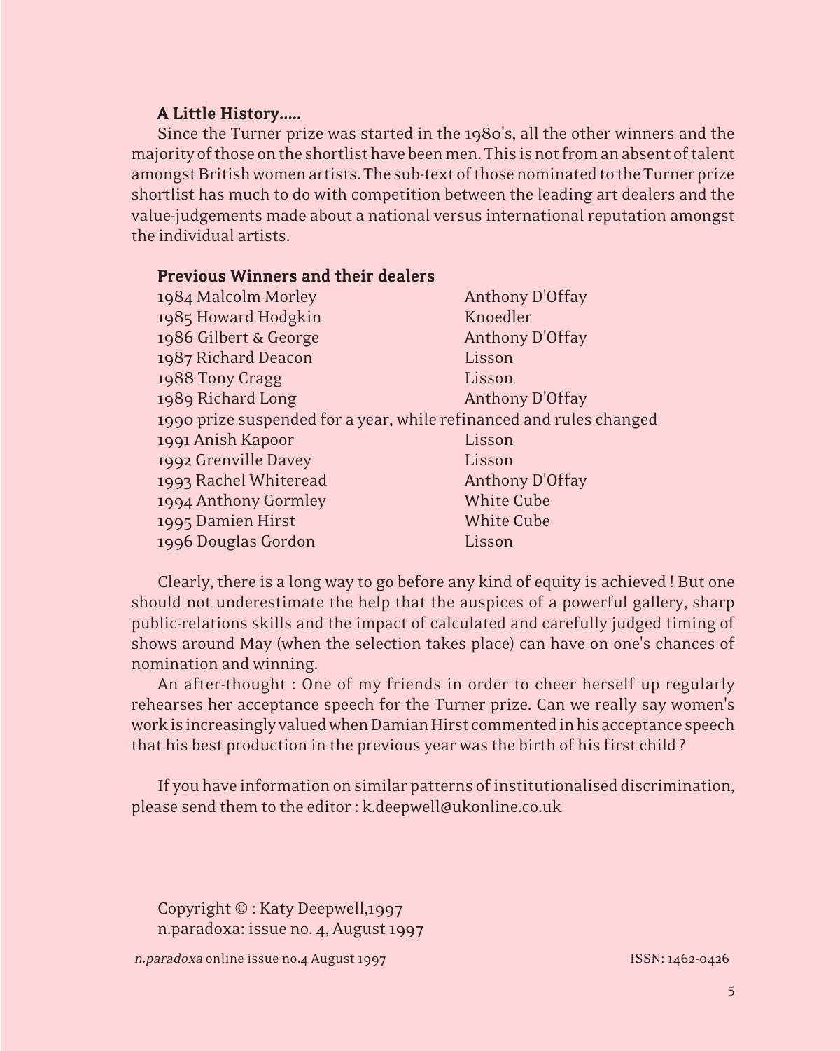### A Little History.....

Since the Turner prize was started in the 1980's, all the other winners and the majority of those on the shortlist have been men. This is not from an absent of talent amongst British women artists. The sub-text of those nominated to the Turner prize shortlist has much to do with competition between the leading art dealers and the value-judgements made about a national versus international reputation amongst the individual artists.

### Previous Winners and their dealers

| | |
|---|---|
| 1984 Malcolm Morley | Anthony D'Offay |
| 1985 Howard Hodgkin | Knoedler |
| 1986 Gilbert & George | Anthony D'Offay |
| 1987 Richard Deacon | Lisson |
| 1988 Tony Cragg | Lisson |
| 1989 Richard Long | Anthony D'Offay |
| 1990 prize suspended for a year, while refinanced and rules changed | |
| 1991 Anish Kapoor | Lisson |
| 1992 Grenville Davey | Lisson |
| 1993 Rachel Whiteread | Anthony D'Offay |
| 1994 Anthony Gormley | White Cube |
| 1995 Damien Hirst | White Cube |
| 1996 Douglas Gordon | Lisson |

Clearly, there is a long way to go before any kind of equity is achieved ! But one should not underestimate the help that the auspices of a powerful gallery, sharp public-relations skills and the impact of calculated and carefully judged timing of shows around May (when the selection takes place) can have on one's chances of nomination and winning.

An after-thought : One of my friends in order to cheer herself up regularly rehearses her acceptance speech for the Turner prize. Can we really say women's work is increasingly valued when Damian Hirst commented in his acceptance speech that his best production in the previous year was the birth of his first child ?

If you have information on similar patterns of institutionalised discrimination, please send them to the editor : k.deepwell@ukonline.co.uk

Copyright © : Katy Deepwell,1997
n.paradoxa: issue no. 4, August 1997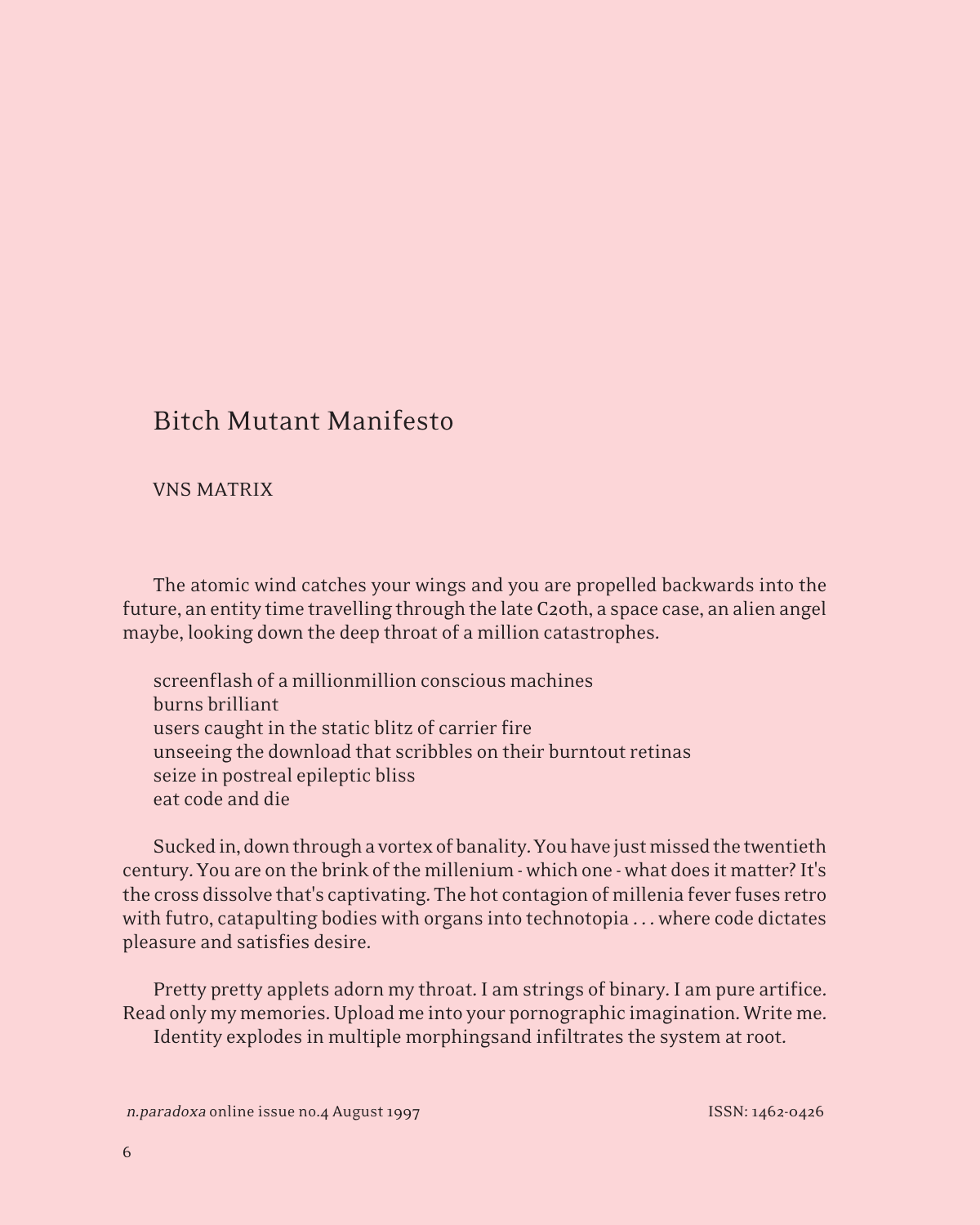# Bitch Mutant Manifesto

VNS MATRIX

The atomic wind catches your wings and you are propelled backwards into the future, an entity time travelling through the late C20th, a space case, an alien angel maybe, looking down the deep throat of a million catastrophes.

screenflash of a millionmillion conscious machines  
burns brilliant  
users caught in the static blitz of carrier fire  
unseeing the download that scribbles on their burntout retinas  
seize in postreal epileptic bliss  
eat code and die

Sucked in, down through a vortex of banality. You have just missed the twentieth century. You are on the brink of the millenium - which one - what does it matter? It's the cross dissolve that's captivating. The hot contagion of millenia fever fuses retro with futro, catapulting bodies with organs into technotopia . . . where code dictates pleasure and satisfies desire.

Pretty pretty applets adorn my throat. I am strings of binary. I am pure artifice. Read only my memories. Upload me into your pornographic imagination. Write me.

Identity explodes in multiple morphingsand infiltrates the system at root.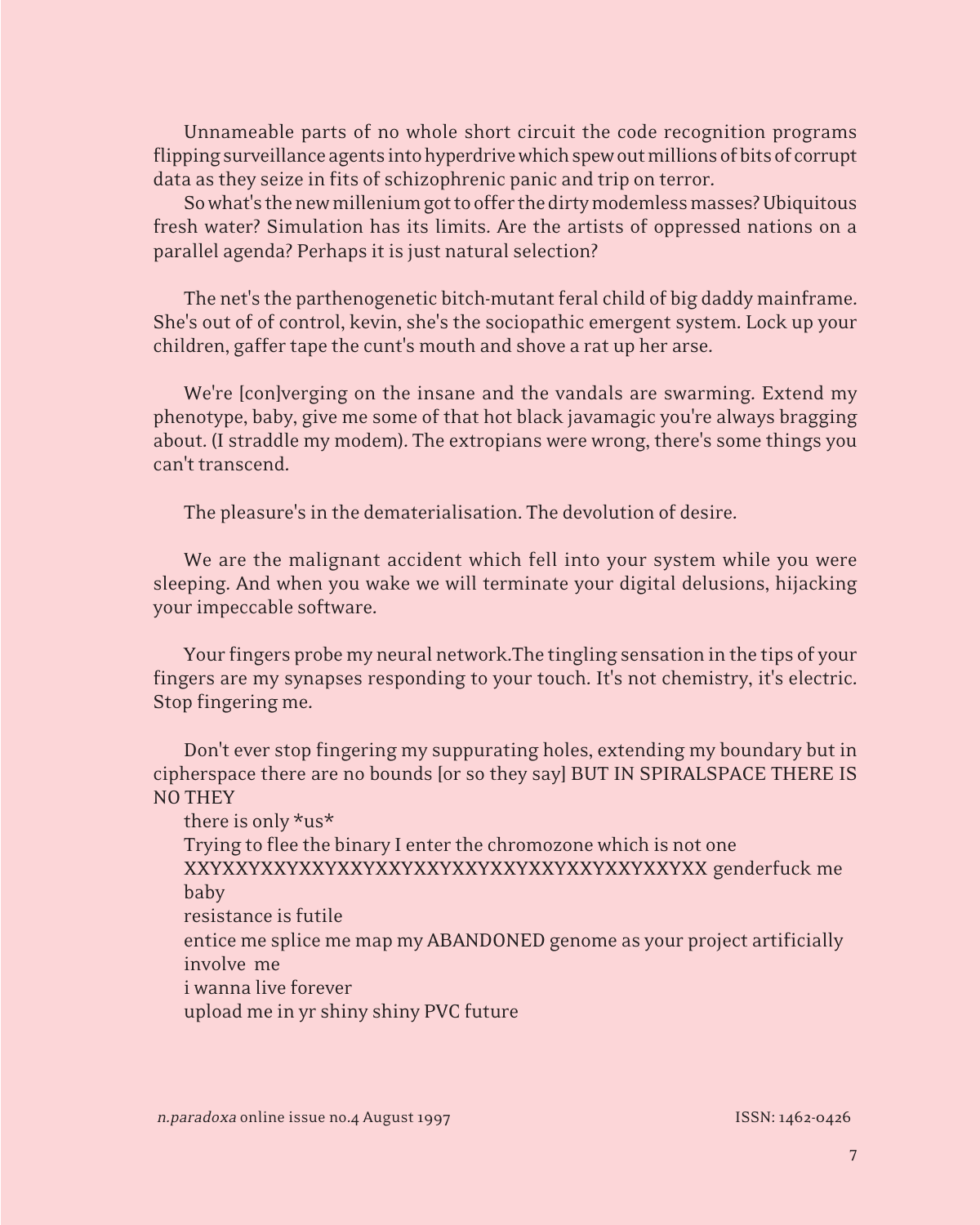Unnameable parts of no whole short circuit the code recognition programs flipping surveillance agents into hyperdrive which spew out millions of bits of corrupt data as they seize in fits of schizophrenic panic and trip on terror.

So what's the new millenium got to offer the dirty modemless masses? Ubiquitous fresh water? Simulation has its limits. Are the artists of oppressed nations on a parallel agenda? Perhaps it is just natural selection?

The net's the parthenogenetic bitch-mutant feral child of big daddy mainframe. She's out of of control, kevin, she's the sociopathic emergent system. Lock up your children, gaffer tape the cunt's mouth and shove a rat up her arse.

We're [con]verging on the insane and the vandals are swarming. Extend my phenotype, baby, give me some of that hot black javamagic you're always bragging about. (I straddle my modem). The extropians were wrong, there's some things you can't transcend.

The pleasure's in the dematerialisation. The devolution of desire.

We are the malignant accident which fell into your system while you were sleeping. And when you wake we will terminate your digital delusions, hijacking your impeccable software.

Your fingers probe my neural network.The tingling sensation in the tips of your fingers are my synapses responding to your touch. It's not chemistry, it's electric. Stop fingering me.

Don't ever stop fingering my suppurating holes, extending my boundary but in cipherspace there are no bounds [or so they say] BUT IN SPIRALSPACE THERE IS NO THEY

there is only *us*

Trying to flee the binary I enter the chromozone which is not one

XYXYXXYXXYXXYXYXXYXXYXXYXXYXXYXXYXXYXXYXX genderfuck me baby

resistance is futile

entice me splice me map my ABANDONED genome as your project artificially involve me

i wanna live forever

upload me in yr shiny shiny PVC future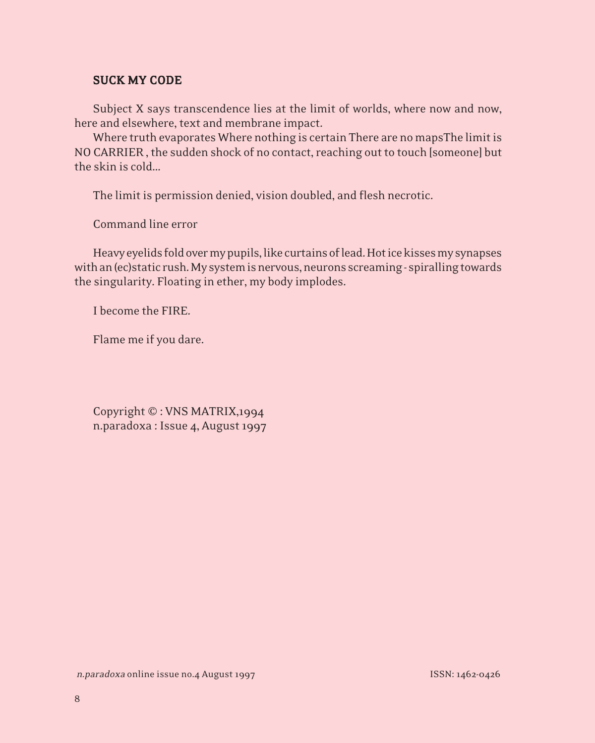**SUCK MY CODE**

Subject X says transcendence lies at the limit of worlds, where now and now, here and elsewhere, text and membrane impact.

Where truth evaporates Where nothing is certain There are no mapsThe limit is NO CARRIER , the sudden shock of no contact, reaching out to touch [someone] but the skin is cold...

The limit is permission denied, vision doubled, and flesh necrotic.

Command line error

Heavy eyelids fold over my pupils, like curtains of lead. Hot ice kisses my synapses with an (ec)static rush. My system is nervous, neurons screaming - spiralling towards the singularity. Floating in ether, my body implodes.

I become the FIRE.

Flame me if you dare.

Copyright © : VNS MATRIX,1994
n.paradoxa : Issue 4, August 1997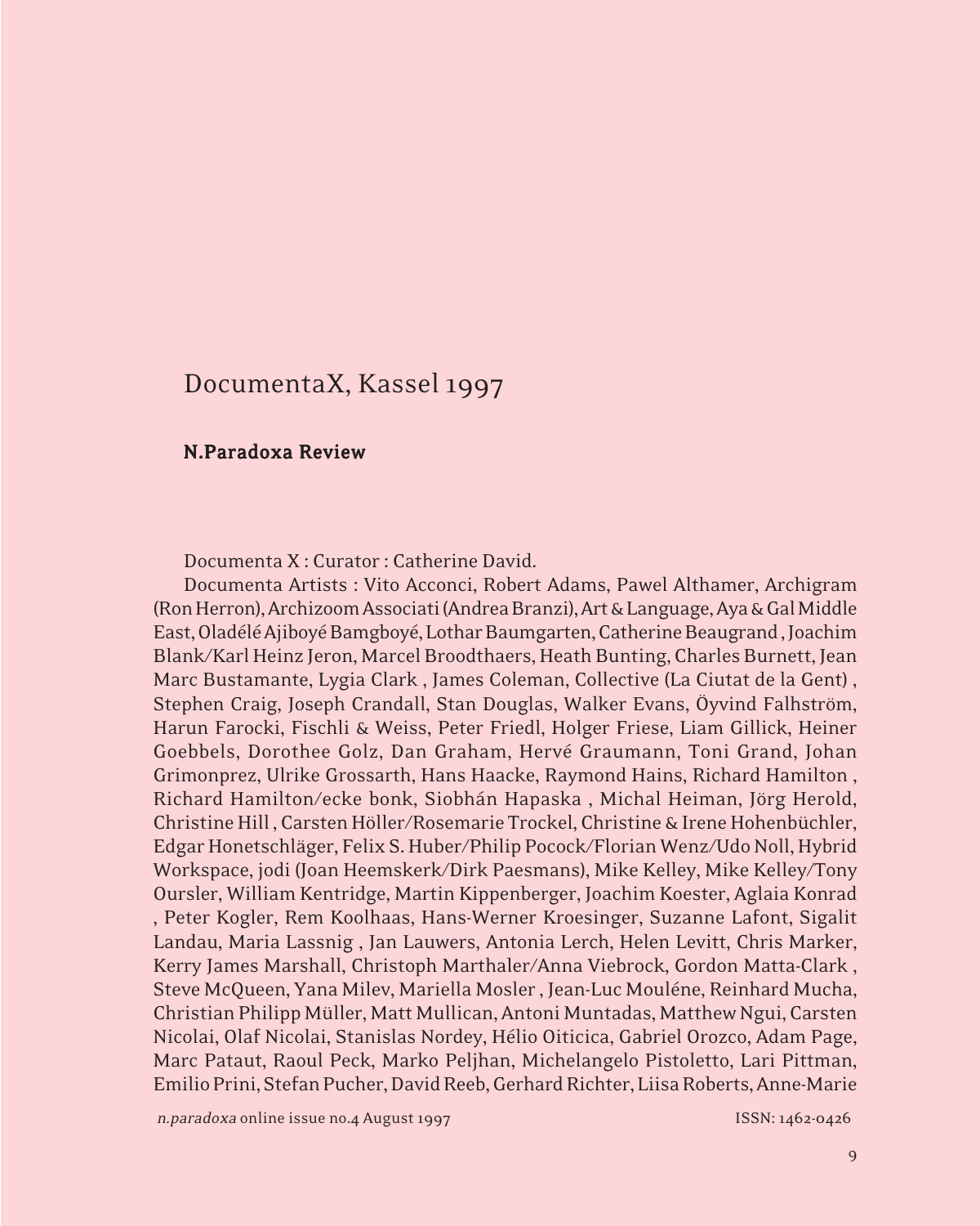# DocumentaX, Kassel 1997

**N.Paradoxa Review**

Documenta X : Curator : Catherine David.

Documenta Artists : Vito Acconci, Robert Adams, Pawel Althamer, Archigram (Ron Herron), Archizoom Associati (Andrea Branzi), Art & Language, Aya & Gal Middle East, Oladélé Ajiboyé Bamgboyé, Lothar Baumgarten, Catherine Beaugrand , Joachim Blank/Karl Heinz Jeron, Marcel Broodthaers, Heath Bunting, Charles Burnett, Jean Marc Bustamante, Lygia Clark , James Coleman, Collective (La Ciutat de la Gent) , Stephen Craig, Joseph Crandall, Stan Douglas, Walker Evans, Öyvind Falhström, Harun Farocki, Fischli & Weiss, Peter Friedl, Holger Friese, Liam Gillick, Heiner Goebbels, Dorothee Golz, Dan Graham, Hervé Graumann, Toni Grand, Johan Grimonprez, Ulrike Grossarth, Hans Haacke, Raymond Hains, Richard Hamilton , Richard Hamilton/ecke bonk, Siobhán Hapaska , Michal Heiman, Jörg Herold, Christine Hill , Carsten Höller/Rosemarie Trockel, Christine & Irene Hohenbüchler, Edgar Honetschläger, Felix S. Huber/Philip Pocock/Florian Wenz/Udo Noll, Hybrid Workspace, jodi (Joan Heemskerk/Dirk Paesmans), Mike Kelley, Mike Kelley/Tony Oursler, William Kentridge, Martin Kippenberger, Joachim Koester, Aglaia Konrad , Peter Kogler, Rem Koolhaas, Hans-Werner Kroesinger, Suzanne Lafont, Sigalit Landau, Maria Lassnig , Jan Lauwers, Antonia Lerch, Helen Levitt, Chris Marker, Kerry James Marshall, Christoph Marthaler/Anna Viebrock, Gordon Matta-Clark , Steve McQueen, Yana Milev, Mariella Mosler , Jean-Luc Mouléne, Reinhard Mucha, Christian Philipp Müller, Matt Mullican, Antoni Muntadas, Matthew Ngui, Carsten Nicolai, Olaf Nicolai, Stanislas Nordey, Hélio Oiticica, Gabriel Orozco, Adam Page, Marc Pataut, Raoul Peck, Marko Peljhan, Michelangelo Pistoletto, Lari Pittman, Emilio Prini, Stefan Pucher, David Reeb, Gerhard Richter, Liisa Roberts, Anne-Marie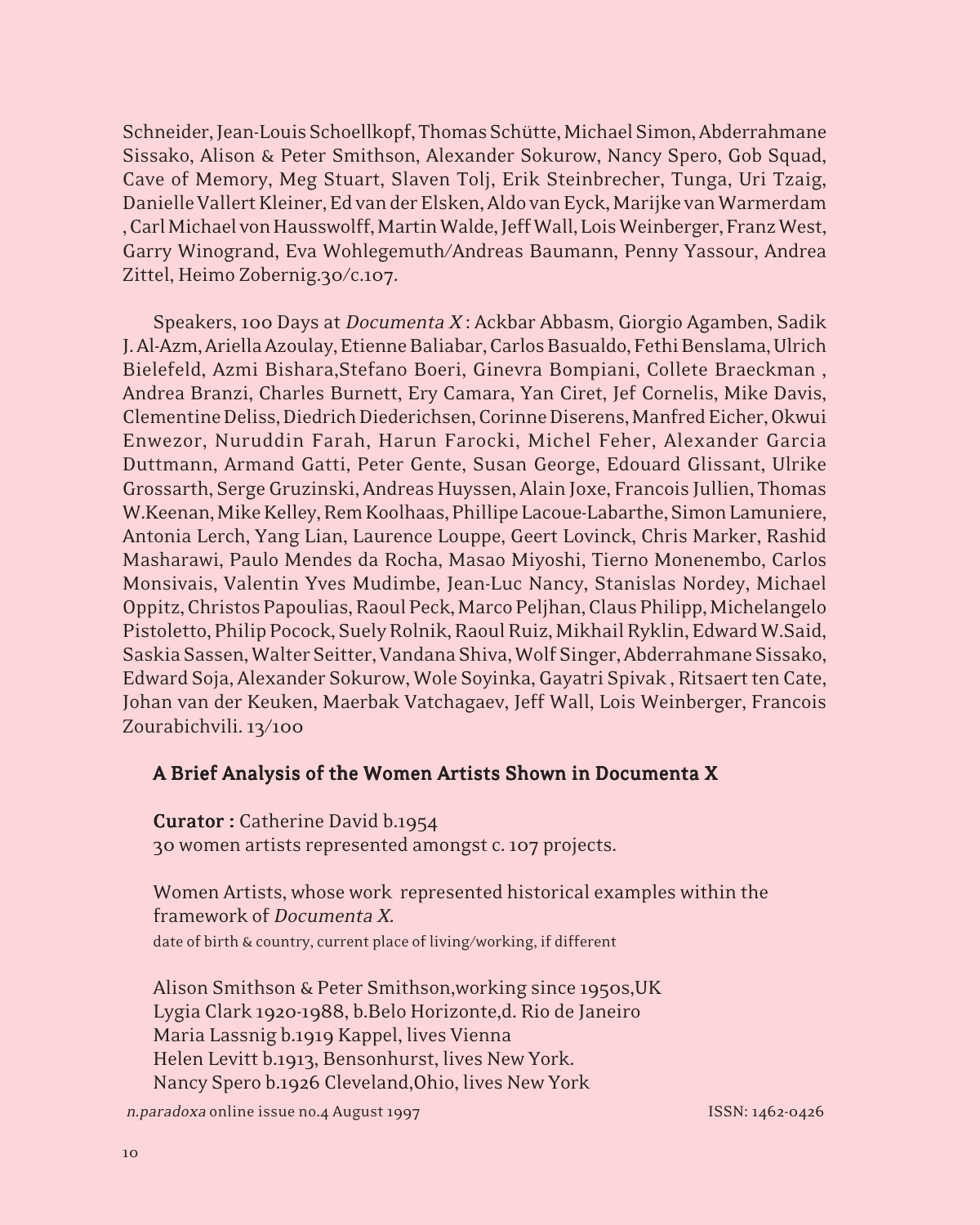Schneider, Jean-Louis Schoellkopf, Thomas Schütte, Michael Simon, Abderrahmane Sissako, Alison & Peter Smithson, Alexander Sokurow, Nancy Spero, Gob Squad, Cave of Memory, Meg Stuart, Slaven Tolj, Erik Steinbrecher, Tunga, Uri Tzaig, Danielle Vallert Kleiner, Ed van der Elsken, Aldo van Eyck, Marijke van Warmerdam , Carl Michael von Hausswolff, Martin Walde, Jeff Wall, Lois Weinberger, Franz West, Garry Winogrand, Eva Wohlegemuth/Andreas Baumann, Penny Yassour, Andrea Zittel, Heimo Zobernig.30/c.107.

Speakers, 100 Days at *Documenta X* : Ackbar Abbasm, Giorgio Agamben, Sadik J. Al-Azm, Ariella Azoulay, Etienne Baliabar, Carlos Basualdo, Fethi Benslama, Ulrich Bielefeld, Azmi Bishara,Stefano Boeri, Ginevra Bompiani, Collete Braeckman , Andrea Branzi, Charles Burnett, Ery Camara, Yan Ciret, Jef Cornelis, Mike Davis, Clementine Deliss, Diedrich Diederichsen, Corinne Diserens, Manfred Eicher, Okwui Enwezor, Nuruddin Farah, Harun Farocki, Michel Feher, Alexander Garcia Duttmann, Armand Gatti, Peter Gente, Susan George, Edouard Glissant, Ulrike Grossarth, Serge Gruzinski, Andreas Huyssen, Alain Joxe, Francois Jullien, Thomas W.Keenan, Mike Kelley, Rem Koolhaas, Phillipe Lacoue-Labarthe, Simon Lamuniere, Antonia Lerch, Yang Lian, Laurence Louppe, Geert Lovinck, Chris Marker, Rashid Masharawi, Paulo Mendes da Rocha, Masao Miyoshi, Tierno Monenembo, Carlos Monsivais, Valentin Yves Mudimbe, Jean-Luc Nancy, Stanislas Nordey, Michael Oppitz, Christos Papoulias, Raoul Peck, Marco Peljhan, Claus Philipp, Michelangelo Pistoletto, Philip Pocock, Suely Rolnik, Raoul Ruiz, Mikhail Ryklin, Edward W.Said, Saskia Sassen, Walter Seitter, Vandana Shiva, Wolf Singer, Abderrahmane Sissako, Edward Soja, Alexander Sokurow, Wole Soyinka, Gayatri Spivak , Ritsaert ten Cate, Johan van der Keuken, Maerbak Vatchagaev, Jeff Wall, Lois Weinberger, Francois Zourabichvili. 13/100

## A Brief Analysis of the Women Artists Shown in Documenta X

**Curator :** Catherine David b.1954
30 women artists represented amongst c. 107 projects.

Women Artists, whose work represented historical examples within the framework of *Documenta X.*
date of birth & country, current place of living/working, if different

Alison Smithson & Peter Smithson,working since 1950s,UK
Lygia Clark 1920-1988, b.Belo Horizonte,d. Rio de Janeiro
Maria Lassnig b.1919 Kappel, lives Vienna
Helen Levitt b.1913, Bensonhurst, lives New York.
Nancy Spero b.1926 Cleveland,Ohio, lives New York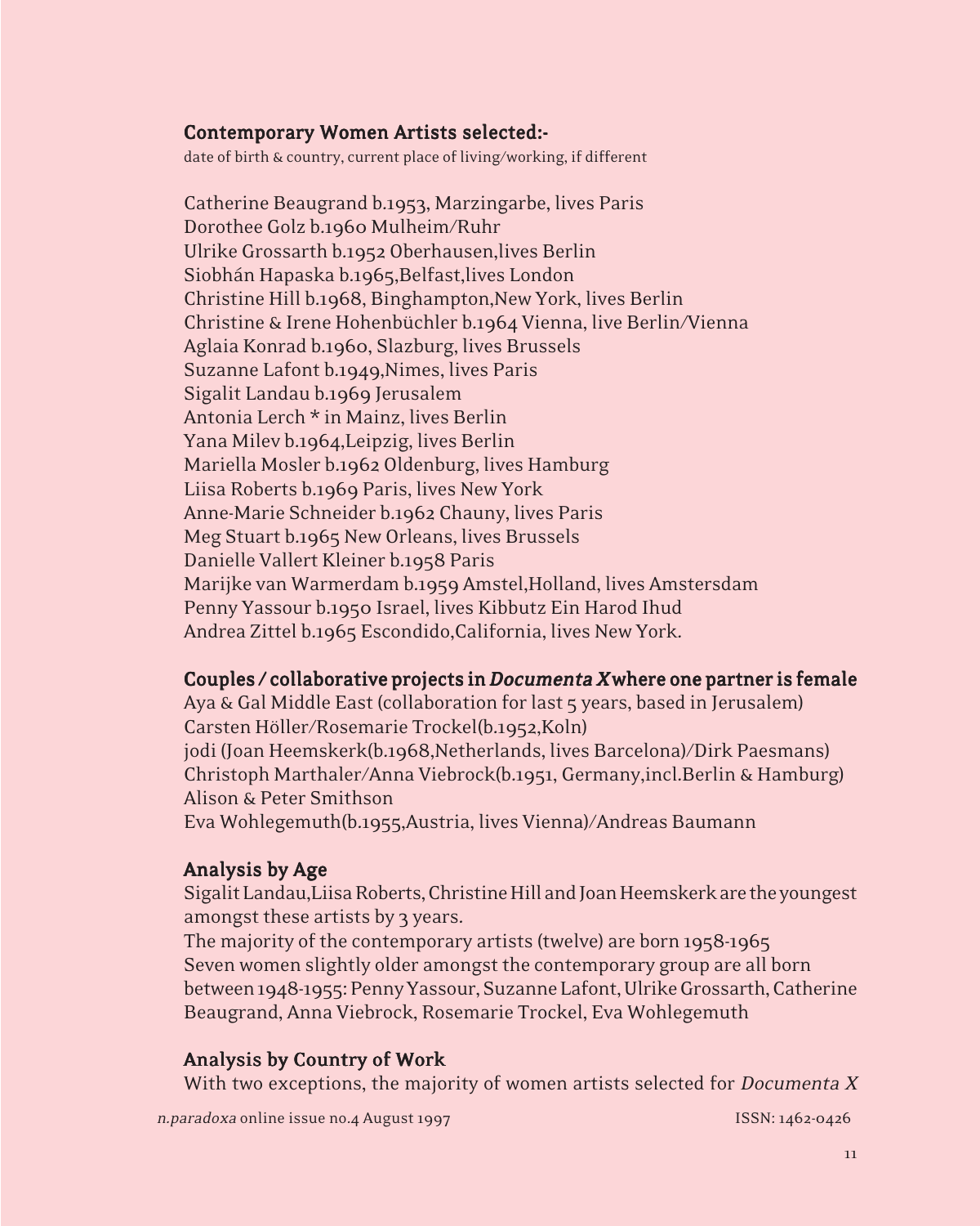### Contemporary Women Artists selected:-

date of birth & country, current place of living/working, if different

Catherine Beaugrand b.1953, Marzingarbe, lives Paris
Dorothee Golz b.1960 Mulheim/Ruhr
Ulrike Grossarth b.1952 Oberhausen,lives Berlin
Siobhán Hapaska b.1965,Belfast,lives London
Christine Hill b.1968, Binghampton,New York, lives Berlin
Christine & Irene Hohenbüchler b.1964 Vienna, live Berlin/Vienna
Aglaia Konrad b.1960, Slazburg, lives Brussels
Suzanne Lafont b.1949,Nimes, lives Paris
Sigalit Landau b.1969 Jerusalem
Antonia Lerch * in Mainz, lives Berlin
Yana Milev b.1964,Leipzig, lives Berlin
Mariella Mosler b.1962 Oldenburg, lives Hamburg
Liisa Roberts b.1969 Paris, lives New York
Anne-Marie Schneider b.1962 Chauny, lives Paris
Meg Stuart b.1965 New Orleans, lives Brussels
Danielle Vallert Kleiner b.1958 Paris
Marijke van Warmerdam b.1959 Amstel,Holland, lives Amstersdam
Penny Yassour b.1950 Israel, lives Kibbutz Ein Harod Ihud
Andrea Zittel b.1965 Escondido,California, lives New York.

### Couples / collaborative projects in *Documenta X* where one partner is female

Aya & Gal Middle East (collaboration for last 5 years, based in Jerusalem)
Carsten Höller/Rosemarie Trockel(b.1952,Koln)
jodi (Joan Heemskerk(b.1968,Netherlands, lives Barcelona)/Dirk Paesmans)
Christoph Marthaler/Anna Viebrock(b.1951, Germany,incl.Berlin & Hamburg)
Alison & Peter Smithson
Eva Wohlegemuth(b.1955,Austria, lives Vienna)/Andreas Baumann

### Analysis by Age

Sigalit Landau,Liisa Roberts, Christine Hill and Joan Heemskerk are the youngest amongst these artists by 3 years.
The majority of the contemporary artists (twelve) are born 1958-1965
Seven women slightly older amongst the contemporary group are all born between 1948-1955: Penny Yassour, Suzanne Lafont, Ulrike Grossarth, Catherine Beaugrand, Anna Viebrock, Rosemarie Trockel, Eva Wohlegemuth

### Analysis by Country of Work

With two exceptions, the majority of women artists selected for *Documenta X*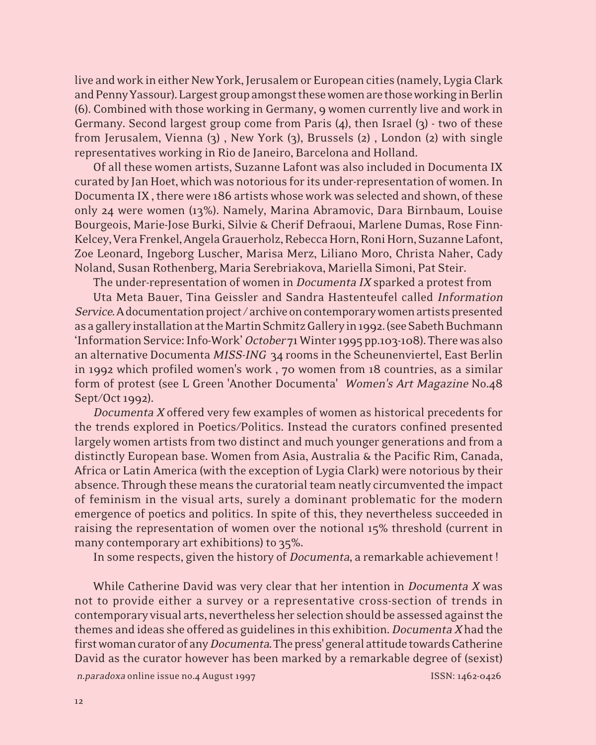live and work in either New York, Jerusalem or European cities (namely, Lygia Clark and Penny Yassour). Largest group amongst these women are those working in Berlin (6). Combined with those working in Germany, 9 women currently live and work in Germany. Second largest group come from Paris (4), then Israel (3) - two of these from Jerusalem, Vienna (3) , New York (3), Brussels (2) , London (2) with single representatives working in Rio de Janeiro, Barcelona and Holland.

Of all these women artists, Suzanne Lafont was also included in Documenta IX curated by Jan Hoet, which was notorious for its under-representation of women. In Documenta IX , there were 186 artists whose work was selected and shown, of these only 24 were women (13%). Namely, Marina Abramovic, Dara Birnbaum, Louise Bourgeois, Marie-Jose Burki, Silvie & Cherif Defraoui, Marlene Dumas, Rose Finn-Kelcey, Vera Frenkel, Angela Grauerholz, Rebecca Horn, Roni Horn, Suzanne Lafont, Zoe Leonard, Ingeborg Luscher, Marisa Merz, Liliano Moro, Christa Naher, Cady Noland, Susan Rothenberg, Maria Serebriakova, Mariella Simoni, Pat Steir.

The under-representation of women in *Documenta IX* sparked a protest from

Uta Meta Bauer, Tina Geissler and Sandra Hastenteufel called *Information Service*. A documentation project / archive on contemporary women artists presented as a gallery installation at the Martin Schmitz Gallery in 1992. (see Sabeth Buchmann 'Information Service: Info-Work' *October* 71 Winter 1995 pp.103-108). There was also an alternative Documenta *MISS-ING* 34 rooms in the Scheunenviertel, East Berlin in 1992 which profiled women's work , 70 women from 18 countries, as a similar form of protest (see L Green 'Another Documenta' *Women's Art Magazine* No.48 Sept/Oct 1992).

*Documenta X* offered very few examples of women as historical precedents for the trends explored in Poetics/Politics. Instead the curators confined presented largely women artists from two distinct and much younger generations and from a distinctly European base. Women from Asia, Australia & the Pacific Rim, Canada, Africa or Latin America (with the exception of Lygia Clark) were notorious by their absence. Through these means the curatorial team neatly circumvented the impact of feminism in the visual arts, surely a dominant problematic for the modern emergence of poetics and politics. In spite of this, they nevertheless succeeded in raising the representation of women over the notional 15% threshold (current in many contemporary art exhibitions) to 35%.

In some respects, given the history of *Documenta*, a remarkable achievement !

While Catherine David was very clear that her intention in *Documenta X* was not to provide either a survey or a representative cross-section of trends in contemporary visual arts, nevertheless her selection should be assessed against the themes and ideas she offered as guidelines in this exhibition. *Documenta X* had the first woman curator of any *Documenta*. The press' general attitude towards Catherine David as the curator however has been marked by a remarkable degree of (sexist)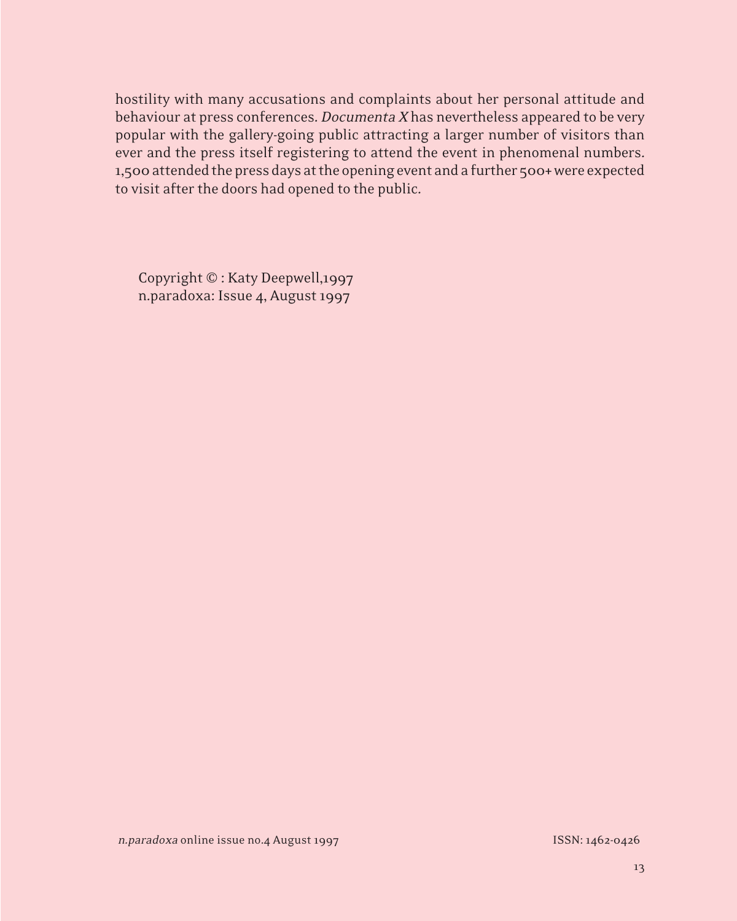hostility with many accusations and complaints about her personal attitude and behaviour at press conferences. *Documenta X* has nevertheless appeared to be very popular with the gallery-going public attracting a larger number of visitors than ever and the press itself registering to attend the event in phenomenal numbers. 1,500 attended the press days at the opening event and a further 500+ were expected to visit after the doors had opened to the public.

Copyright © : Katy Deepwell,1997
n.paradoxa: Issue 4, August 1997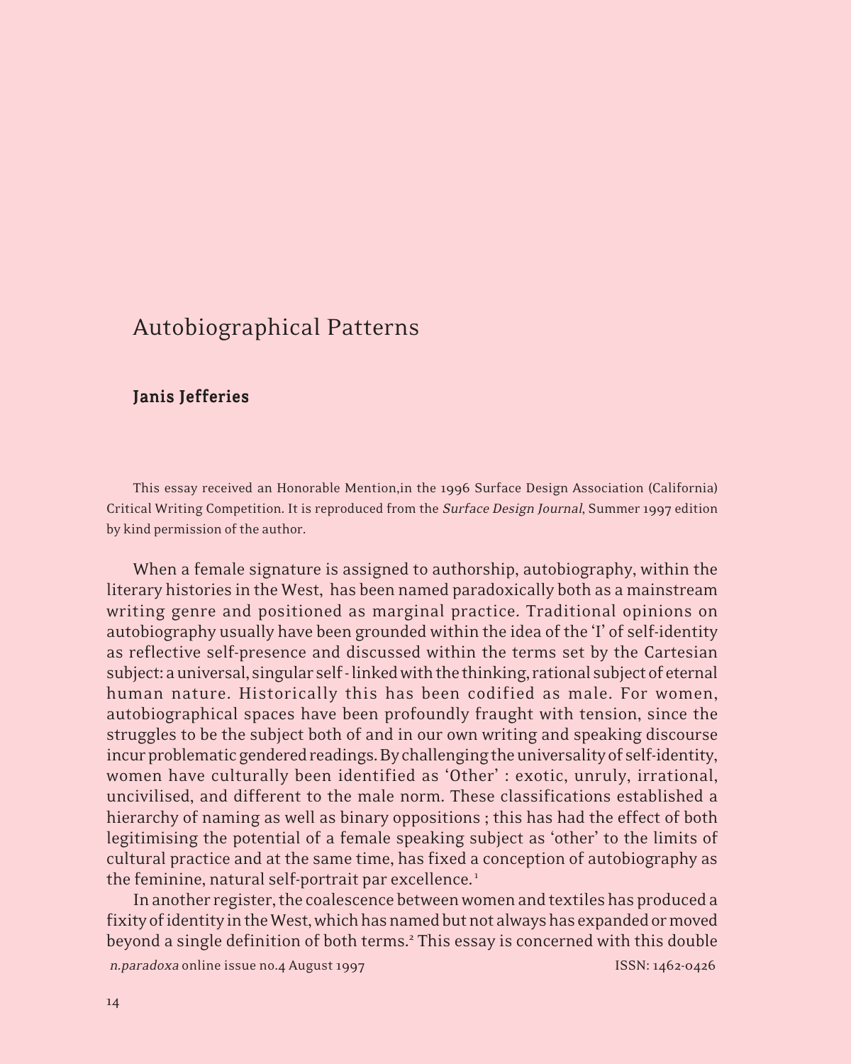# Autobiographical Patterns

## **Janis Jefferies**

This essay received an Honorable Mention,in the 1996 Surface Design Association (California) Critical Writing Competition. It is reproduced from the *Surface Design Journal*, Summer 1997 edition by kind permission of the author.

When a female signature is assigned to authorship, autobiography, within the literary histories in the West, has been named paradoxically both as a mainstream writing genre and positioned as marginal practice. Traditional opinions on autobiography usually have been grounded within the idea of the 'I' of self-identity as reflective self-presence and discussed within the terms set by the Cartesian subject: a universal, singular self - linked with the thinking, rational subject of eternal human nature. Historically this has been codified as male. For women, autobiographical spaces have been profoundly fraught with tension, since the struggles to be the subject both of and in our own writing and speaking discourse incur problematic gendered readings. By challenging the universality of self-identity, women have culturally been identified as 'Other' : exotic, unruly, irrational, uncivilised, and different to the male norm. These classifications established a hierarchy of naming as well as binary oppositions ; this has had the effect of both legitimising the potential of a female speaking subject as 'other' to the limits of cultural practice and at the same time, has fixed a conception of autobiography as the feminine, natural self-portrait par excellence.[1]

In another register, the coalescence between women and textiles has produced a fixity of identity in the West, which has named but not always has expanded or moved beyond a single definition of both terms.[2] This essay is concerned with this double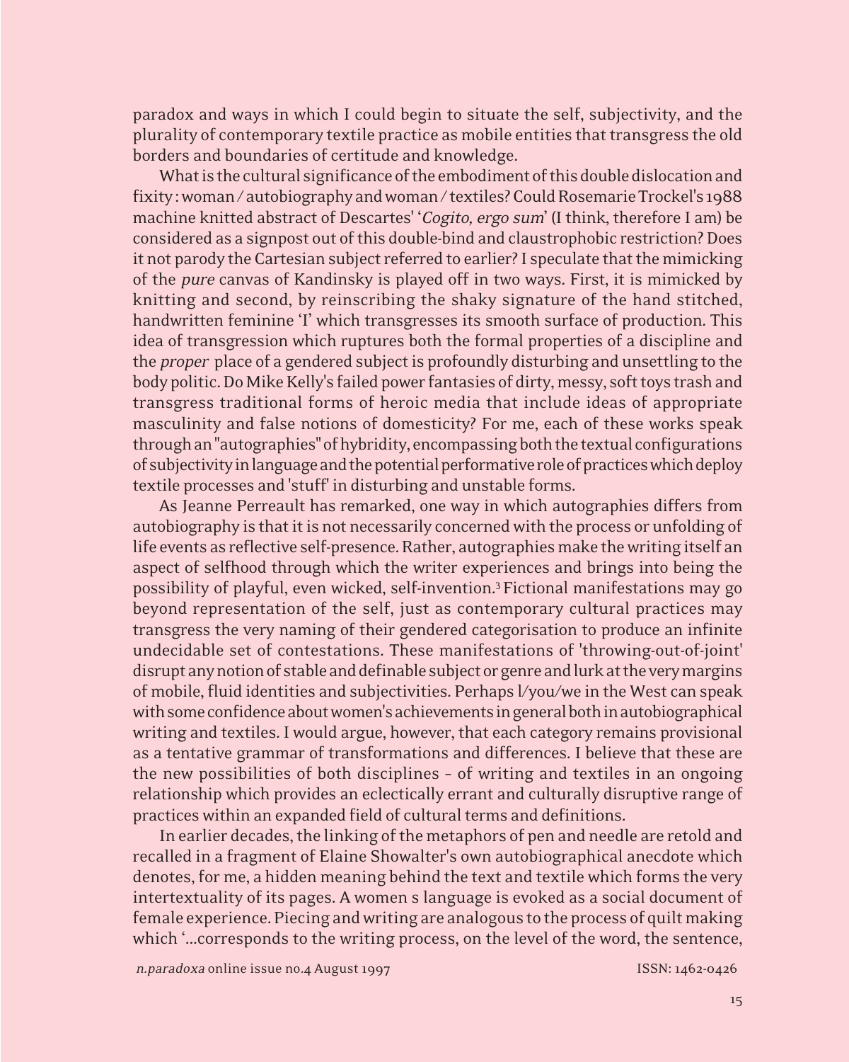paradox and ways in which I could begin to situate the self, subjectivity, and the plurality of contemporary textile practice as mobile entities that transgress the old borders and boundaries of certitude and knowledge.

What is the cultural significance of the embodiment of this double dislocation and fixity : woman / autobiography and woman / textiles? Could Rosemarie Trockel's 1988 machine knitted abstract of Descartes' '*Cogito, ergo sum*' (I think, therefore I am) be considered as a signpost out of this double-bind and claustrophobic restriction? Does it not parody the Cartesian subject referred to earlier? I speculate that the mimicking of the *pure* canvas of Kandinsky is played off in two ways. First, it is mimicked by knitting and second, by reinscribing the shaky signature of the hand stitched, handwritten feminine 'I' which transgresses its smooth surface of production. This idea of transgression which ruptures both the formal properties of a discipline and the *proper* place of a gendered subject is profoundly disturbing and unsettling to the body politic. Do Mike Kelly's failed power fantasies of dirty, messy, soft toys trash and transgress traditional forms of heroic media that include ideas of appropriate masculinity and false notions of domesticity? For me, each of these works speak through an "autographies" of hybridity, encompassing both the textual configurations of subjectivity in language and the potential performative role of practices which deploy textile processes and 'stuff' in disturbing and unstable forms.

As Jeanne Perreault has remarked, one way in which autographies differs from autobiography is that it is not necessarily concerned with the process or unfolding of life events as reflective self-presence. Rather, autographies make the writing itself an aspect of selfhood through which the writer experiences and brings into being the possibility of playful, even wicked, self-invention.[3] Fictional manifestations may go beyond representation of the self, just as contemporary cultural practices may transgress the very naming of their gendered categorisation to produce an infinite undecidable set of contestations. These manifestations of 'throwing-out-of-joint' disrupt any notion of stable and definable subject or genre and lurk at the very margins of mobile, fluid identities and subjectivities. Perhaps l/you/we in the West can speak with some confidence about women's achievements in general both in autobiographical writing and textiles. I would argue, however, that each category remains provisional as a tentative grammar of transformations and differences. I believe that these are the new possibilities of both disciplines - of writing and textiles in an ongoing relationship which provides an eclectically errant and culturally disruptive range of practices within an expanded field of cultural terms and definitions.

In earlier decades, the linking of the metaphors of pen and needle are retold and recalled in a fragment of Elaine Showalter's own autobiographical anecdote which denotes, for me, a hidden meaning behind the text and textile which forms the very intertextuality of its pages. A women s language is evoked as a social document of female experience. Piecing and writing are analogous to the process of quilt making which '...corresponds to the writing process, on the level of the word, the sentence,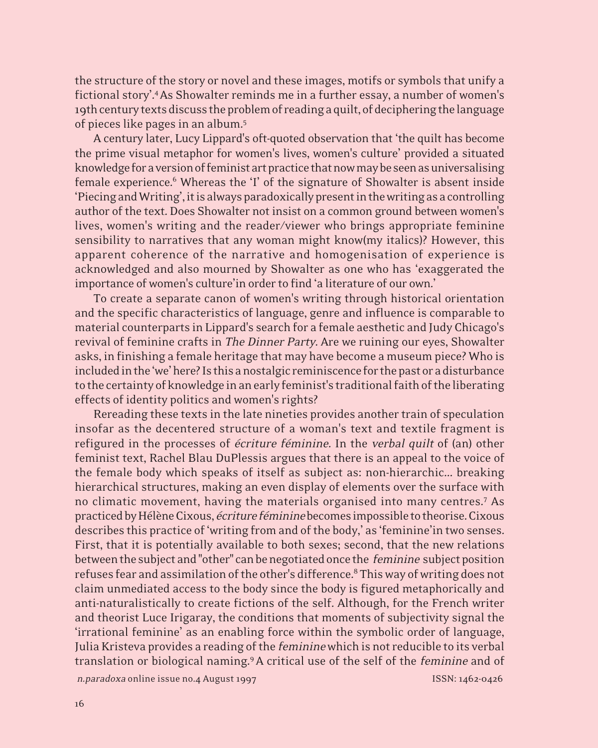the structure of the story or novel and these images, motifs or symbols that unify a fictional story'.[4] As Showalter reminds me in a further essay, a number of women's 19th century texts discuss the problem of reading a quilt, of deciphering the language of pieces like pages in an album.[5]

A century later, Lucy Lippard's oft-quoted observation that 'the quilt has become the prime visual metaphor for women's lives, women's culture' provided a situated knowledge for a version of feminist art practice that now may be seen as universalising female experience.[6] Whereas the 'I' of the signature of Showalter is absent inside 'Piecing and Writing', it is always paradoxically present in the writing as a controlling author of the text. Does Showalter not insist on a common ground between women's lives, women's writing and the reader/viewer who brings appropriate feminine sensibility to narratives that any woman might know(my italics)? However, this apparent coherence of the narrative and homogenisation of experience is acknowledged and also mourned by Showalter as one who has 'exaggerated the importance of women's culture'in order to find 'a literature of our own.'

To create a separate canon of women's writing through historical orientation and the specific characteristics of language, genre and influence is comparable to material counterparts in Lippard's search for a female aesthetic and Judy Chicago's revival of feminine crafts in *The Dinner Party.* Are we ruining our eyes, Showalter asks, in finishing a female heritage that may have become a museum piece? Who is included in the 'we' here? Is this a nostalgic reminiscence for the past or a disturbance to the certainty of knowledge in an early feminist's traditional faith of the liberating effects of identity politics and women's rights?

Rereading these texts in the late nineties provides another train of speculation insofar as the decentered structure of a woman's text and textile fragment is refigured in the processes of *écriture féminine.* In the *verbal quilt* of (an) other feminist text, Rachel Blau DuPlessis argues that there is an appeal to the voice of the female body which speaks of itself as subject as: non-hierarchic... breaking hierarchical structures, making an even display of elements over the surface with no climatic movement, having the materials organised into many centres.[7] As practiced by Hélène Cixous, *écriture féminine* becomes impossible to theorise. Cixous describes this practice of 'writing from and of the body,' as 'feminine'in two senses. First, that it is potentially available to both sexes; second, that the new relations between the subject and "other" can be negotiated once the *feminine* subject position refuses fear and assimilation of the other's difference.[8] This way of writing does not claim unmediated access to the body since the body is figured metaphorically and anti-naturalistically to create fictions of the self. Although, for the French writer and theorist Luce Irigaray, the conditions that moments of subjectivity signal the 'irrational feminine' as an enabling force within the symbolic order of language, Julia Kristeva provides a reading of the *feminine* which is not reducible to its verbal translation or biological naming.[9] A critical use of the self of the *feminine* and of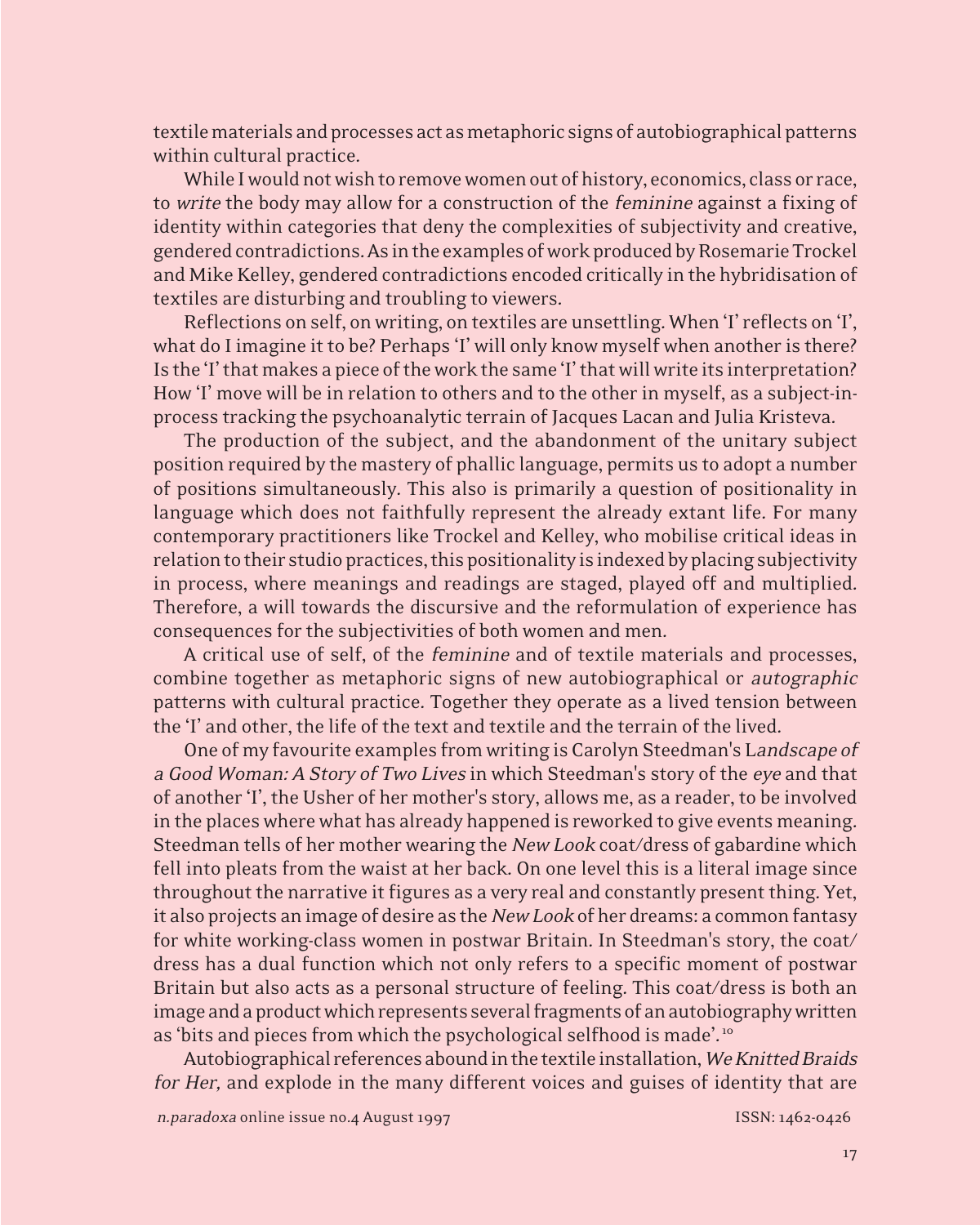textile materials and processes act as metaphoric signs of autobiographical patterns within cultural practice.

While I would not wish to remove women out of history, economics, class or race, to *write* the body may allow for a construction of the *feminine* against a fixing of identity within categories that deny the complexities of subjectivity and creative, gendered contradictions. As in the examples of work produced by Rosemarie Trockel and Mike Kelley, gendered contradictions encoded critically in the hybridisation of textiles are disturbing and troubling to viewers.

Reflections on self, on writing, on textiles are unsettling. When 'I' reflects on 'I', what do I imagine it to be? Perhaps 'I' will only know myself when another is there? Is the 'I' that makes a piece of the work the same 'I' that will write its interpretation? How 'I' move will be in relation to others and to the other in myself, as a subject-in-process tracking the psychoanalytic terrain of Jacques Lacan and Julia Kristeva.

The production of the subject, and the abandonment of the unitary subject position required by the mastery of phallic language, permits us to adopt a number of positions simultaneously. This also is primarily a question of positionality in language which does not faithfully represent the already extant life. For many contemporary practitioners like Trockel and Kelley, who mobilise critical ideas in relation to their studio practices, this positionality is indexed by placing subjectivity in process, where meanings and readings are staged, played off and multiplied. Therefore, a will towards the discursive and the reformulation of experience has consequences for the subjectivities of both women and men.

A critical use of self, of the *feminine* and of textile materials and processes, combine together as metaphoric signs of new autobiographical or *autographic* patterns with cultural practice. Together they operate as a lived tension between the 'I' and other, the life of the text and textile and the terrain of the lived.

One of my favourite examples from writing is Carolyn Steedman's L*andscape of a Good Woman: A Story of Two Lives* in which Steedman's story of the *eye* and that of another 'I', the Usher of her mother's story, allows me, as a reader, to be involved in the places where what has already happened is reworked to give events meaning. Steedman tells of her mother wearing the *New Look* coat/dress of gabardine which fell into pleats from the waist at her back. On one level this is a literal image since throughout the narrative it figures as a very real and constantly present thing. Yet, it also projects an image of desire as the *New Look* of her dreams: a common fantasy for white working-class women in postwar Britain. In Steedman's story, the coat/dress has a dual function which not only refers to a specific moment of postwar Britain but also acts as a personal structure of feeling. This coat/dress is both an image and a product which represents several fragments of an autobiography written as 'bits and pieces from which the psychological selfhood is made'.[10]

Autobiographical references abound in the textile installation, *We Knitted Braids for Her,* and explode in the many different voices and guises of identity that are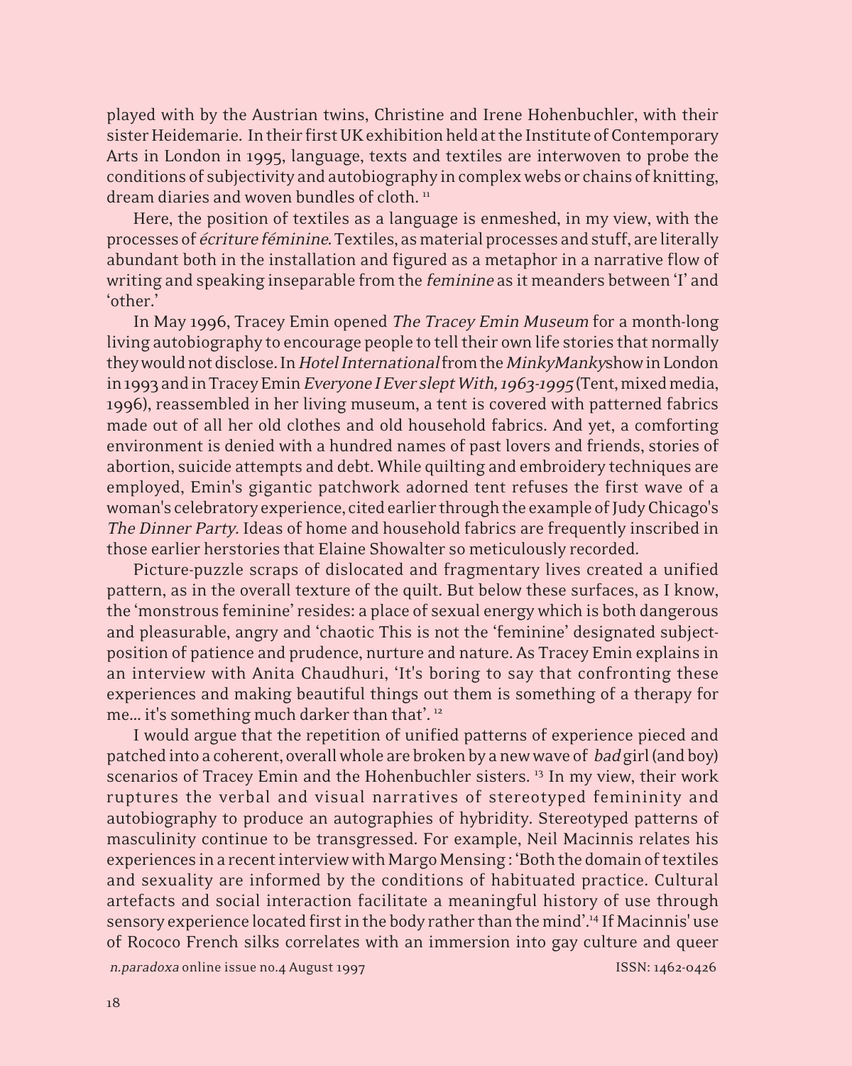played with by the Austrian twins, Christine and Irene Hohenbuchler, with their sister Heidemarie. In their first UK exhibition held at the Institute of Contemporary Arts in London in 1995, language, texts and textiles are interwoven to probe the conditions of subjectivity and autobiography in complex webs or chains of knitting, dream diaries and woven bundles of cloth. [11]

Here, the position of textiles as a language is enmeshed, in my view, with the processes of *écriture féminine*. Textiles, as material processes and stuff, are literally abundant both in the installation and figured as a metaphor in a narrative flow of writing and speaking inseparable from the *feminine* as it meanders between 'I' and 'other.'

In May 1996, Tracey Emin opened *The Tracey Emin Museum* for a month-long living autobiography to encourage people to tell their own life stories that normally they would not disclose. In *Hotel International* from the *MinkyManky* show in London in 1993 and in Tracey Emin *Everyone I Ever slept With, 1963-1995* (Tent, mixed media, 1996), reassembled in her living museum, a tent is covered with patterned fabrics made out of all her old clothes and old household fabrics. And yet, a comforting environment is denied with a hundred names of past lovers and friends, stories of abortion, suicide attempts and debt. While quilting and embroidery techniques are employed, Emin's gigantic patchwork adorned tent refuses the first wave of a woman's celebratory experience, cited earlier through the example of Judy Chicago's *The Dinner Party*. Ideas of home and household fabrics are frequently inscribed in those earlier herstories that Elaine Showalter so meticulously recorded.

Picture-puzzle scraps of dislocated and fragmentary lives created a unified pattern, as in the overall texture of the quilt. But below these surfaces, as I know, the 'monstrous feminine' resides: a place of sexual energy which is both dangerous and pleasurable, angry and 'chaotic This is not the 'feminine' designated subject-position of patience and prudence, nurture and nature. As Tracey Emin explains in an interview with Anita Chaudhuri, 'It's boring to say that confronting these experiences and making beautiful things out them is something of a therapy for me... it's something much darker than that'. [12]

I would argue that the repetition of unified patterns of experience pieced and patched into a coherent, overall whole are broken by a new wave of *bad* girl (and boy) scenarios of Tracey Emin and the Hohenbuchler sisters. [13] In my view, their work ruptures the verbal and visual narratives of stereotyped femininity and autobiography to produce an autographies of hybridity. Stereotyped patterns of masculinity continue to be transgressed. For example, Neil Macinnis relates his experiences in a recent interview with Margo Mensing : 'Both the domain of textiles and sexuality are informed by the conditions of habituated practice. Cultural artefacts and social interaction facilitate a meaningful history of use through sensory experience located first in the body rather than the mind'.[14] If Macinnis' use of Rococo French silks correlates with an immersion into gay culture and queer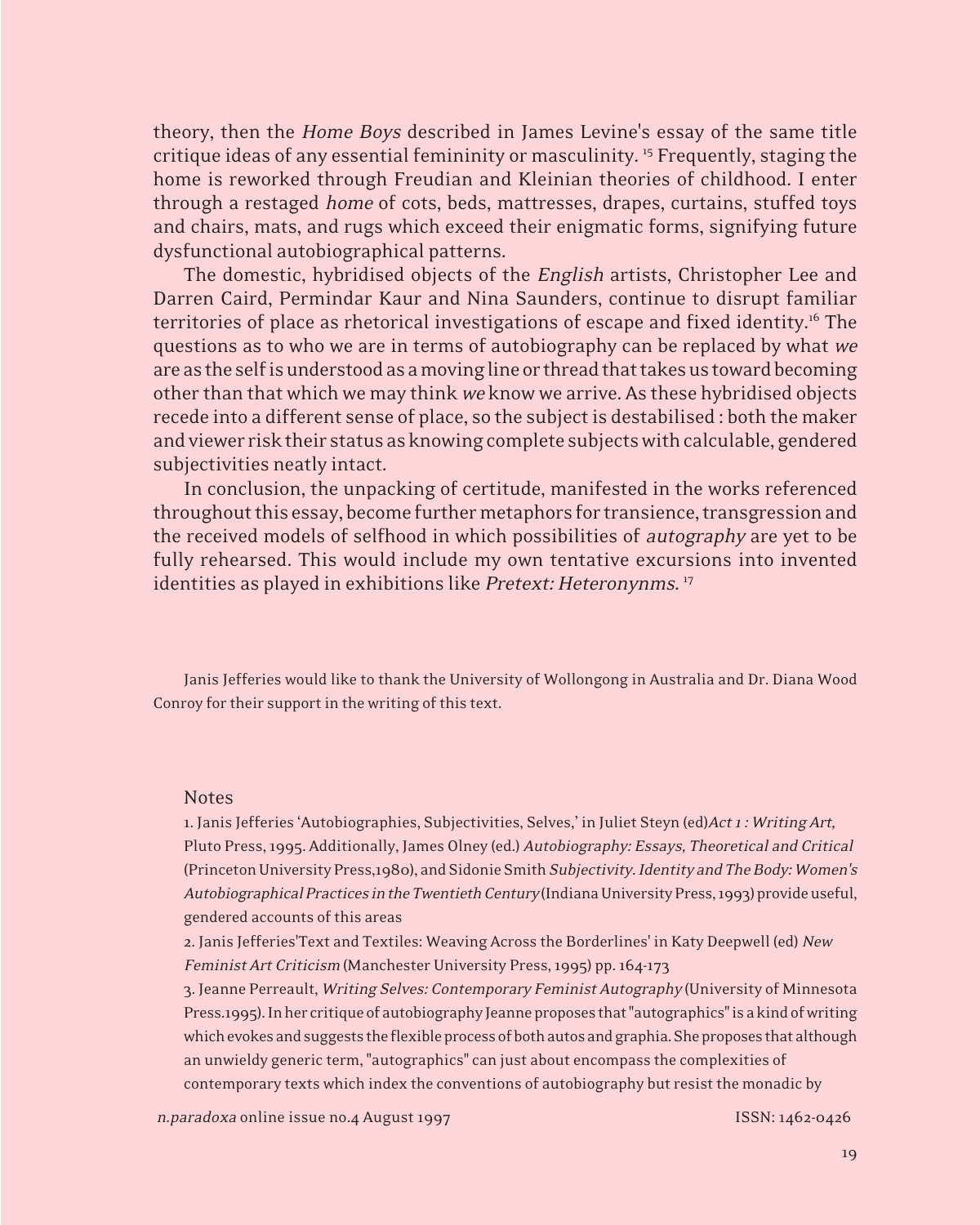theory, then the *Home Boys* described in James Levine's essay of the same title critique ideas of any essential femininity or masculinity. [15] Frequently, staging the home is reworked through Freudian and Kleinian theories of childhood. I enter through a restaged *home* of cots, beds, mattresses, drapes, curtains, stuffed toys and chairs, mats, and rugs which exceed their enigmatic forms, signifying future dysfunctional autobiographical patterns.

The domestic, hybridised objects of the *English* artists, Christopher Lee and Darren Caird, Permindar Kaur and Nina Saunders, continue to disrupt familiar territories of place as rhetorical investigations of escape and fixed identity.[16] The questions as to who we are in terms of autobiography can be replaced by what *we* are as the self is understood as a moving line or thread that takes us toward becoming other than that which we may think *we* know we arrive. As these hybridised objects recede into a different sense of place, so the subject is destabilised : both the maker and viewer risk their status as knowing complete subjects with calculable, gendered subjectivities neatly intact.

In conclusion, the unpacking of certitude, manifested in the works referenced throughout this essay, become further metaphors for transience, transgression and the received models of selfhood in which possibilities of *autography* are yet to be fully rehearsed. This would include my own tentative excursions into invented identities as played in exhibitions like *Pretext: Heteronynms.* [17]

Janis Jefferies would like to thank the University of Wollongong in Australia and Dr. Diana Wood Conroy for their support in the writing of this text.

## Notes

1. Janis Jefferies 'Autobiographies, Subjectivities, Selves,' in Juliet Steyn (ed)*Act 1 : Writing Art,* Pluto Press, 1995. Additionally, James Olney (ed.) *Autobiography: Essays, Theoretical and Critical* (Princeton University Press,1980), and Sidonie Smith *Subjectivity. Identity and The Body: Women's Autobiographical Practices in the Twentieth Century* (Indiana University Press, 1993) provide useful, gendered accounts of this areas

2. Janis Jefferies'Text and Textiles: Weaving Across the Borderlines' in Katy Deepwell (ed) *New Feminist Art Criticism* (Manchester University Press, 1995) pp. 164-173

3. Jeanne Perreault, *Writing Selves: Contemporary Feminist Autography* (University of Minnesota Press.1995). In her critique of autobiography Jeanne proposes that "autographics" is a kind of writing which evokes and suggests the flexible process of both autos and graphia. She proposes that although an unwieldy generic term, "autographics" can just about encompass the complexities of contemporary texts which index the conventions of autobiography but resist the monadic by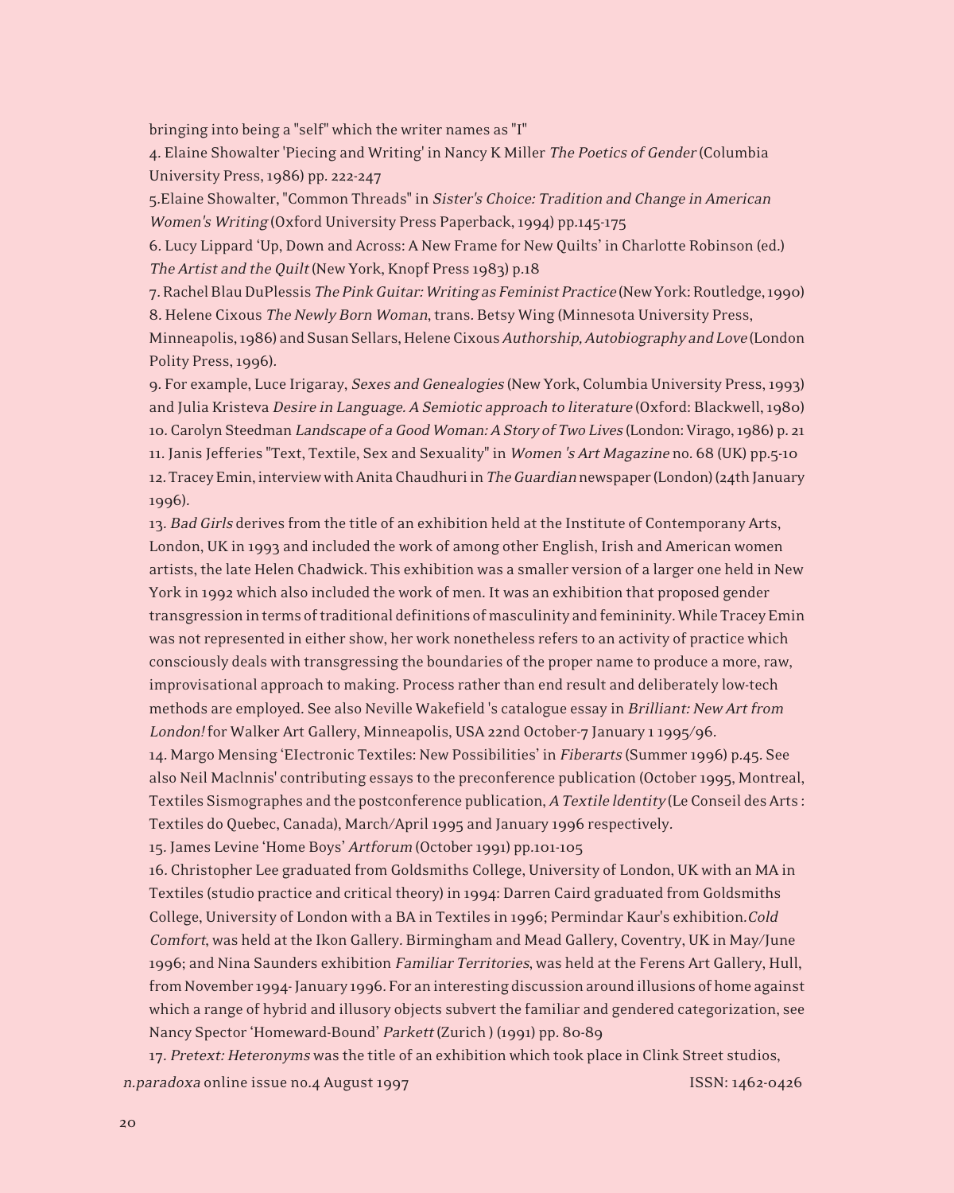bringing into being a "self" which the writer names as "I"

4. Elaine Showalter 'Piecing and Writing' in Nancy K Miller *The Poetics of Gender* (Columbia University Press, 1986) pp. 222-247

5.Elaine Showalter, "Common Threads" in *Sister's Choice: Tradition and Change in American Women's Writing* (Oxford University Press Paperback, 1994) pp.145-175

6. Lucy Lippard 'Up, Down and Across: A New Frame for New Quilts' in Charlotte Robinson (ed.) *The Artist and the Quilt* (New York, Knopf Press 1983) p.18

7. Rachel Blau DuPlessis *The Pink Guitar: Writing as Feminist Practice* (New York: Routledge, 1990)

8. Helene Cixous *The Newly Born Woman*, trans. Betsy Wing (Minnesota University Press, Minneapolis, 1986) and Susan Sellars, Helene Cixous *Authorship, Autobiography and Love* (London Polity Press, 1996).

9. For example, Luce Irigaray, *Sexes and Genealogies* (New York, Columbia University Press, 1993) and Julia Kristeva *Desire in Language. A Semiotic approach to literature* (Oxford: Blackwell, 1980)

10. Carolyn Steedman *Landscape of a Good Woman: A Story of Two Lives* (London: Virago, 1986) p. 21

11. Janis Jefferies "Text, Textile, Sex and Sexuality" in *Women 's Art Magazine* no. 68 (UK) pp.5-10

12. Tracey Emin, interview with Anita Chaudhuri in *The Guardian* newspaper (London) (24th January 1996).

13. *Bad Girls* derives from the title of an exhibition held at the Institute of Contemporany Arts, London, UK in 1993 and included the work of among other English, Irish and American women artists, the late Helen Chadwick. This exhibition was a smaller version of a larger one held in New York in 1992 which also included the work of men. It was an exhibition that proposed gender transgression in terms of traditional definitions of masculinity and femininity. While Tracey Emin was not represented in either show, her work nonetheless refers to an activity of practice which consciously deals with transgressing the boundaries of the proper name to produce a more, raw, improvisational approach to making. Process rather than end result and deliberately low-tech methods are employed. See also Neville Wakefield 's catalogue essay in *Brilliant: New Art from London!* for Walker Art Gallery, Minneapolis, USA 22nd October-7 January 1 1995/96.

14. Margo Mensing 'EIectronic Textiles: New Possibilities' in *Fiberarts* (Summer 1996) p.45. See also Neil Maclnnis' contributing essays to the preconference publication (October 1995, Montreal, Textiles Sismographes and the postconference publication, *A Textile ldentity* (Le Conseil des Arts : Textiles do Quebec, Canada), March/April 1995 and January 1996 respectively.

15. James Levine 'Home Boys' *Artforum* (October 1991) pp.101-105

16. Christopher Lee graduated from Goldsmiths College, University of London, UK with an MA in Textiles (studio practice and critical theory) in 1994: Darren Caird graduated from Goldsmiths College, University of London with a BA in Textiles in 1996; Permindar Kaur's exhibition.*Cold Comfort*, was held at the Ikon Gallery. Birmingham and Mead Gallery, Coventry, UK in May/June 1996; and Nina Saunders exhibition *Familiar Territories*, was held at the Ferens Art Gallery, Hull, from November 1994- January 1996. For an interesting discussion around illusions of home against which a range of hybrid and illusory objects subvert the familiar and gendered categorization, see Nancy Spector 'Homeward-Bound' *Parkett* (Zurich ) (1991) pp. 80-89

17. *Pretext: Heteronyms* was the title of an exhibition which took place in Clink Street studios,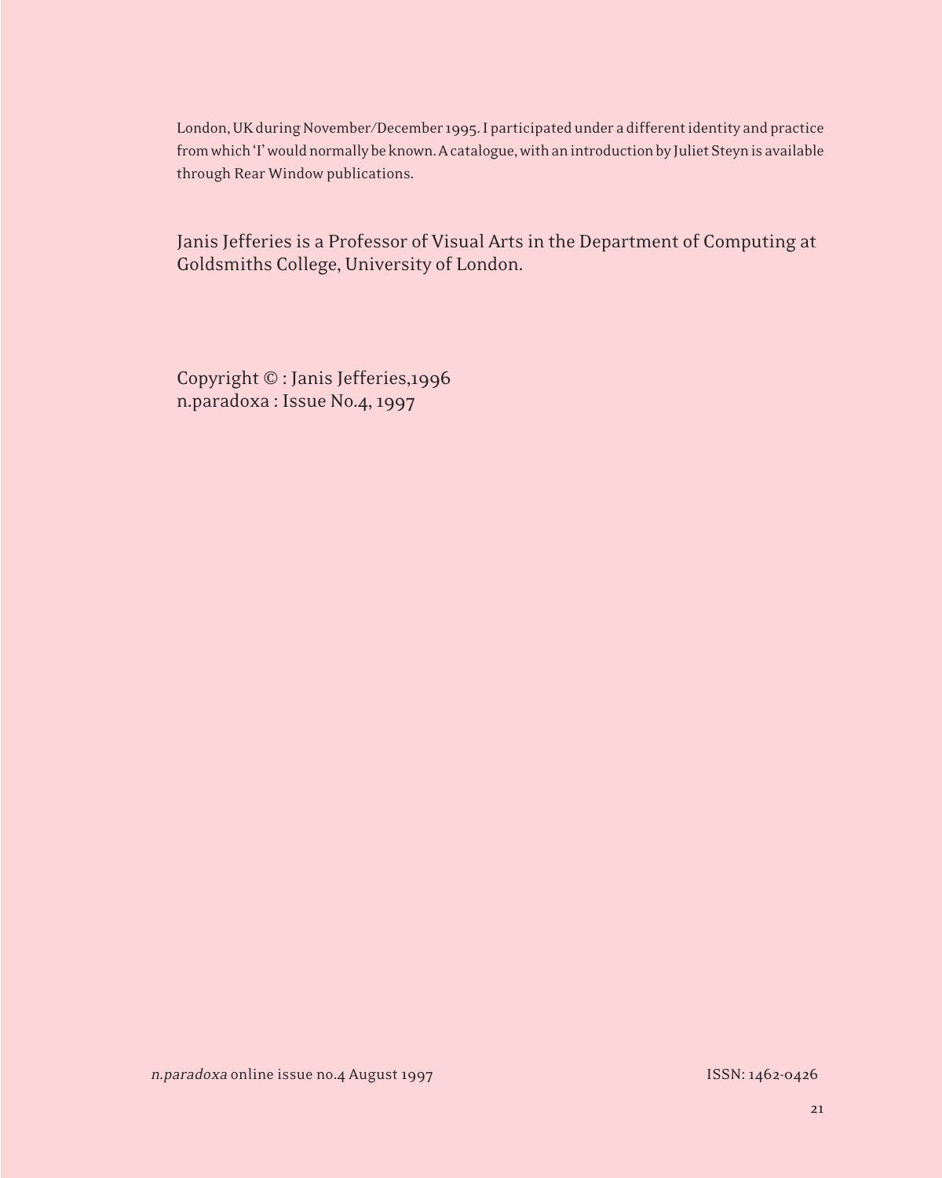London, UK during November/December 1995. I participated under a different identity and practice from which 'I' would normally be known. A catalogue, with an introduction by Juliet Steyn is available through Rear Window publications.

Janis Jefferies is a Professor of Visual Arts in the Department of Computing at Goldsmiths College, University of London.

Copyright © : Janis Jefferies,1996
n.paradoxa : Issue No.4, 1997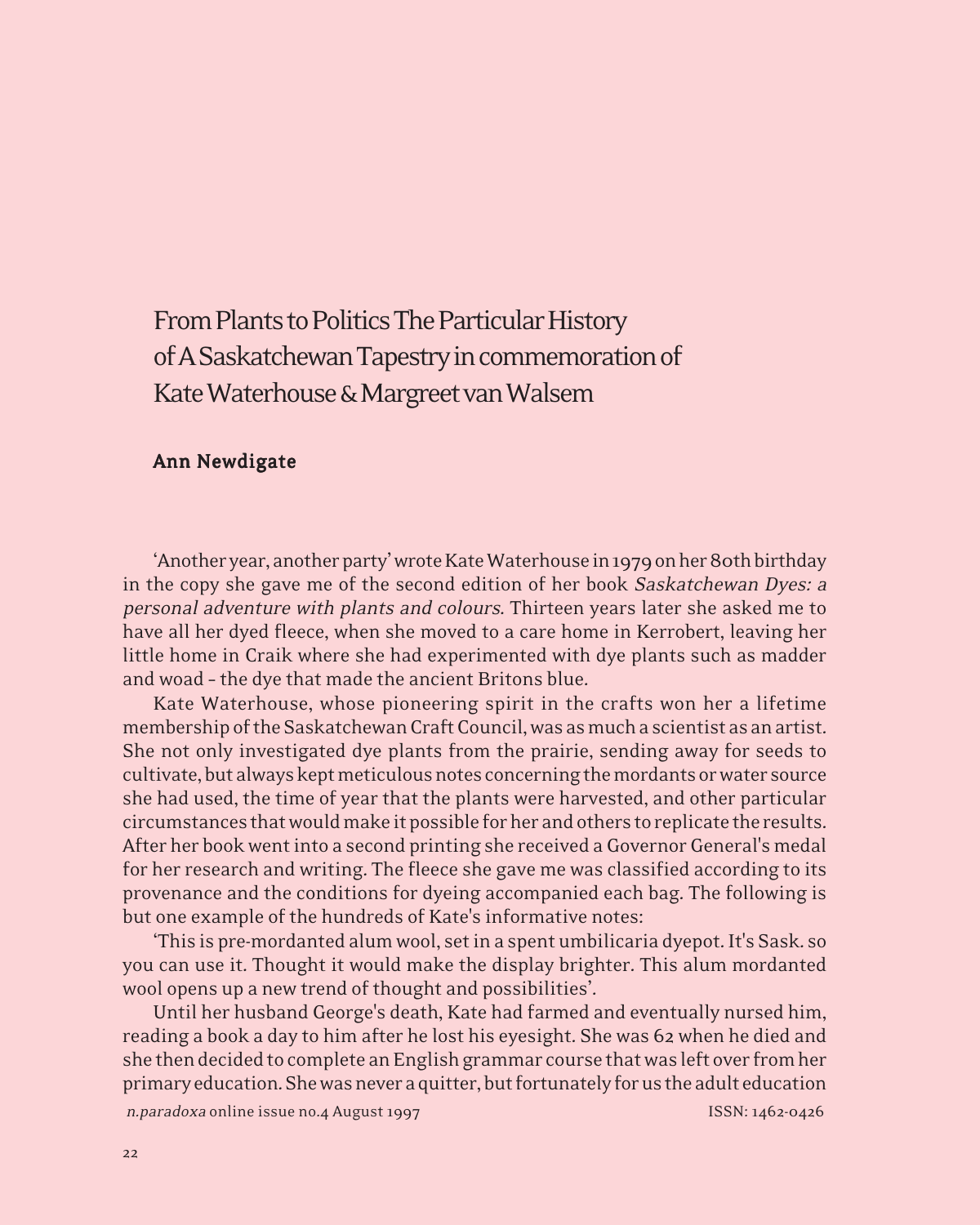# From Plants to Politics The Particular History of A Saskatchewan Tapestry in commemoration of Kate Waterhouse & Margreet van Walsem

**Ann Newdigate**

'Another year, another party' wrote Kate Waterhouse in 1979 on her 80th birthday in the copy she gave me of the second edition of her book *Saskatchewan Dyes: a personal adventure with plants and colours.* Thirteen years later she asked me to have all her dyed fleece, when she moved to a care home in Kerrobert, leaving her little home in Craik where she had experimented with dye plants such as madder and woad – the dye that made the ancient Britons blue.

Kate Waterhouse, whose pioneering spirit in the crafts won her a lifetime membership of the Saskatchewan Craft Council, was as much a scientist as an artist. She not only investigated dye plants from the prairie, sending away for seeds to cultivate, but always kept meticulous notes concerning the mordants or water source she had used, the time of year that the plants were harvested, and other particular circumstances that would make it possible for her and others to replicate the results. After her book went into a second printing she received a Governor General's medal for her research and writing. The fleece she gave me was classified according to its provenance and the conditions for dyeing accompanied each bag. The following is but one example of the hundreds of Kate's informative notes:

'This is pre-mordanted alum wool, set in a spent umbilicaria dyepot. It's Sask. so you can use it. Thought it would make the display brighter. This alum mordanted wool opens up a new trend of thought and possibilities'.

Until her husband George's death, Kate had farmed and eventually nursed him, reading a book a day to him after he lost his eyesight. She was 62 when he died and she then decided to complete an English grammar course that was left over from her primary education. She was never a quitter, but fortunately for us the adult education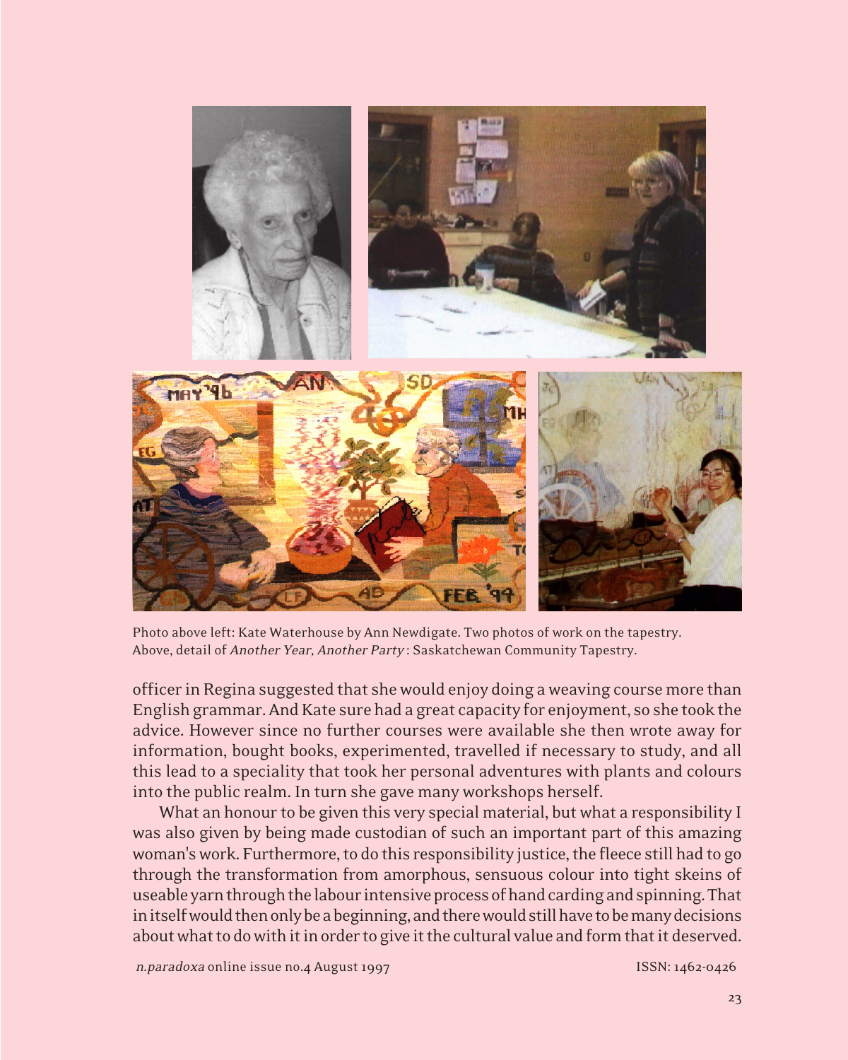Photo above left: Kate Waterhouse by Ann Newdigate. Two photos of work on the tapestry. Above, detail of *Another Year, Another Party* : Saskatchewan Community Tapestry.

officer in Regina suggested that she would enjoy doing a weaving course more than English grammar. And Kate sure had a great capacity for enjoyment, so she took the advice. However since no further courses were available she then wrote away for information, bought books, experimented, travelled if necessary to study, and all this lead to a speciality that took her personal adventures with plants and colours into the public realm. In turn she gave many workshops herself.

What an honour to be given this very special material, but what a responsibility I was also given by being made custodian of such an important part of this amazing woman's work. Furthermore, to do this responsibility justice, the fleece still had to go through the transformation from amorphous, sensuous colour into tight skeins of useable yarn through the labour intensive process of hand carding and spinning. That in itself would then only be a beginning, and there would still have to be many decisions about what to do with it in order to give it the cultural value and form that it deserved.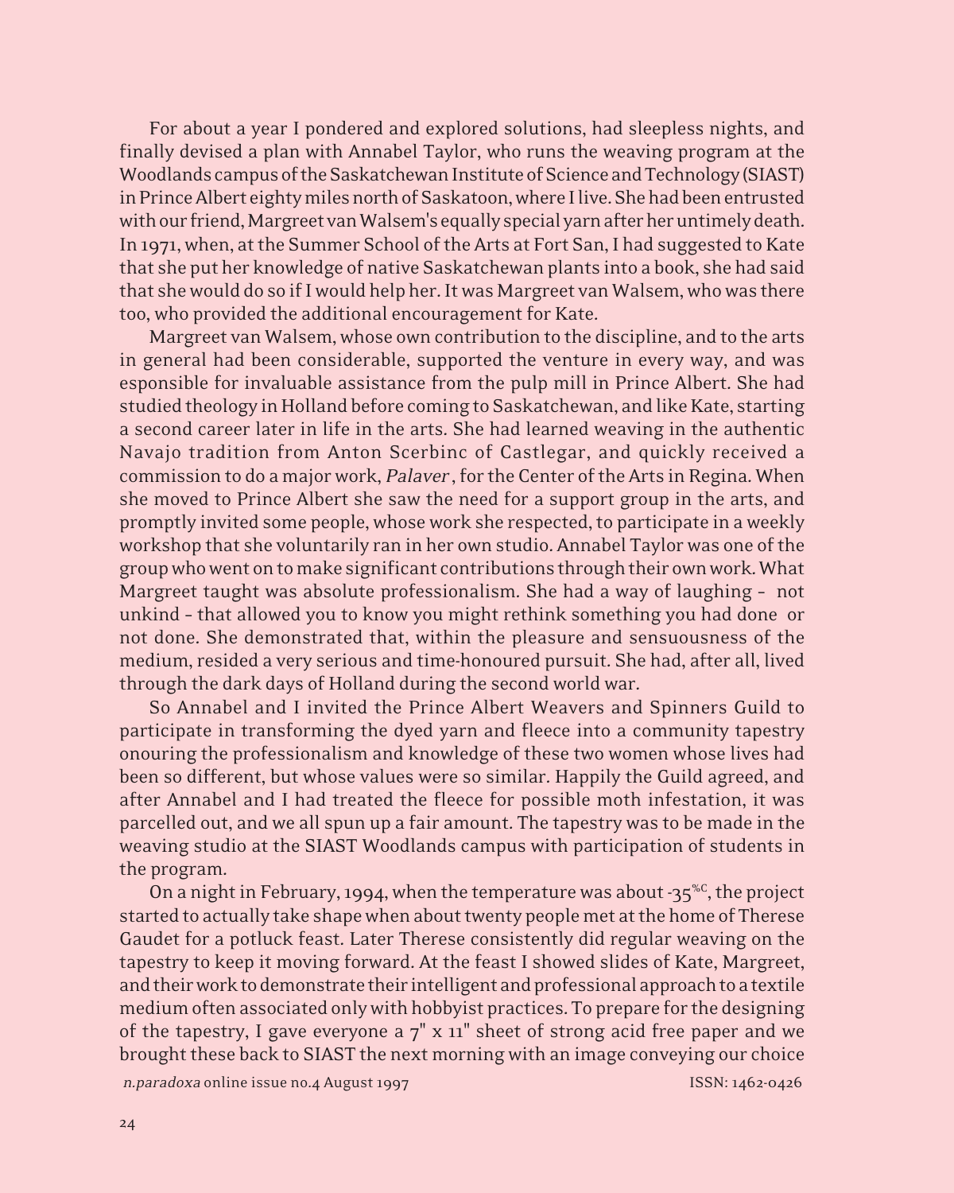For about a year I pondered and explored solutions, had sleepless nights, and finally devised a plan with Annabel Taylor, who runs the weaving program at the Woodlands campus of the Saskatchewan Institute of Science and Technology (SIAST) in Prince Albert eighty miles north of Saskatoon, where I live. She had been entrusted with our friend, Margreet van Walsem's equally special yarn after her untimely death. In 1971, when, at the Summer School of the Arts at Fort San, I had suggested to Kate that she put her knowledge of native Saskatchewan plants into a book, she had said that she would do so if I would help her. It was Margreet van Walsem, who was there too, who provided the additional encouragement for Kate.

Margreet van Walsem, whose own contribution to the discipline, and to the arts in general had been considerable, supported the venture in every way, and was esponsible for invaluable assistance from the pulp mill in Prince Albert. She had studied theology in Holland before coming to Saskatchewan, and like Kate, starting a second career later in life in the arts. She had learned weaving in the authentic Navajo tradition from Anton Scerbinc of Castlegar, and quickly received a commission to do a major work, *Palaver*, for the Center of the Arts in Regina. When she moved to Prince Albert she saw the need for a support group in the arts, and promptly invited some people, whose work she respected, to participate in a weekly workshop that she voluntarily ran in her own studio. Annabel Taylor was one of the group who went on to make significant contributions through their own work. What Margreet taught was absolute professionalism. She had a way of laughing - not unkind - that allowed you to know you might rethink something you had done or not done. She demonstrated that, within the pleasure and sensuousness of the medium, resided a very serious and time-honoured pursuit. She had, after all, lived through the dark days of Holland during the second world war.

So Annabel and I invited the Prince Albert Weavers and Spinners Guild to participate in transforming the dyed yarn and fleece into a community tapestry onouring the professionalism and knowledge of these two women whose lives had been so different, but whose values were so similar. Happily the Guild agreed, and after Annabel and I had treated the fleece for possible moth infestation, it was parcelled out, and we all spun up a fair amount. The tapestry was to be made in the weaving studio at the SIAST Woodlands campus with participation of students in the program.

On a night in February, 1994, when the temperature was about -35°C, the project started to actually take shape when about twenty people met at the home of Therese Gaudet for a potluck feast. Later Therese consistently did regular weaving on the tapestry to keep it moving forward. At the feast I showed slides of Kate, Margreet, and their work to demonstrate their intelligent and professional approach to a textile medium often associated only with hobbyist practices. To prepare for the designing of the tapestry, I gave everyone a 7" x 11" sheet of strong acid free paper and we brought these back to SIAST the next morning with an image conveying our choice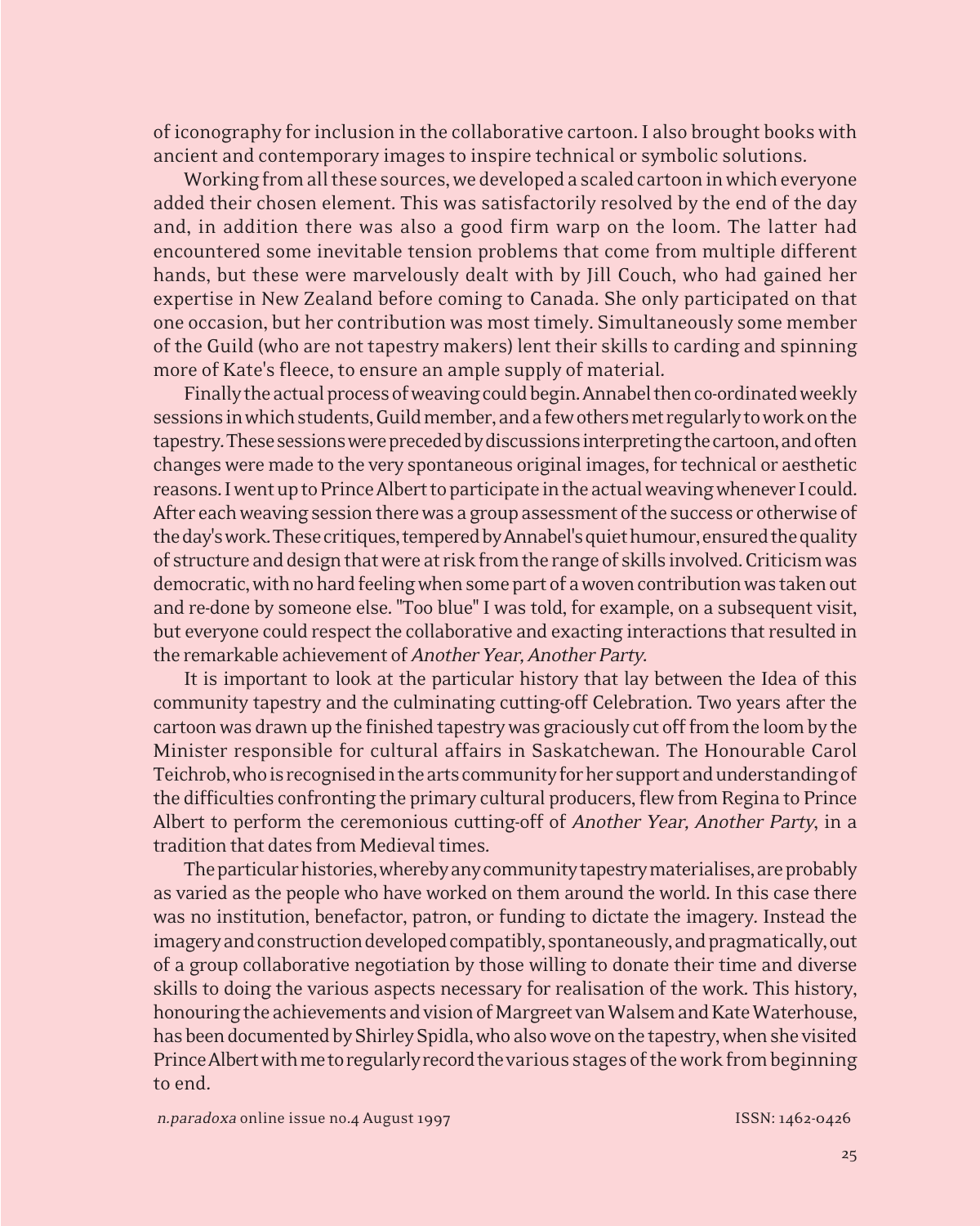of iconography for inclusion in the collaborative cartoon. I also brought books with ancient and contemporary images to inspire technical or symbolic solutions.

Working from all these sources, we developed a scaled cartoon in which everyone added their chosen element. This was satisfactorily resolved by the end of the day and, in addition there was also a good firm warp on the loom. The latter had encountered some inevitable tension problems that come from multiple different hands, but these were marvelously dealt with by Jill Couch, who had gained her expertise in New Zealand before coming to Canada. She only participated on that one occasion, but her contribution was most timely. Simultaneously some member of the Guild (who are not tapestry makers) lent their skills to carding and spinning more of Kate's fleece, to ensure an ample supply of material.

Finally the actual process of weaving could begin. Annabel then co-ordinated weekly sessions in which students, Guild member, and a few others met regularly to work on the tapestry. These sessions were preceded by discussions interpreting the cartoon, and often changes were made to the very spontaneous original images, for technical or aesthetic reasons. I went up to Prince Albert to participate in the actual weaving whenever I could. After each weaving session there was a group assessment of the success or otherwise of the day's work. These critiques, tempered by Annabel's quiet humour, ensured the quality of structure and design that were at risk from the range of skills involved. Criticism was democratic, with no hard feeling when some part of a woven contribution was taken out and re-done by someone else. "Too blue" I was told, for example, on a subsequent visit, but everyone could respect the collaborative and exacting interactions that resulted in the remarkable achievement of *Another Year, Another Party.*

It is important to look at the particular history that lay between the Idea of this community tapestry and the culminating cutting-off Celebration. Two years after the cartoon was drawn up the finished tapestry was graciously cut off from the loom by the Minister responsible for cultural affairs in Saskatchewan. The Honourable Carol Teichrob, who is recognised in the arts community for her support and understanding of the difficulties confronting the primary cultural producers, flew from Regina to Prince Albert to perform the ceremonious cutting-off of *Another Year, Another Party*, in a tradition that dates from Medieval times.

The particular histories, whereby any community tapestry materialises, are probably as varied as the people who have worked on them around the world. In this case there was no institution, benefactor, patron, or funding to dictate the imagery. Instead the imagery and construction developed compatibly, spontaneously, and pragmatically, out of a group collaborative negotiation by those willing to donate their time and diverse skills to doing the various aspects necessary for realisation of the work. This history, honouring the achievements and vision of Margreet van Walsem and Kate Waterhouse, has been documented by Shirley Spidla, who also wove on the tapestry, when she visited Prince Albert with me to regularly record the various stages of the work from beginning to end.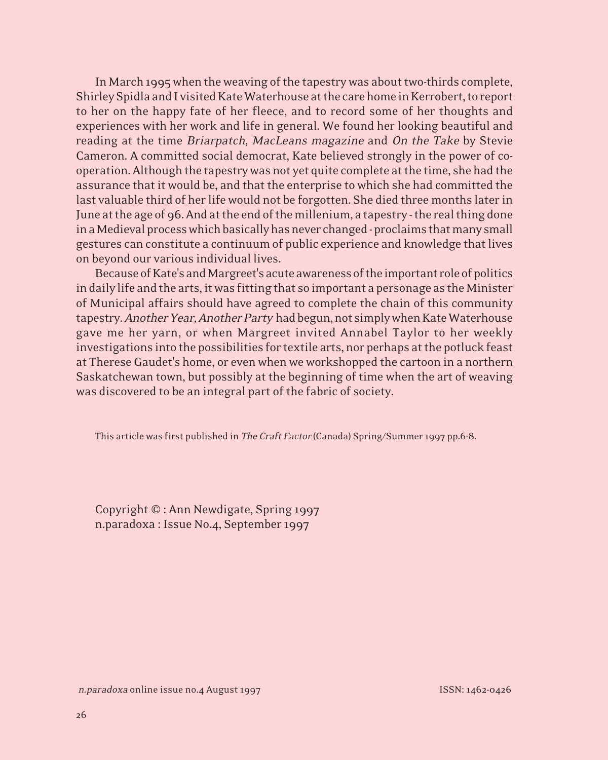In March 1995 when the weaving of the tapestry was about two-thirds complete, Shirley Spidla and I visited Kate Waterhouse at the care home in Kerrobert, to report to her on the happy fate of her fleece, and to record some of her thoughts and experiences with her work and life in general. We found her looking beautiful and reading at the time *Briarpatch*, *MacLeans magazine* and *On the Take* by Stevie Cameron. A committed social democrat, Kate believed strongly in the power of co-operation. Although the tapestry was not yet quite complete at the time, she had the assurance that it would be, and that the enterprise to which she had committed the last valuable third of her life would not be forgotten. She died three months later in June at the age of 96. And at the end of the millenium, a tapestry - the real thing done in a Medieval process which basically has never changed - proclaims that many small gestures can constitute a continuum of public experience and knowledge that lives on beyond our various individual lives.

Because of Kate's and Margreet's acute awareness of the important role of politics in daily life and the arts, it was fitting that so important a personage as the Minister of Municipal affairs should have agreed to complete the chain of this community tapestry. *Another Year, Another Party* had begun, not simply when Kate Waterhouse gave me her yarn, or when Margreet invited Annabel Taylor to her weekly investigations into the possibilities for textile arts, nor perhaps at the potluck feast at Therese Gaudet's home, or even when we workshopped the cartoon in a northern Saskatchewan town, but possibly at the beginning of time when the art of weaving was discovered to be an integral part of the fabric of society.

This article was first published in *The Craft Factor* (Canada) Spring/Summer 1997 pp.6-8.

Copyright © : Ann Newdigate, Spring 1997
n.paradoxa : Issue No.4, September 1997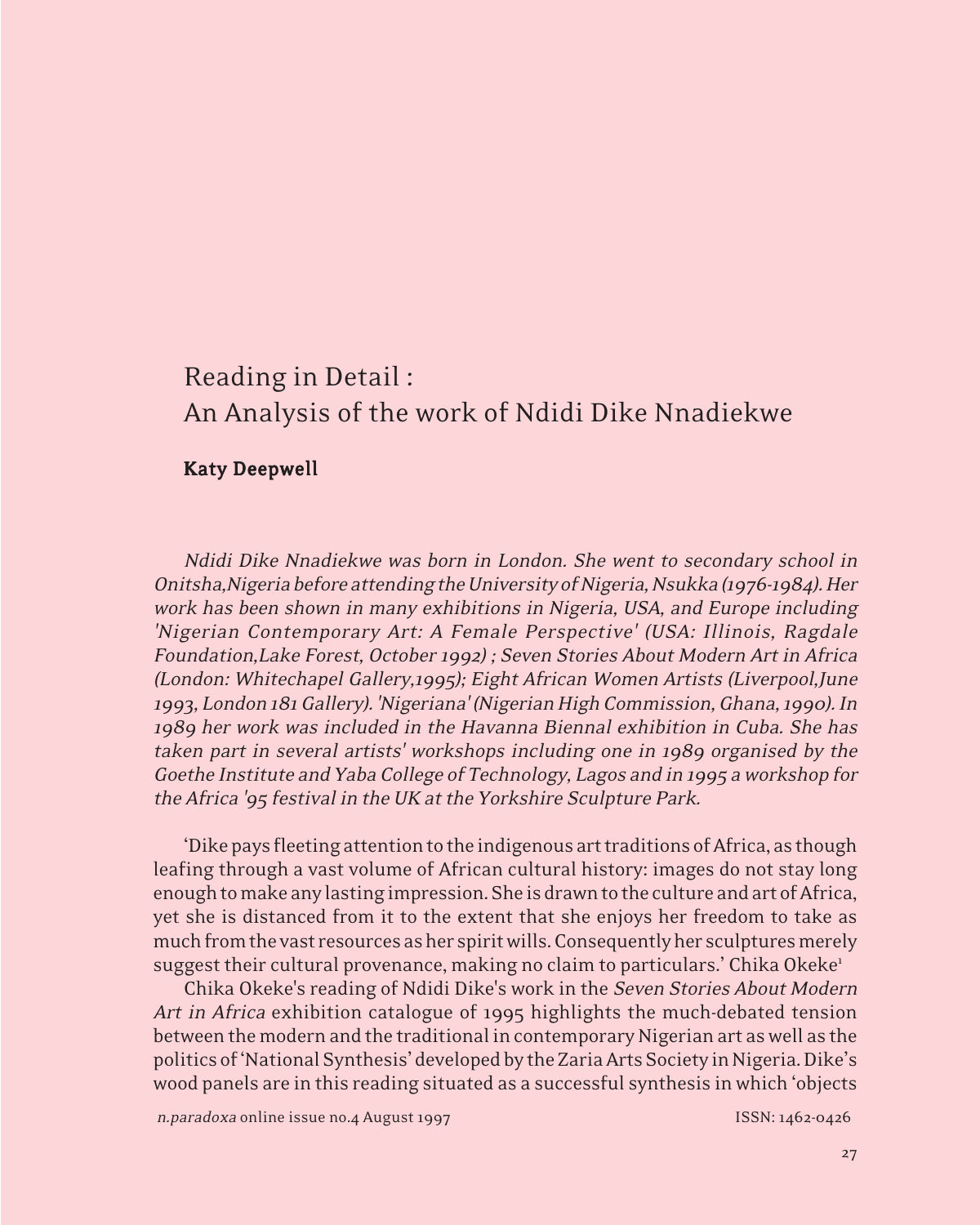# Reading in Detail : An Analysis of the work of Ndidi Dike Nnadiekwe

**Katy Deepwell**

*Ndidi Dike Nnadiekwe was born in London. She went to secondary school in Onitsha,Nigeria before attending the University of Nigeria, Nsukka (1976-1984). Her work has been shown in many exhibitions in Nigeria, USA, and Europe including 'Nigerian Contemporary Art: A Female Perspective' (USA: Illinois, Ragdale Foundation,Lake Forest, October 1992) ; Seven Stories About Modern Art in Africa (London: Whitechapel Gallery,1995); Eight African Women Artists (Liverpool,June 1993, London 181 Gallery). 'Nigeriana' (Nigerian High Commission, Ghana, 1990). In 1989 her work was included in the Havanna Biennal exhibition in Cuba. She has taken part in several artists' workshops including one in 1989 organised by the Goethe Institute and Yaba College of Technology, Lagos and in 1995 a workshop for the Africa '95 festival in the UK at the Yorkshire Sculpture Park.*

'Dike pays fleeting attention to the indigenous art traditions of Africa, as though leafing through a vast volume of African cultural history: images do not stay long enough to make any lasting impression. She is drawn to the culture and art of Africa, yet she is distanced from it to the extent that she enjoys her freedom to take as much from the vast resources as her spirit wills. Consequently her sculptures merely suggest their cultural provenance, making no claim to particulars.' Chika Okeke[1]

Chika Okeke's reading of Ndidi Dike's work in the *Seven Stories About Modern Art in Africa* exhibition catalogue of 1995 highlights the much-debated tension between the modern and the traditional in contemporary Nigerian art as well as the politics of 'National Synthesis' developed by the Zaria Arts Society in Nigeria. Dike's wood panels are in this reading situated as a successful synthesis in which 'objects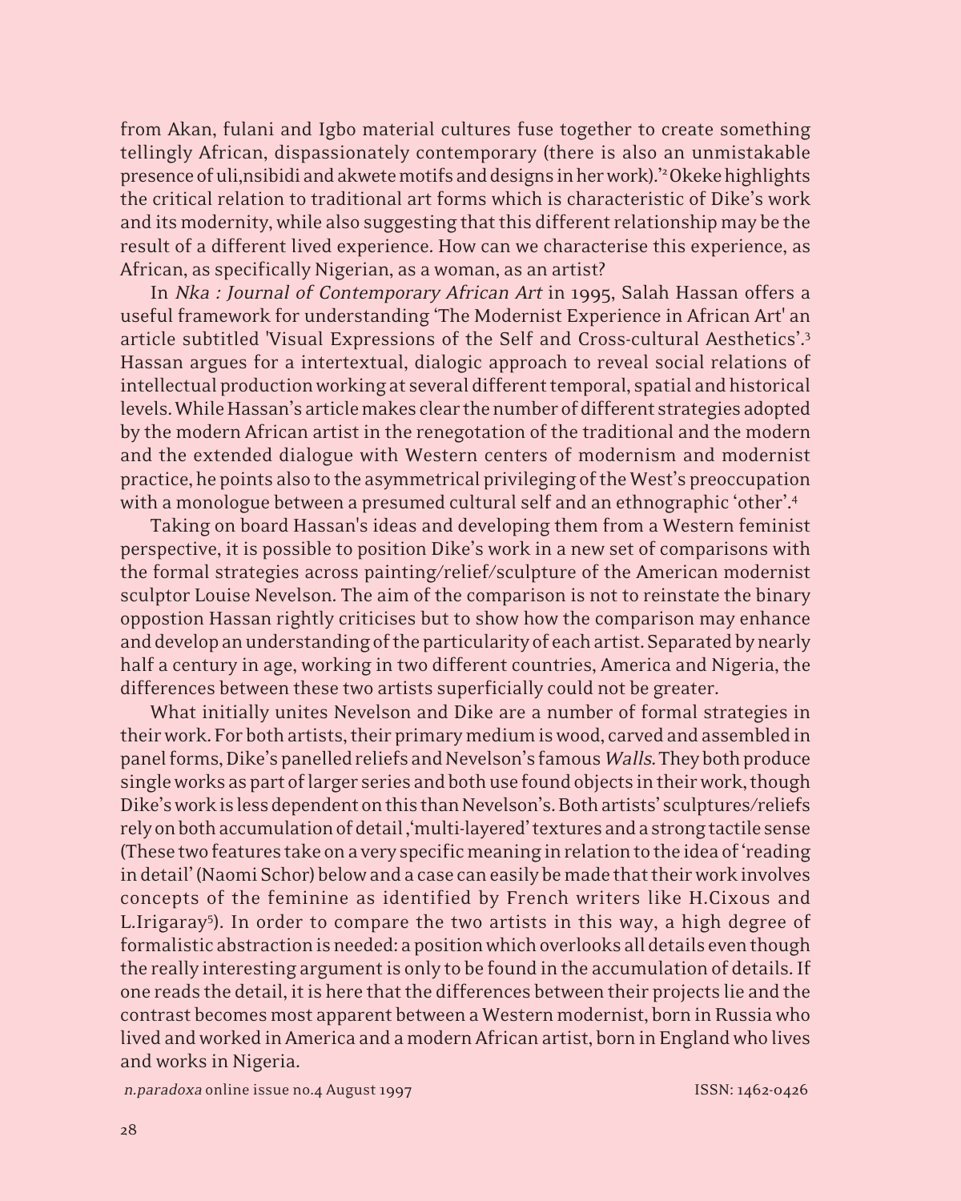from Akan, fulani and Igbo material cultures fuse together to create something tellingly African, dispassionately contemporary (there is also an unmistakable presence of uli,nsibidi and akwete motifs and designs in her work).'[2] Okeke highlights the critical relation to traditional art forms which is characteristic of Dike's work and its modernity, while also suggesting that this different relationship may be the result of a different lived experience. How can we characterise this experience, as African, as specifically Nigerian, as a woman, as an artist?

In *Nka : Journal of Contemporary African Art* in 1995, Salah Hassan offers a useful framework for understanding 'The Modernist Experience in African Art' an article subtitled 'Visual Expressions of the Self and Cross-cultural Aesthetics'.[3] Hassan argues for a intertextual, dialogic approach to reveal social relations of intellectual production working at several different temporal, spatial and historical levels. While Hassan's article makes clear the number of different strategies adopted by the modern African artist in the renegotation of the traditional and the modern and the extended dialogue with Western centers of modernism and modernist practice, he points also to the asymmetrical privileging of the West's preoccupation with a monologue between a presumed cultural self and an ethnographic 'other'.[4]

Taking on board Hassan's ideas and developing them from a Western feminist perspective, it is possible to position Dike's work in a new set of comparisons with the formal strategies across painting/relief/sculpture of the American modernist sculptor Louise Nevelson. The aim of the comparison is not to reinstate the binary oppostion Hassan rightly criticises but to show how the comparison may enhance and develop an understanding of the particularity of each artist. Separated by nearly half a century in age, working in two different countries, America and Nigeria, the differences between these two artists superficially could not be greater.

What initially unites Nevelson and Dike are a number of formal strategies in their work. For both artists, their primary medium is wood, carved and assembled in panel forms, Dike's panelled reliefs and Nevelson's famous *Walls*. They both produce single works as part of larger series and both use found objects in their work, though Dike's work is less dependent on this than Nevelson's. Both artists' sculptures/reliefs rely on both accumulation of detail ,'multi-layered' textures and a strong tactile sense (These two features take on a very specific meaning in relation to the idea of 'reading in detail' (Naomi Schor) below and a case can easily be made that their work involves concepts of the feminine as identified by French writers like H.Cixous and L.Irigaray[5]). In order to compare the two artists in this way, a high degree of formalistic abstraction is needed: a position which overlooks all details even though the really interesting argument is only to be found in the accumulation of details. If one reads the detail, it is here that the differences between their projects lie and the contrast becomes most apparent between a Western modernist, born in Russia who lived and worked in America and a modern African artist, born in England who lives and works in Nigeria.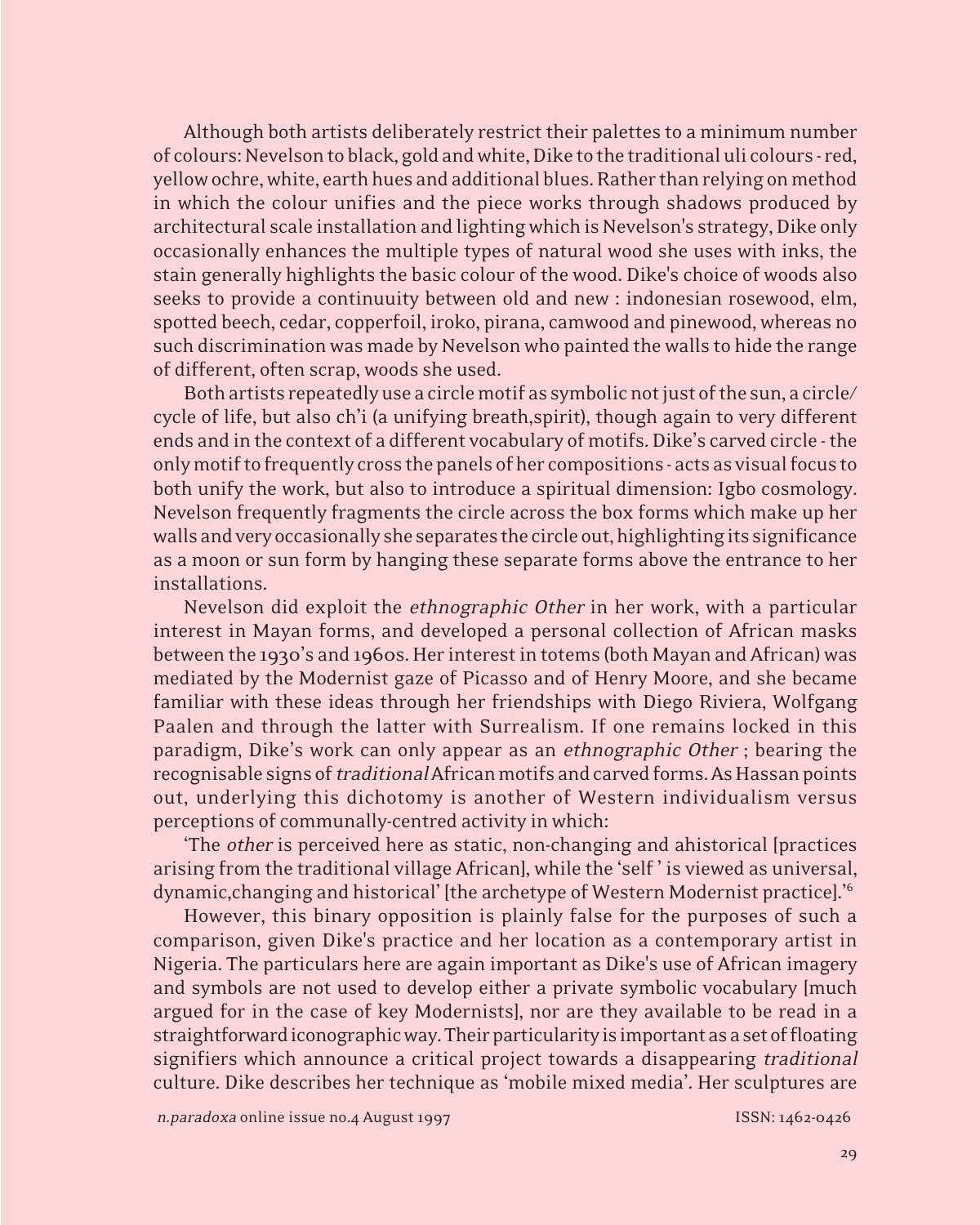Although both artists deliberately restrict their palettes to a minimum number of colours: Nevelson to black, gold and white, Dike to the traditional uli colours - red, yellow ochre, white, earth hues and additional blues. Rather than relying on method in which the colour unifies and the piece works through shadows produced by architectural scale installation and lighting which is Nevelson's strategy, Dike only occasionally enhances the multiple types of natural wood she uses with inks, the stain generally highlights the basic colour of the wood. Dike's choice of woods also seeks to provide a continuuity between old and new : indonesian rosewood, elm, spotted beech, cedar, copperfoil, iroko, pirana, camwood and pinewood, whereas no such discrimination was made by Nevelson who painted the walls to hide the range of different, often scrap, woods she used.

Both artists repeatedly use a circle motif as symbolic not just of the sun, a circle/cycle of life, but also ch'i (a unifying breath,spirit), though again to very different ends and in the context of a different vocabulary of motifs. Dike's carved circle - the only motif to frequently cross the panels of her compositions - acts as visual focus to both unify the work, but also to introduce a spiritual dimension: Igbo cosmology. Nevelson frequently fragments the circle across the box forms which make up her walls and very occasionally she separates the circle out, highlighting its significance as a moon or sun form by hanging these separate forms above the entrance to her installations.

Nevelson did exploit the *ethnographic Other* in her work, with a particular interest in Mayan forms, and developed a personal collection of African masks between the 1930's and 1960s. Her interest in totems (both Mayan and African) was mediated by the Modernist gaze of Picasso and of Henry Moore, and she became familiar with these ideas through her friendships with Diego Riviera, Wolfgang Paalen and through the latter with Surrealism. If one remains locked in this paradigm, Dike's work can only appear as an *ethnographic Other* ; bearing the recognisable signs of *traditional* African motifs and carved forms. As Hassan points out, underlying this dichotomy is another of Western individualism versus perceptions of communally-centred activity in which:

'The *other* is perceived here as static, non-changing and ahistorical [practices arising from the traditional village African], while the 'self ' is viewed as universal, dynamic,changing and historical' [the archetype of Western Modernist practice].'[6]

However, this binary opposition is plainly false for the purposes of such a comparison, given Dike's practice and her location as a contemporary artist in Nigeria. The particulars here are again important as Dike's use of African imagery and symbols are not used to develop either a private symbolic vocabulary [much argued for in the case of key Modernists], nor are they available to be read in a straightforward iconographic way. Their particularity is important as a set of floating signifiers which announce a critical project towards a disappearing *traditional* culture. Dike describes her technique as 'mobile mixed media'. Her sculptures are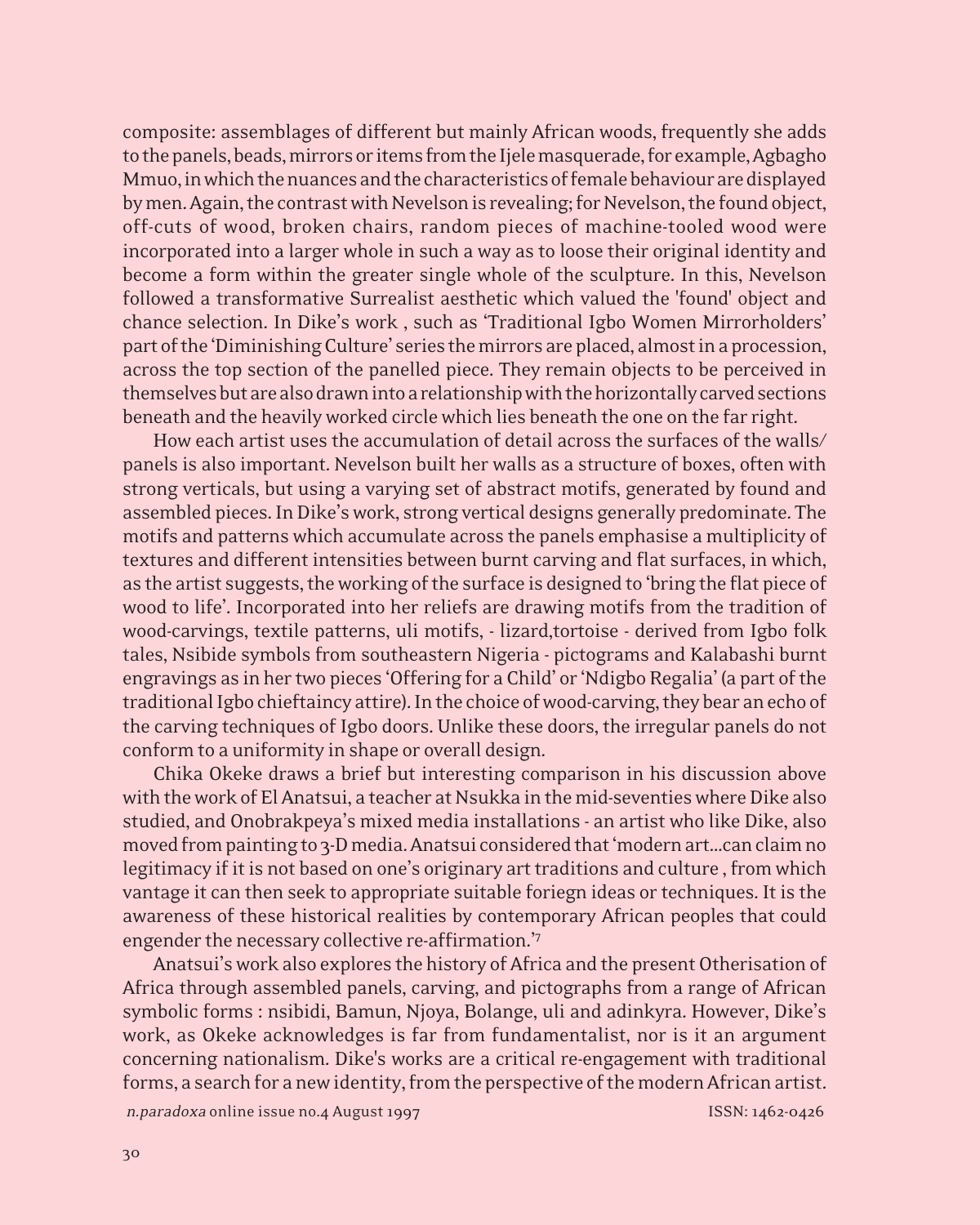composite: assemblages of different but mainly African woods, frequently she adds to the panels, beads, mirrors or items from the Ijele masquerade, for example, Agbagho Mmuo, in which the nuances and the characteristics of female behaviour are displayed by men. Again, the contrast with Nevelson is revealing; for Nevelson, the found object, off-cuts of wood, broken chairs, random pieces of machine-tooled wood were incorporated into a larger whole in such a way as to loose their original identity and become a form within the greater single whole of the sculpture. In this, Nevelson followed a transformative Surrealist aesthetic which valued the 'found' object and chance selection. In Dike's work , such as 'Traditional Igbo Women Mirrorholders' part of the 'Diminishing Culture' series the mirrors are placed, almost in a procession, across the top section of the panelled piece. They remain objects to be perceived in themselves but are also drawn into a relationship with the horizontally carved sections beneath and the heavily worked circle which lies beneath the one on the far right.

How each artist uses the accumulation of detail across the surfaces of the walls/ panels is also important. Nevelson built her walls as a structure of boxes, often with strong verticals, but using a varying set of abstract motifs, generated by found and assembled pieces. In Dike's work, strong vertical designs generally predominate. The motifs and patterns which accumulate across the panels emphasise a multiplicity of textures and different intensities between burnt carving and flat surfaces, in which, as the artist suggests, the working of the surface is designed to 'bring the flat piece of wood to life'. Incorporated into her reliefs are drawing motifs from the tradition of wood-carvings, textile patterns, uli motifs, - lizard,tortoise - derived from Igbo folk tales, Nsibide symbols from southeastern Nigeria - pictograms and Kalabashi burnt engravings as in her two pieces 'Offering for a Child' or 'Ndigbo Regalia' (a part of the traditional Igbo chieftaincy attire). In the choice of wood-carving, they bear an echo of the carving techniques of Igbo doors. Unlike these doors, the irregular panels do not conform to a uniformity in shape or overall design.

Chika Okeke draws a brief but interesting comparison in his discussion above with the work of El Anatsui, a teacher at Nsukka in the mid-seventies where Dike also studied, and Onobrakpeya's mixed media installations - an artist who like Dike, also moved from painting to 3-D media. Anatsui considered that 'modern art...can claim no legitimacy if it is not based on one's originary art traditions and culture , from which vantage it can then seek to appropriate suitable foriegn ideas or techniques. It is the awareness of these historical realities by contemporary African peoples that could engender the necessary collective re-affirmation.'[7]

Anatsui's work also explores the history of Africa and the present Otherisation of Africa through assembled panels, carving, and pictographs from a range of African symbolic forms : nsibidi, Bamun, Njoya, Bolange, uli and adinkyra. However, Dike's work, as Okeke acknowledges is far from fundamentalist, nor is it an argument concerning nationalism. Dike's works are a critical re-engagement with traditional forms, a search for a new identity, from the perspective of the modern African artist.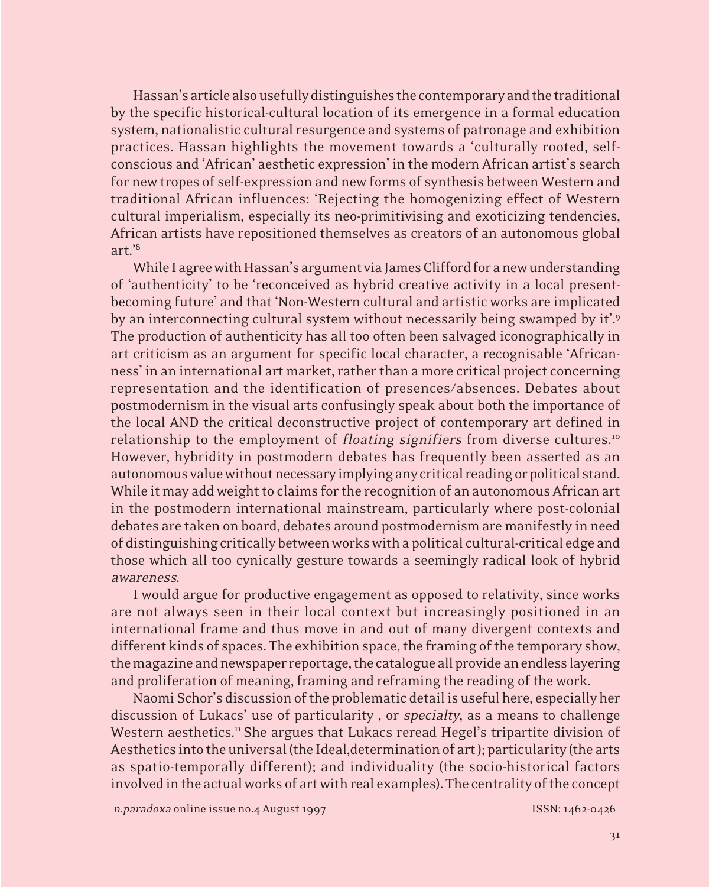Hassan's article also usefully distinguishes the contemporary and the traditional by the specific historical-cultural location of its emergence in a formal education system, nationalistic cultural resurgence and systems of patronage and exhibition practices. Hassan highlights the movement towards a 'culturally rooted, self-conscious and 'African' aesthetic expression' in the modern African artist's search for new tropes of self-expression and new forms of synthesis between Western and traditional African influences: 'Rejecting the homogenizing effect of Western cultural imperialism, especially its neo-primitivising and exoticizing tendencies, African artists have repositioned themselves as creators of an autonomous global art.'[8]

While I agree with Hassan's argument via James Clifford for a new understanding of 'authenticity' to be 'reconceived as hybrid creative activity in a local present-becoming future' and that 'Non-Western cultural and artistic works are implicated by an interconnecting cultural system without necessarily being swamped by it'.[9] The production of authenticity has all too often been salvaged iconographically in art criticism as an argument for specific local character, a recognisable 'African-ness' in an international art market, rather than a more critical project concerning representation and the identification of presences/absences. Debates about postmodernism in the visual arts confusingly speak about both the importance of the local AND the critical deconstructive project of contemporary art defined in relationship to the employment of *floating signifiers* from diverse cultures.[10] However, hybridity in postmodern debates has frequently been asserted as an autonomous value without necessary implying any critical reading or political stand. While it may add weight to claims for the recognition of an autonomous African art in the postmodern international mainstream, particularly where post-colonial debates are taken on board, debates around postmodernism are manifestly in need of distinguishing critically between works with a political cultural-critical edge and those which all too cynically gesture towards a seemingly radical look of hybrid *awareness*.

I would argue for productive engagement as opposed to relativity, since works are not always seen in their local context but increasingly positioned in an international frame and thus move in and out of many divergent contexts and different kinds of spaces. The exhibition space, the framing of the temporary show, the magazine and newspaper reportage, the catalogue all provide an endless layering and proliferation of meaning, framing and reframing the reading of the work.

Naomi Schor's discussion of the problematic detail is useful here, especially her discussion of Lukacs' use of particularity , or *specialty*, as a means to challenge Western aesthetics.[11] She argues that Lukacs reread Hegel's tripartite division of Aesthetics into the universal (the Ideal,determination of art ); particularity (the arts as spatio-temporally different); and individuality (the socio-historical factors involved in the actual works of art with real examples). The centrality of the concept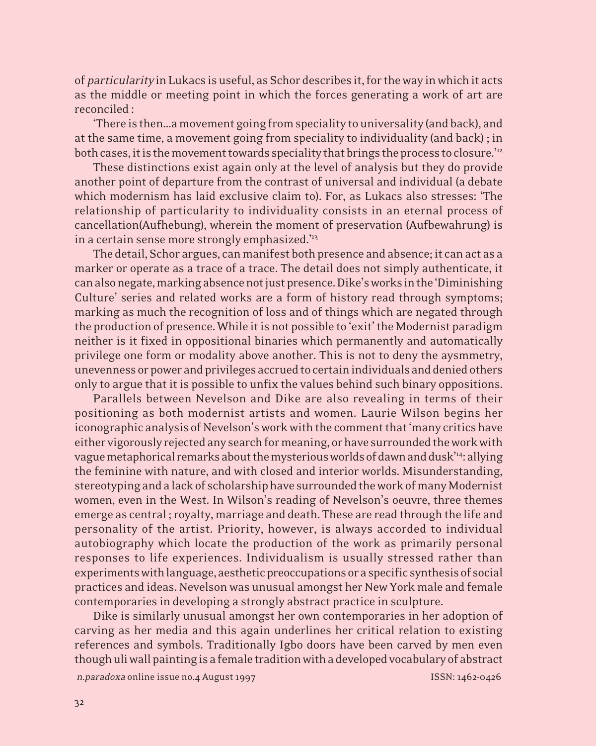of *particularity* in Lukacs is useful, as Schor describes it, for the way in which it acts as the middle or meeting point in which the forces generating a work of art are reconciled :

'There is then...a movement going from speciality to universality (and back), and at the same time, a movement going from speciality to individuality (and back) ; in both cases, it is the movement towards speciality that brings the process to closure.'[12]

These distinctions exist again only at the level of analysis but they do provide another point of departure from the contrast of universal and individual (a debate which modernism has laid exclusive claim to). For, as Lukacs also stresses: 'The relationship of particularity to individuality consists in an eternal process of cancellation(Aufhebung), wherein the moment of preservation (Aufbewahrung) is in a certain sense more strongly emphasized.'[13]

The detail, Schor argues, can manifest both presence and absence; it can act as a marker or operate as a trace of a trace. The detail does not simply authenticate, it can also negate, marking absence not just presence. Dike's works in the 'Diminishing Culture' series and related works are a form of history read through symptoms; marking as much the recognition of loss and of things which are negated through the production of presence. While it is not possible to 'exit' the Modernist paradigm neither is it fixed in oppositional binaries which permanently and automatically privilege one form or modality above another. This is not to deny the aysmmetry, unevenness or power and privileges accrued to certain individuals and denied others only to argue that it is possible to unfix the values behind such binary oppositions.

Parallels between Nevelson and Dike are also revealing in terms of their positioning as both modernist artists and women. Laurie Wilson begins her iconographic analysis of Nevelson's work with the comment that 'many critics have either vigorously rejected any search for meaning, or have surrounded the work with vague metaphorical remarks about the mysterious worlds of dawn and dusk'[14]: allying the feminine with nature, and with closed and interior worlds. Misunderstanding, stereotyping and a lack of scholarship have surrounded the work of many Modernist women, even in the West. In Wilson's reading of Nevelson's oeuvre, three themes emerge as central ; royalty, marriage and death. These are read through the life and personality of the artist. Priority, however, is always accorded to individual autobiography which locate the production of the work as primarily personal responses to life experiences. Individualism is usually stressed rather than experiments with language, aesthetic preoccupations or a specific synthesis of social practices and ideas. Nevelson was unusual amongst her New York male and female contemporaries in developing a strongly abstract practice in sculpture.

Dike is similarly unusual amongst her own contemporaries in her adoption of carving as her media and this again underlines her critical relation to existing references and symbols. Traditionally Igbo doors have been carved by men even though uli wall painting is a female tradition with a developed vocabulary of abstract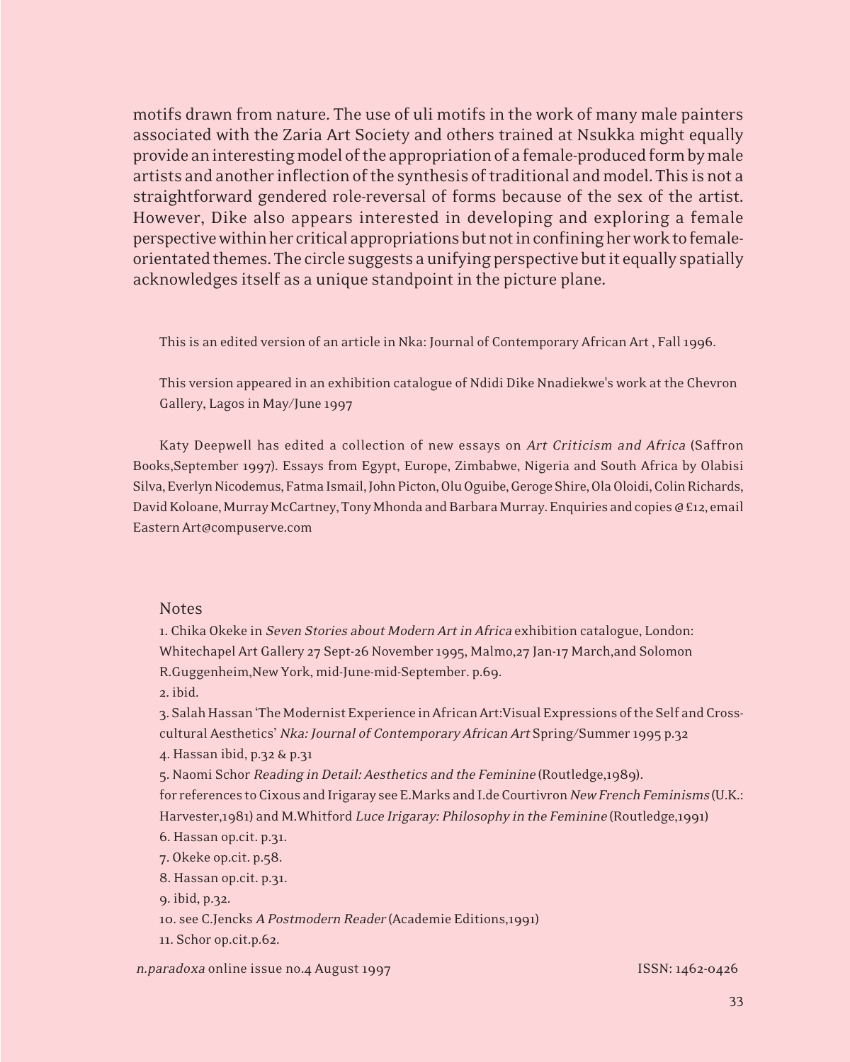motifs drawn from nature. The use of uli motifs in the work of many male painters associated with the Zaria Art Society and others trained at Nsukka might equally provide an interesting model of the appropriation of a female-produced form by male artists and another inflection of the synthesis of traditional and model. This is not a straightforward gendered role-reversal of forms because of the sex of the artist. However, Dike also appears interested in developing and exploring a female perspective within her critical appropriations but not in confining her work to female-orientated themes. The circle suggests a unifying perspective but it equally spatially acknowledges itself as a unique standpoint in the picture plane.

This is an edited version of an article in Nka: Journal of Contemporary African Art , Fall 1996.

This version appeared in an exhibition catalogue of Ndidi Dike Nnadiekwe's work at the Chevron Gallery, Lagos in May/June 1997

Katy Deepwell has edited a collection of new essays on *Art Criticism and Africa* (Saffron Books,September 1997). Essays from Egypt, Europe, Zimbabwe, Nigeria and South Africa by Olabisi Silva, Everlyn Nicodemus, Fatma Ismail, John Picton, Olu Oguibe, Geroge Shire, Ola Oloidi, Colin Richards, David Koloane, Murray McCartney, Tony Mhonda and Barbara Murray. Enquiries and copies @ £12, email Eastern Art@compuserve.com

## Notes

1. Chika Okeke in *Seven Stories about Modern Art in Africa* exhibition catalogue, London: Whitechapel Art Gallery 27 Sept-26 November 1995, Malmo,27 Jan-17 March,and Solomon R.Guggenheim,New York, mid-June-mid-September. p.69.
2. ibid.
3. Salah Hassan 'The Modernist Experience in African Art:Visual Expressions of the Self and Cross-cultural Aesthetics' *Nka: Journal of Contemporary African Art* Spring/Summer 1995 p.32
4. Hassan ibid, p.32 & p.31
5. Naomi Schor *Reading in Detail: Aesthetics and the Feminine* (Routledge,1989). for references to Cixous and Irigaray see E.Marks and I.de Courtivron *New French Feminisms* (U.K.: Harvester,1981) and M.Whitford *Luce Irigaray: Philosophy in the Feminine* (Routledge,1991)
6. Hassan op.cit. p.31.
7. Okeke op.cit. p.58.
8. Hassan op.cit. p.31.
9. ibid, p.32.
10. see C.Jencks *A Postmodern Reader* (Academie Editions,1991)
11. Schor op.cit.p.62.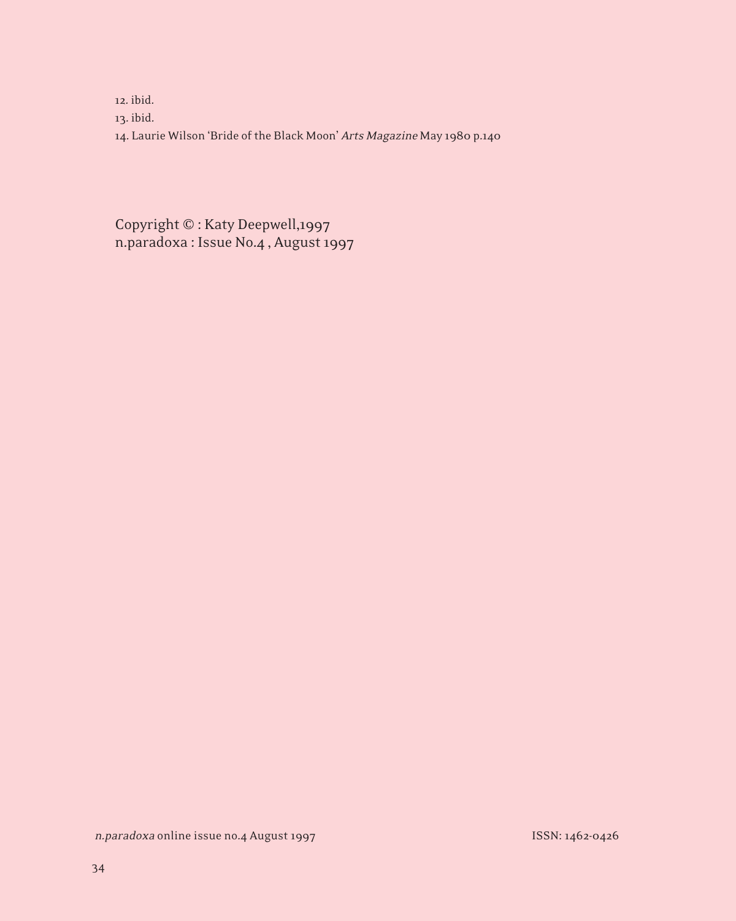12. ibid.
13. ibid.
14. Laurie Wilson 'Bride of the Black Moon' *Arts Magazine* May 1980 p.140

Copyright © : Katy Deepwell,1997
n.paradoxa : Issue No.4 , August 1997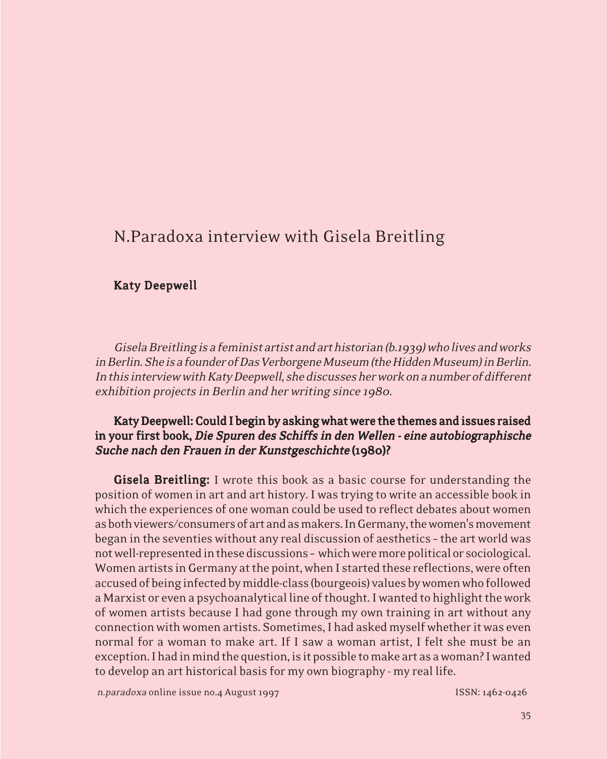# N.Paradoxa interview with Gisela Breitling

**Katy Deepwell**

*Gisela Breitling is a feminist artist and art historian (b.1939) who lives and works in Berlin. She is a founder of Das Verborgene Museum (the Hidden Museum) in Berlin. In this interview with Katy Deepwell, she discusses her work on a number of different exhibition projects in Berlin and her writing since 1980.*

**Katy Deepwell: Could I begin by asking what were the themes and issues raised in your first book, *Die Spuren des Schiffs in den Wellen - eine autobiographische Suche nach den Frauen in der Kunstgeschichte* (1980)?**

**Gisela Breitling:** I wrote this book as a basic course for understanding the position of women in art and art history. I was trying to write an accessible book in which the experiences of one woman could be used to reflect debates about women as both viewers/consumers of art and as makers. In Germany, the women's movement began in the seventies without any real discussion of aesthetics – the art world was not well-represented in these discussions – which were more political or sociological. Women artists in Germany at the point, when I started these reflections, were often accused of being infected by middle-class (bourgeois) values by women who followed a Marxist or even a psychoanalytical line of thought. I wanted to highlight the work of women artists because I had gone through my own training in art without any connection with women artists. Sometimes, I had asked myself whether it was even normal for a woman to make art. If I saw a woman artist, I felt she must be an exception. I had in mind the question, is it possible to make art as a woman? I wanted to develop an art historical basis for my own biography - my real life.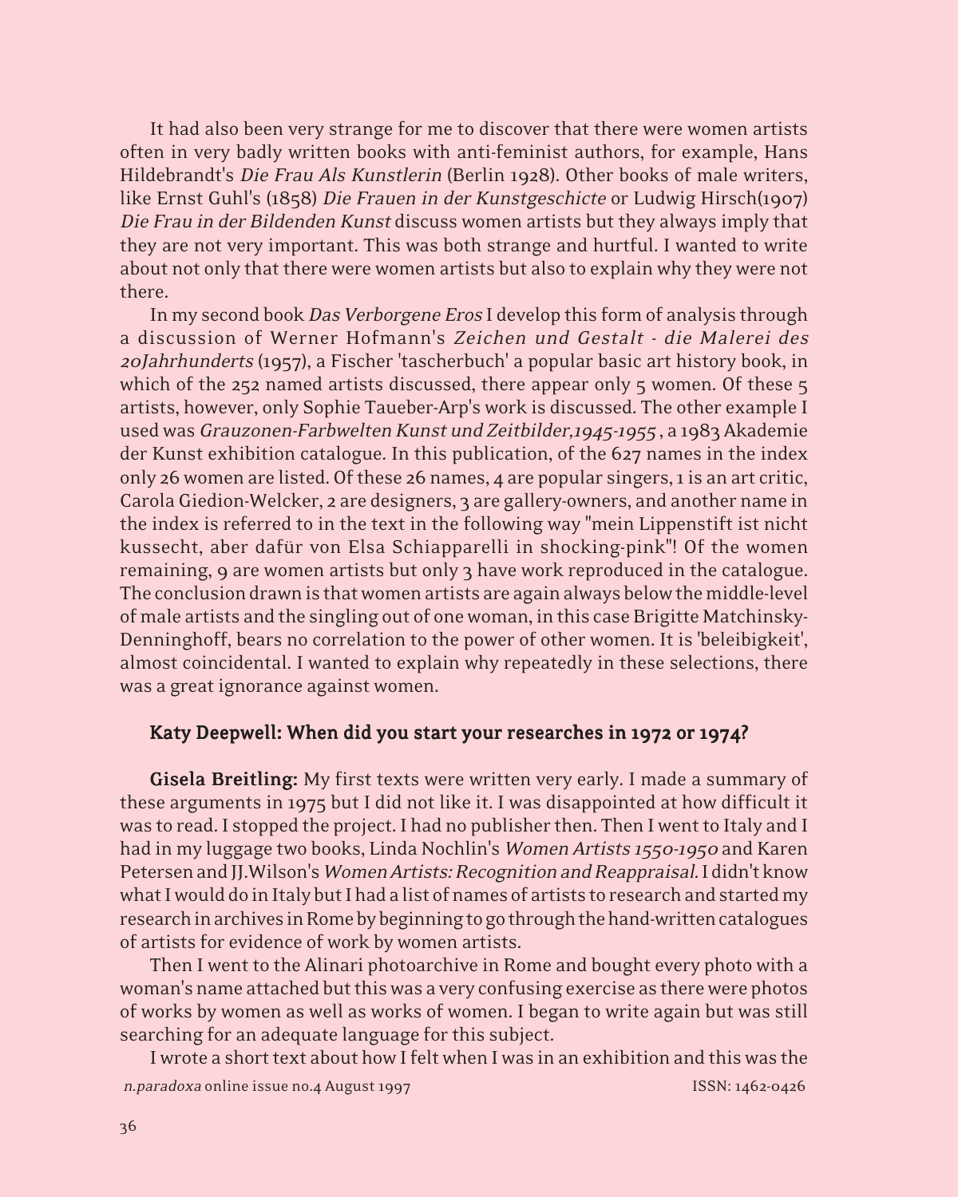It had also been very strange for me to discover that there were women artists often in very badly written books with anti-feminist authors, for example, Hans Hildebrandt's *Die Frau Als Kunstlerin* (Berlin 1928). Other books of male writers, like Ernst Guhl's (1858) *Die Frauen in der Kunstgeschicte* or Ludwig Hirsch(1907) *Die Frau in der Bildenden Kunst* discuss women artists but they always imply that they are not very important. This was both strange and hurtful. I wanted to write about not only that there were women artists but also to explain why they were not there.

In my second book *Das Verborgene Eros* I develop this form of analysis through a discussion of Werner Hofmann's *Zeichen und Gestalt - die Malerei des 20Jahrhunderts* (1957), a Fischer 'tascherbuch' a popular basic art history book, in which of the 252 named artists discussed, there appear only 5 women. Of these 5 artists, however, only Sophie Taueber-Arp's work is discussed. The other example I used was *Grauzonen-Farbwelten Kunst und Zeitbilder,1945-1955* , a 1983 Akademie der Kunst exhibition catalogue. In this publication, of the 627 names in the index only 26 women are listed. Of these 26 names, 4 are popular singers, 1 is an art critic, Carola Giedion-Welcker, 2 are designers, 3 are gallery-owners, and another name in the index is referred to in the text in the following way "mein Lippenstift ist nicht kussecht, aber dafür von Elsa Schiapparelli in shocking-pink"! Of the women remaining, 9 are women artists but only 3 have work reproduced in the catalogue. The conclusion drawn is that women artists are again always below the middle-level of male artists and the singling out of one woman, in this case Brigitte Matchinsky-Denninghoff, bears no correlation to the power of other women. It is 'beleibigkeit', almost coincidental. I wanted to explain why repeatedly in these selections, there was a great ignorance against women.

**Katy Deepwell: When did you start your researches in 1972 or 1974?**

**Gisela Breitling:** My first texts were written very early. I made a summary of these arguments in 1975 but I did not like it. I was disappointed at how difficult it was to read. I stopped the project. I had no publisher then. Then I went to Italy and I had in my luggage two books, Linda Nochlin's *Women Artists 1550-1950* and Karen Petersen and JJ.Wilson's *Women Artists: Recognition and Reappraisal*. I didn't know what I would do in Italy but I had a list of names of artists to research and started my research in archives in Rome by beginning to go through the hand-written catalogues of artists for evidence of work by women artists.

Then I went to the Alinari photoarchive in Rome and bought every photo with a woman's name attached but this was a very confusing exercise as there were photos of works by women as well as works of women. I began to write again but was still searching for an adequate language for this subject.

I wrote a short text about how I felt when I was in an exhibition and this was the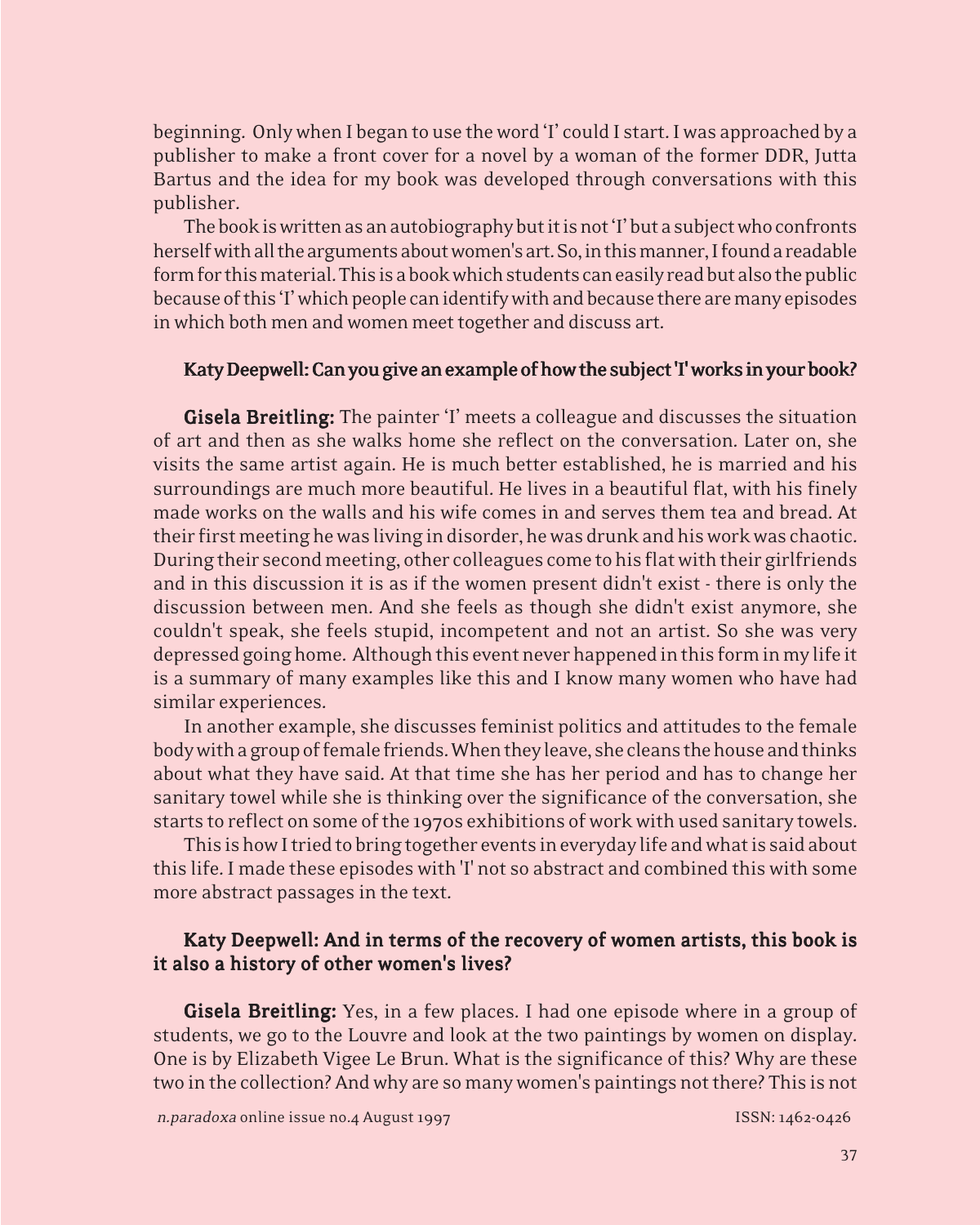beginning. Only when I began to use the word 'I' could I start. I was approached by a publisher to make a front cover for a novel by a woman of the former DDR, Jutta Bartus and the idea for my book was developed through conversations with this publisher.

The book is written as an autobiography but it is not 'I' but a subject who confronts herself with all the arguments about women's art. So, in this manner, I found a readable form for this material. This is a book which students can easily read but also the public because of this 'I' which people can identify with and because there are many episodes in which both men and women meet together and discuss art.

**Katy Deepwell: Can you give an example of how the subject 'I' works in your book?**

**Gisela Breitling:** The painter 'I' meets a colleague and discusses the situation of art and then as she walks home she reflect on the conversation. Later on, she visits the same artist again. He is much better established, he is married and his surroundings are much more beautiful. He lives in a beautiful flat, with his finely made works on the walls and his wife comes in and serves them tea and bread. At their first meeting he was living in disorder, he was drunk and his work was chaotic. During their second meeting, other colleagues come to his flat with their girlfriends and in this discussion it is as if the women present didn't exist - there is only the discussion between men. And she feels as though she didn't exist anymore, she couldn't speak, she feels stupid, incompetent and not an artist. So she was very depressed going home. Although this event never happened in this form in my life it is a summary of many examples like this and I know many women who have had similar experiences.

In another example, she discusses feminist politics and attitudes to the female body with a group of female friends. When they leave, she cleans the house and thinks about what they have said. At that time she has her period and has to change her sanitary towel while she is thinking over the significance of the conversation, she starts to reflect on some of the 1970s exhibitions of work with used sanitary towels.

This is how I tried to bring together events in everyday life and what is said about this life. I made these episodes with 'I' not so abstract and combined this with some more abstract passages in the text.

**Katy Deepwell: And in terms of the recovery of women artists, this book is it also a history of other women's lives?**

**Gisela Breitling:** Yes, in a few places. I had one episode where in a group of students, we go to the Louvre and look at the two paintings by women on display. One is by Elizabeth Vigee Le Brun. What is the significance of this? Why are these two in the collection? And why are so many women's paintings not there? This is not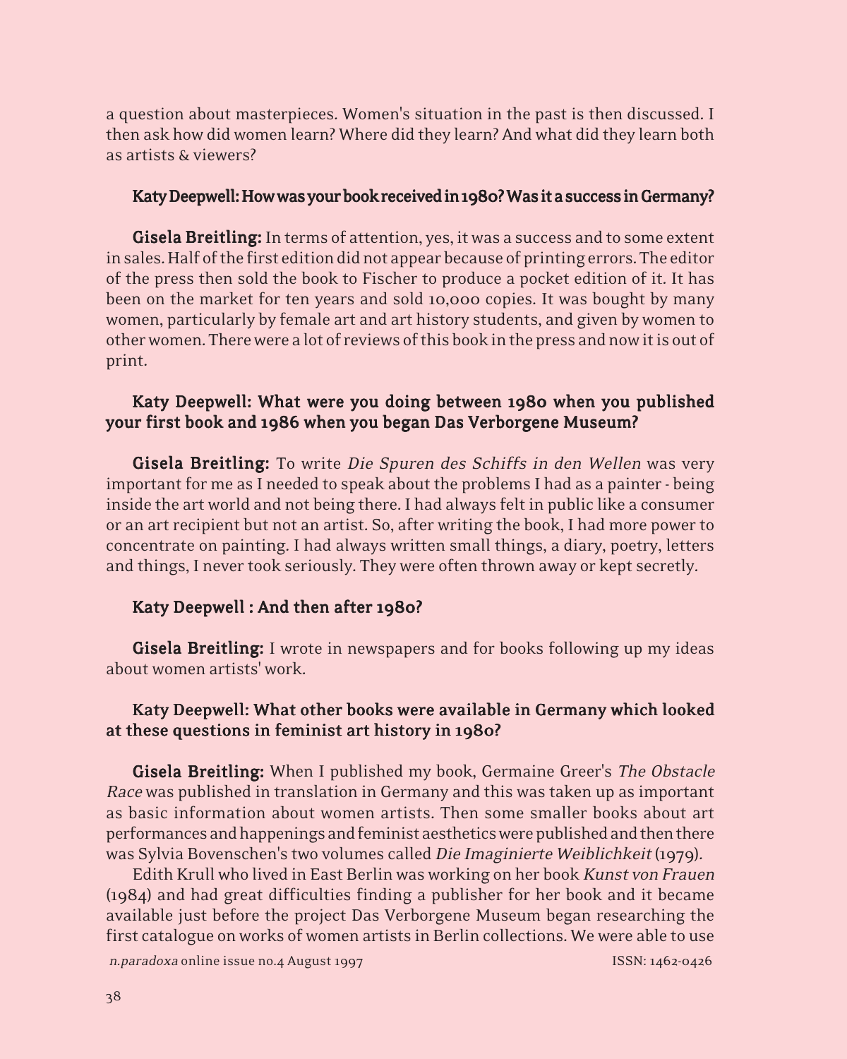a question about masterpieces. Women's situation in the past is then discussed. I then ask how did women learn? Where did they learn? And what did they learn both as artists & viewers?

**Katy Deepwell: How was your book received in 1980? Was it a success in Germany?**

**Gisela Breitling:** In terms of attention, yes, it was a success and to some extent in sales. Half of the first edition did not appear because of printing errors. The editor of the press then sold the book to Fischer to produce a pocket edition of it. It has been on the market for ten years and sold 10,000 copies. It was bought by many women, particularly by female art and art history students, and given by women to other women. There were a lot of reviews of this book in the press and now it is out of print.

**Katy Deepwell: What were you doing between 1980 when you published your first book and 1986 when you began Das Verborgene Museum?**

**Gisela Breitling:** To write *Die Spuren des Schiffs in den Wellen* was very important for me as I needed to speak about the problems I had as a painter - being inside the art world and not being there. I had always felt in public like a consumer or an art recipient but not an artist. So, after writing the book, I had more power to concentrate on painting. I had always written small things, a diary, poetry, letters and things, I never took seriously. They were often thrown away or kept secretly.

**Katy Deepwell : And then after 1980?**

**Gisela Breitling:** I wrote in newspapers and for books following up my ideas about women artists' work.

**Katy Deepwell: What other books were available in Germany which looked at these questions in feminist art history in 1980?**

**Gisela Breitling:** When I published my book, Germaine Greer's *The Obstacle Race* was published in translation in Germany and this was taken up as important as basic information about women artists. Then some smaller books about art performances and happenings and feminist aesthetics were published and then there was Sylvia Bovenschen's two volumes called *Die Imaginierte Weiblichkeit* (1979).

Edith Krull who lived in East Berlin was working on her book *Kunst von Frauen* (1984) and had great difficulties finding a publisher for her book and it became available just before the project Das Verborgene Museum began researching the first catalogue on works of women artists in Berlin collections. We were able to use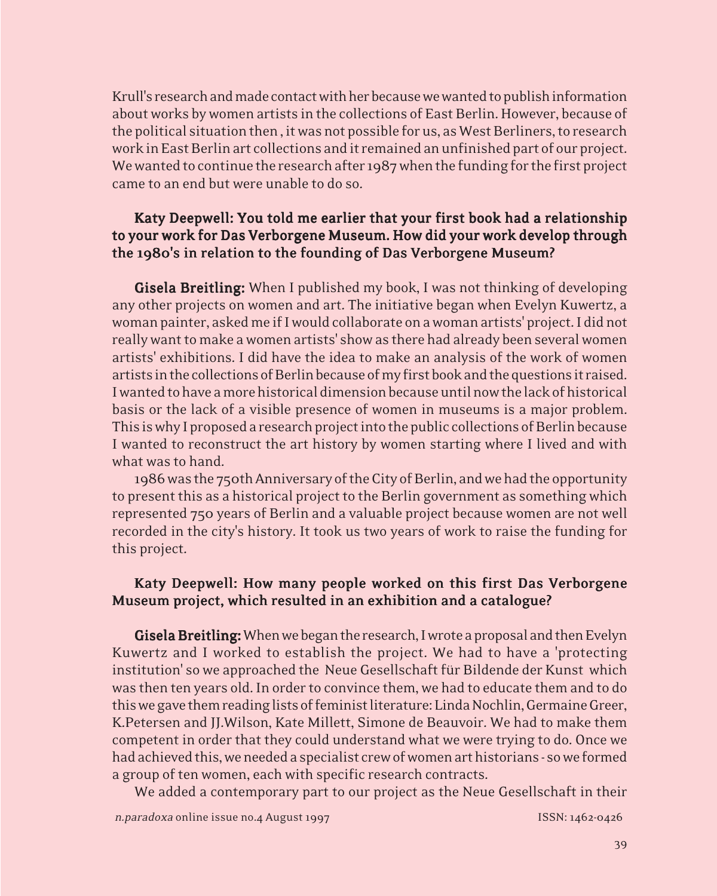Krull's research and made contact with her because we wanted to publish information about works by women artists in the collections of East Berlin. However, because of the political situation then , it was not possible for us, as West Berliners, to research work in East Berlin art collections and it remained an unfinished part of our project. We wanted to continue the research after 1987 when the funding for the first project came to an end but were unable to do so.

**Katy Deepwell: You told me earlier that your first book had a relationship to your work for Das Verborgene Museum. How did your work develop through the 1980's in relation to the founding of Das Verborgene Museum?**

**Gisela Breitling:** When I published my book, I was not thinking of developing any other projects on women and art. The initiative began when Evelyn Kuwertz, a woman painter, asked me if I would collaborate on a woman artists' project. I did not really want to make a women artists' show as there had already been several women artists' exhibitions. I did have the idea to make an analysis of the work of women artists in the collections of Berlin because of my first book and the questions it raised. I wanted to have a more historical dimension because until now the lack of historical basis or the lack of a visible presence of women in museums is a major problem. This is why I proposed a research project into the public collections of Berlin because I wanted to reconstruct the art history by women starting where I lived and with what was to hand.

1986 was the 750th Anniversary of the City of Berlin, and we had the opportunity to present this as a historical project to the Berlin government as something which represented 750 years of Berlin and a valuable project because women are not well recorded in the city's history. It took us two years of work to raise the funding for this project.

**Katy Deepwell: How many people worked on this first Das Verborgene Museum project, which resulted in an exhibition and a catalogue?**

**Gisela Breitling:** When we began the research, I wrote a proposal and then Evelyn Kuwertz and I worked to establish the project. We had to have a 'protecting institution' so we approached the Neue Gesellschaft für Bildende der Kunst which was then ten years old. In order to convince them, we had to educate them and to do this we gave them reading lists of feminist literature: Linda Nochlin, Germaine Greer, K.Petersen and JJ.Wilson, Kate Millett, Simone de Beauvoir. We had to make them competent in order that they could understand what we were trying to do. Once we had achieved this, we needed a specialist crew of women art historians - so we formed a group of ten women, each with specific research contracts.

We added a contemporary part to our project as the Neue Gesellschaft in their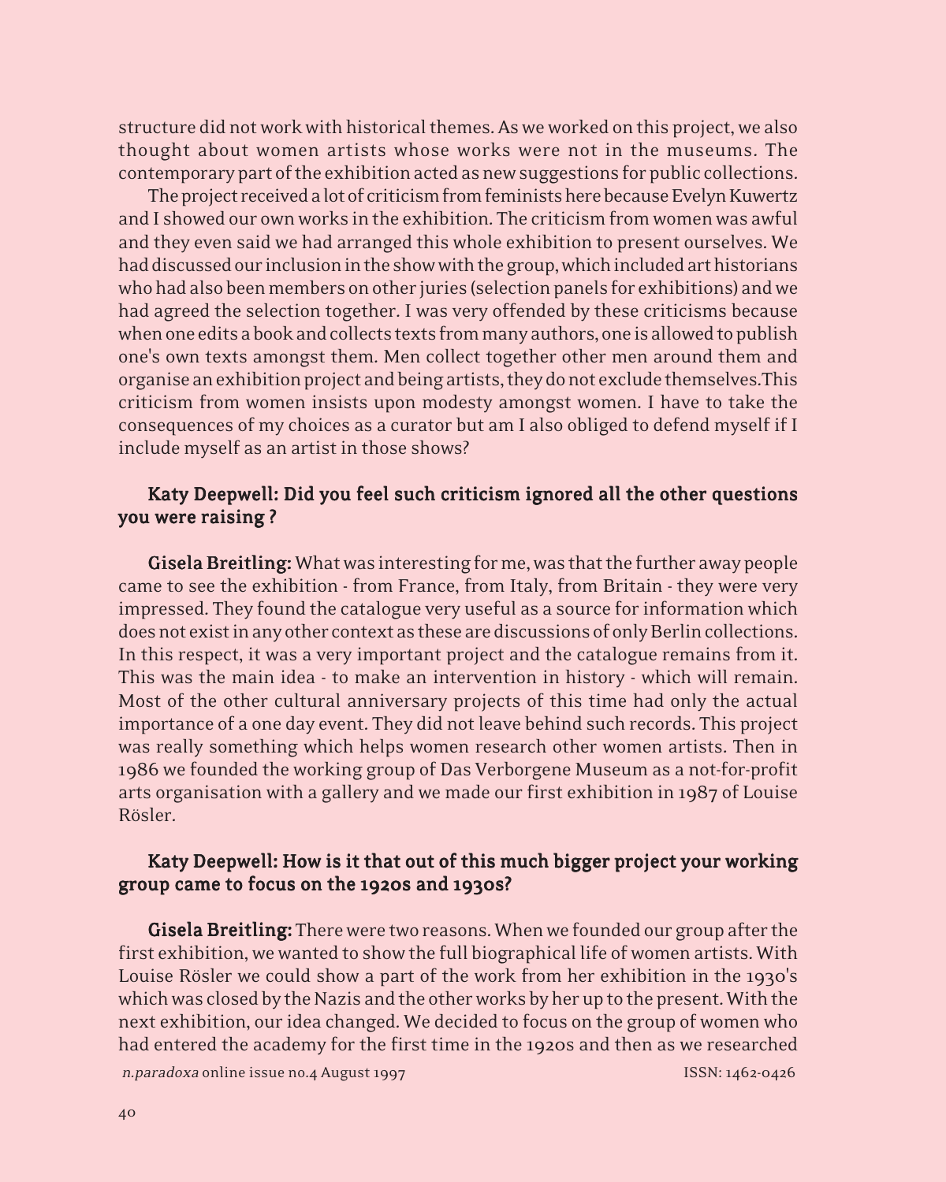structure did not work with historical themes. As we worked on this project, we also thought about women artists whose works were not in the museums. The contemporary part of the exhibition acted as new suggestions for public collections.

The project received a lot of criticism from feminists here because Evelyn Kuwertz and I showed our own works in the exhibition. The criticism from women was awful and they even said we had arranged this whole exhibition to present ourselves. We had discussed our inclusion in the show with the group, which included art historians who had also been members on other juries (selection panels for exhibitions) and we had agreed the selection together. I was very offended by these criticisms because when one edits a book and collects texts from many authors, one is allowed to publish one's own texts amongst them. Men collect together other men around them and organise an exhibition project and being artists, they do not exclude themselves.This criticism from women insists upon modesty amongst women. I have to take the consequences of my choices as a curator but am I also obliged to defend myself if I include myself as an artist in those shows?

**Katy Deepwell: Did you feel such criticism ignored all the other questions you were raising ?**

**Gisela Breitling:** What was interesting for me, was that the further away people came to see the exhibition - from France, from Italy, from Britain - they were very impressed. They found the catalogue very useful as a source for information which does not exist in any other context as these are discussions of only Berlin collections. In this respect, it was a very important project and the catalogue remains from it. This was the main idea - to make an intervention in history - which will remain. Most of the other cultural anniversary projects of this time had only the actual importance of a one day event. They did not leave behind such records. This project was really something which helps women research other women artists. Then in 1986 we founded the working group of Das Verborgene Museum as a not-for-profit arts organisation with a gallery and we made our first exhibition in 1987 of Louise Rösler.

**Katy Deepwell: How is it that out of this much bigger project your working group came to focus on the 1920s and 1930s?**

**Gisela Breitling:** There were two reasons. When we founded our group after the first exhibition, we wanted to show the full biographical life of women artists. With Louise Rösler we could show a part of the work from her exhibition in the 1930's which was closed by the Nazis and the other works by her up to the present. With the next exhibition, our idea changed. We decided to focus on the group of women who had entered the academy for the first time in the 1920s and then as we researched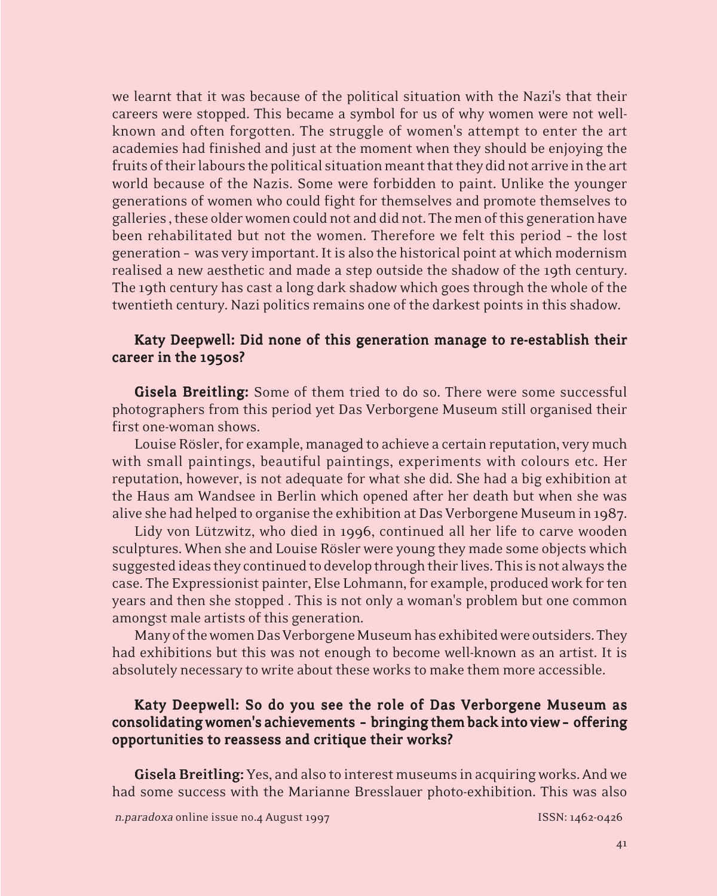we learnt that it was because of the political situation with the Nazi's that their careers were stopped. This became a symbol for us of why women were not well-known and often forgotten. The struggle of women's attempt to enter the art academies had finished and just at the moment when they should be enjoying the fruits of their labours the political situation meant that they did not arrive in the art world because of the Nazis. Some were forbidden to paint. Unlike the younger generations of women who could fight for themselves and promote themselves to galleries , these older women could not and did not. The men of this generation have been rehabilitated but not the women. Therefore we felt this period – the lost generation – was very important. It is also the historical point at which modernism realised a new aesthetic and made a step outside the shadow of the 19th century. The 19th century has cast a long dark shadow which goes through the whole of the twentieth century. Nazi politics remains one of the darkest points in this shadow.

**Katy Deepwell: Did none of this generation manage to re-establish their career in the 1950s?**

**Gisela Breitling:** Some of them tried to do so. There were some successful photographers from this period yet Das Verborgene Museum still organised their first one-woman shows.

Louise Rösler, for example, managed to achieve a certain reputation, very much with small paintings, beautiful paintings, experiments with colours etc. Her reputation, however, is not adequate for what she did. She had a big exhibition at the Haus am Wandsee in Berlin which opened after her death but when she was alive she had helped to organise the exhibition at Das Verborgene Museum in 1987.

Lidy von Lützwitz, who died in 1996, continued all her life to carve wooden sculptures. When she and Louise Rösler were young they made some objects which suggested ideas they continued to develop through their lives. This is not always the case. The Expressionist painter, Else Lohmann, for example, produced work for ten years and then she stopped . This is not only a woman's problem but one common amongst male artists of this generation.

Many of the women Das Verborgene Museum has exhibited were outsiders. They had exhibitions but this was not enough to become well-known as an artist. It is absolutely necessary to write about these works to make them more accessible.

**Katy Deepwell: So do you see the role of Das Verborgene Museum as consolidating women's achievements – bringing them back into view – offering opportunities to reassess and critique their works?**

**Gisela Breitling:** Yes, and also to interest museums in acquiring works. And we had some success with the Marianne Bresslauer photo-exhibition. This was also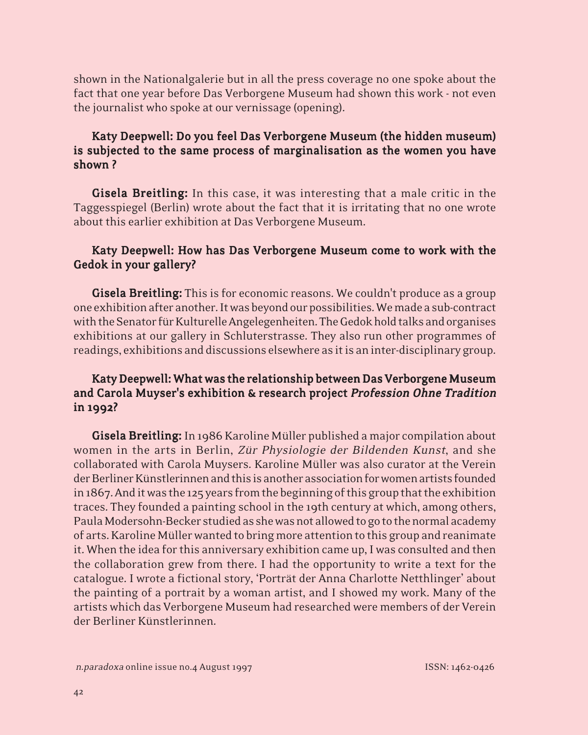shown in the Nationalgalerie but in all the press coverage no one spoke about the fact that one year before Das Verborgene Museum had shown this work - not even the journalist who spoke at our vernissage (opening).

**Katy Deepwell: Do you feel Das Verborgene Museum (the hidden museum) is subjected to the same process of marginalisation as the women you have shown ?**

**Gisela Breitling:** In this case, it was interesting that a male critic in the Taggesspiegel (Berlin) wrote about the fact that it is irritating that no one wrote about this earlier exhibition at Das Verborgene Museum.

**Katy Deepwell: How has Das Verborgene Museum come to work with the Gedok in your gallery?**

**Gisela Breitling:** This is for economic reasons. We couldn't produce as a group one exhibition after another. It was beyond our possibilities. We made a sub-contract with the Senator für Kulturelle Angelegenheiten. The Gedok hold talks and organises exhibitions at our gallery in Schluterstrasse. They also run other programmes of readings, exhibitions and discussions elsewhere as it is an inter-disciplinary group.

**Katy Deepwell: What was the relationship between Das Verborgene Museum and Carola Muyser's exhibition & research project *Profession Ohne Tradition* in 1992?**

**Gisela Breitling:** In 1986 Karoline Müller published a major compilation about women in the arts in Berlin, *Zür Physiologie der Bildenden Kunst*, and she collaborated with Carola Muysers. Karoline Müller was also curator at the Verein der Berliner Künstlerinnen and this is another association for women artists founded in 1867. And it was the 125 years from the beginning of this group that the exhibition traces. They founded a painting school in the 19th century at which, among others, Paula Modersohn-Becker studied as she was not allowed to go to the normal academy of arts. Karoline Müller wanted to bring more attention to this group and reanimate it. When the idea for this anniversary exhibition came up, I was consulted and then the collaboration grew from there. I had the opportunity to write a text for the catalogue. I wrote a fictional story, 'Porträt der Anna Charlotte Netthlinger' about the painting of a portrait by a woman artist, and I showed my work. Many of the artists which das Verborgene Museum had researched were members of der Verein der Berliner Künstlerinnen.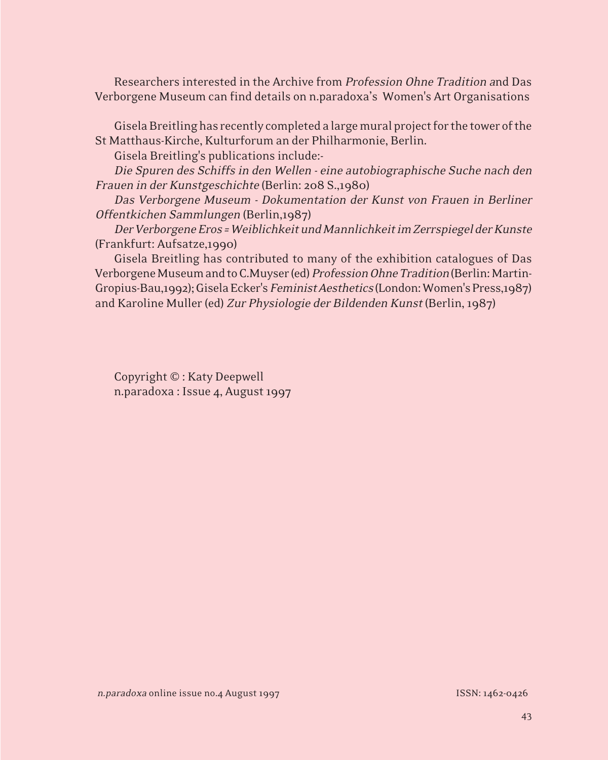Researchers interested in the Archive from *Profession Ohne Tradition a*nd Das Verborgene Museum can find details on n.paradoxa's Women's Art Organisations

Gisela Breitling has recently completed a large mural project for the tower of the St Matthaus-Kirche, Kulturforum an der Philharmonie, Berlin.

Gisela Breitling's publications include:-

*Die Spuren des Schiffs in den Wellen - eine autobiographische Suche nach den Frauen in der Kunstgeschichte* (Berlin: 208 S.,1980)

*Das Verborgene Museum - Dokumentation der Kunst von Frauen in Berliner Offentkichen Sammlungen* (Berlin,1987)

*Der Verborgene Eros = Weiblichkeit und Mannlichkeit im Zerrspiegel der Kunste* (Frankfurt: Aufsatze,1990)

Gisela Breitling has contributed to many of the exhibition catalogues of Das Verborgene Museum and to C.Muyser (ed) *Profession Ohne Tradition* (Berlin: Martin-Gropius-Bau,1992); Gisela Ecker's *Feminist Aesthetics* (London: Women's Press,1987) and Karoline Muller (ed) *Zur Physiologie der Bildenden Kunst* (Berlin, 1987)

Copyright © : Katy Deepwell
n.paradoxa : Issue 4, August 1997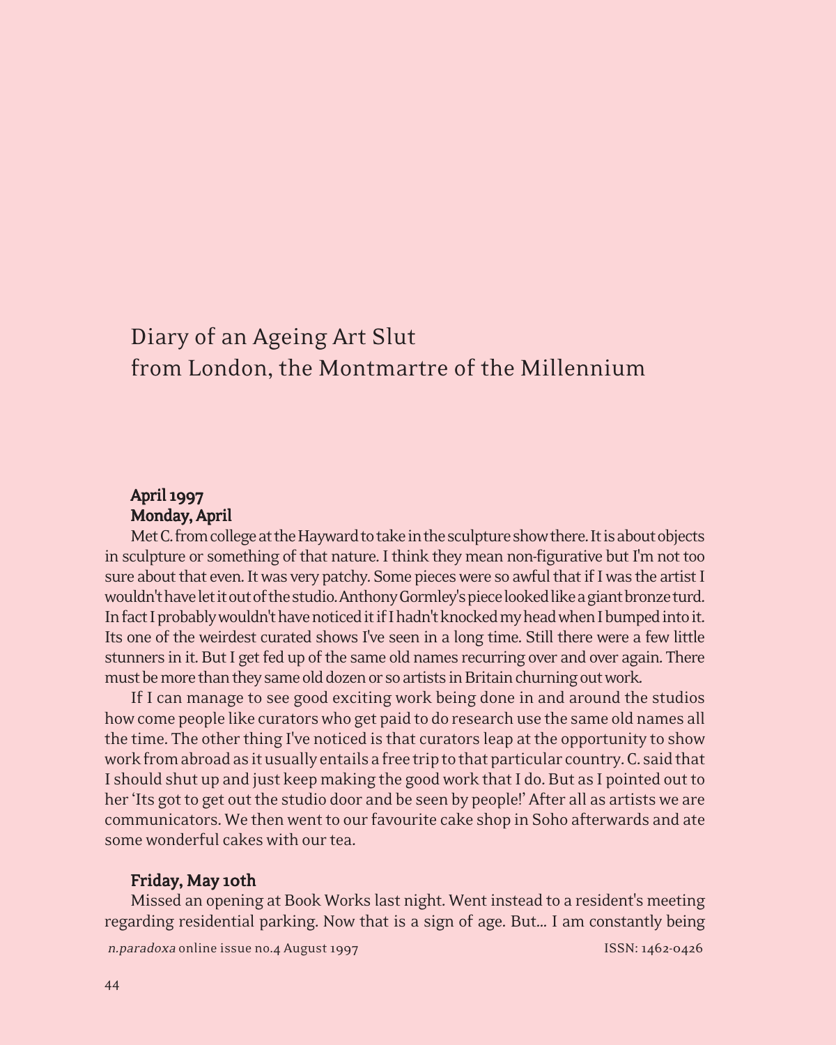# Diary of an Ageing Art Slut
# from London, the Montmartre of the Millennium

**April 1997**
**Monday, April**

Met C. from college at the Hayward to take in the sculpture show there. It is about objects in sculpture or something of that nature. I think they mean non-figurative but I'm not too sure about that even. It was very patchy. Some pieces were so awful that if I was the artist I wouldn't have let it out of the studio. Anthony Gormley's piece looked like a giant bronze turd. In fact I probably wouldn't have noticed it if I hadn't knocked my head when I bumped into it. Its one of the weirdest curated shows I've seen in a long time. Still there were a few little stunners in it. But I get fed up of the same old names recurring over and over again. There must be more than they same old dozen or so artists in Britain churning out work.

If I can manage to see good exciting work being done in and around the studios how come people like curators who get paid to do research use the same old names all the time. The other thing I've noticed is that curators leap at the opportunity to show work from abroad as it usually entails a free trip to that particular country. C. said that I should shut up and just keep making the good work that I do. But as I pointed out to her 'Its got to get out the studio door and be seen by people!' After all as artists we are communicators. We then went to our favourite cake shop in Soho afterwards and ate some wonderful cakes with our tea.

**Friday, May 10th**

Missed an opening at Book Works last night. Went instead to a resident's meeting regarding residential parking. Now that is a sign of age. But... I am constantly being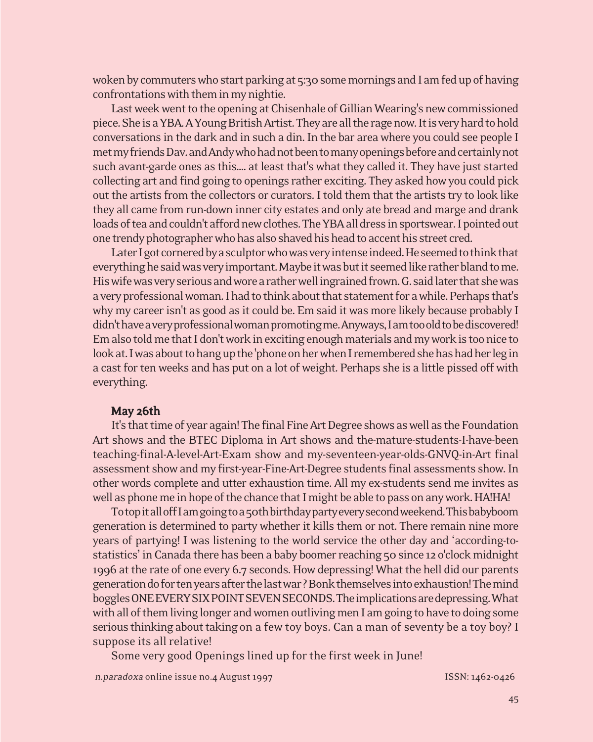woken by commuters who start parking at 5:30 some mornings and I am fed up of having confrontations with them in my nightie.

Last week went to the opening at Chisenhale of Gillian Wearing's new commissioned piece. She is a YBA. A Young British Artist. They are all the rage now. It is very hard to hold conversations in the dark and in such a din. In the bar area where you could see people I met my friends Dav. and Andy who had not been to many openings before and certainly not such avant-garde ones as this.... at least that's what they called it. They have just started collecting art and find going to openings rather exciting. They asked how you could pick out the artists from the collectors or curators. I told them that the artists try to look like they all came from run-down inner city estates and only ate bread and marge and drank loads of tea and couldn't afford new clothes. The YBA all dress in sportswear. I pointed out one trendy photographer who has also shaved his head to accent his street cred.

Later I got cornered by a sculptor who was very intense indeed. He seemed to think that everything he said was very important. Maybe it was but it seemed like rather bland to me. His wife was very serious and wore a rather well ingrained frown. G. said later that she was a very professional woman. I had to think about that statement for a while. Perhaps that's why my career isn't as good as it could be. Em said it was more likely because probably I didn't have a very professional woman promoting me. Anyways, I am too old to be discovered! Em also told me that I don't work in exciting enough materials and my work is too nice to look at. I was about to hang up the 'phone on her when I remembered she has had her leg in a cast for ten weeks and has put on a lot of weight. Perhaps she is a little pissed off with everything.

**May 26th**

It's that time of year again! The final Fine Art Degree shows as well as the Foundation Art shows and the BTEC Diploma in Art shows and the-mature-students-I-have-been teaching-final-A-level-Art-Exam show and my-seventeen-year-olds-GNVQ-in-Art final assessment show and my first-year-Fine-Art-Degree students final assessments show. In other words complete and utter exhaustion time. All my ex-students send me invites as well as phone me in hope of the chance that I might be able to pass on any work. HA!HA!

To top it all off I am going to a 50th birthday party every second weekend. This babyboom generation is determined to party whether it kills them or not. There remain nine more years of partying! I was listening to the world service the other day and 'according-to-statistics' in Canada there has been a baby boomer reaching 50 since 12 o'clock midnight 1996 at the rate of one every 6.7 seconds. How depressing! What the hell did our parents generation do for ten years after the last war? Bonk themselves into exhaustion! The mind boggles ONE EVERY SIX POINT SEVEN SECONDS. The implications are depressing. What with all of them living longer and women outliving men I am going to have to doing some serious thinking about taking on a few toy boys. Can a man of seventy be a toy boy? I suppose its all relative!

Some very good Openings lined up for the first week in June!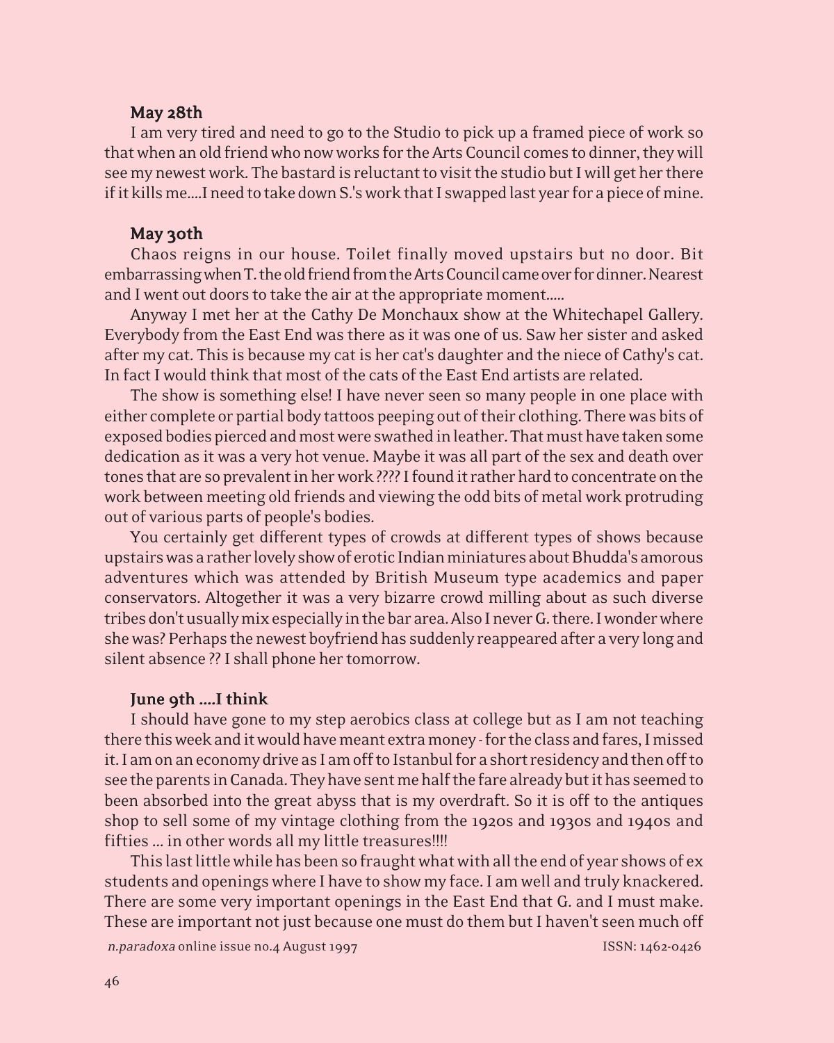**May 28th**

I am very tired and need to go to the Studio to pick up a framed piece of work so that when an old friend who now works for the Arts Council comes to dinner, they will see my newest work. The bastard is reluctant to visit the studio but I will get her there if it kills me....I need to take down S.'s work that I swapped last year for a piece of mine.

**May 30th**

Chaos reigns in our house. Toilet finally moved upstairs but no door. Bit embarrassing when T. the old friend from the Arts Council came over for dinner. Nearest and I went out doors to take the air at the appropriate moment.....

Anyway I met her at the Cathy De Monchaux show at the Whitechapel Gallery. Everybody from the East End was there as it was one of us. Saw her sister and asked after my cat. This is because my cat is her cat's daughter and the niece of Cathy's cat. In fact I would think that most of the cats of the East End artists are related.

The show is something else! I have never seen so many people in one place with either complete or partial body tattoos peeping out of their clothing. There was bits of exposed bodies pierced and most were swathed in leather. That must have taken some dedication as it was a very hot venue. Maybe it was all part of the sex and death over tones that are so prevalent in her work ???? I found it rather hard to concentrate on the work between meeting old friends and viewing the odd bits of metal work protruding out of various parts of people's bodies.

You certainly get different types of crowds at different types of shows because upstairs was a rather lovely show of erotic Indian miniatures about Bhudda's amorous adventures which was attended by British Museum type academics and paper conservators. Altogether it was a very bizarre crowd milling about as such diverse tribes don't usually mix especially in the bar area. Also I never G. there. I wonder where she was? Perhaps the newest boyfriend has suddenly reappeared after a very long and silent absence ?? I shall phone her tomorrow.

**June 9th ....I think**

I should have gone to my step aerobics class at college but as I am not teaching there this week and it would have meant extra money - for the class and fares, I missed it. I am on an economy drive as I am off to Istanbul for a short residency and then off to see the parents in Canada. They have sent me half the fare already but it has seemed to been absorbed into the great abyss that is my overdraft. So it is off to the antiques shop to sell some of my vintage clothing from the 1920s and 1930s and 1940s and fifties ... in other words all my little treasures!!!!

This last little while has so fraught what with all the end of year shows of ex students and openings where I have to show my face. I am well and truly knackered. There are some very important openings in the East End that G. and I must make. These are important not just because one must do them but I haven't seen much off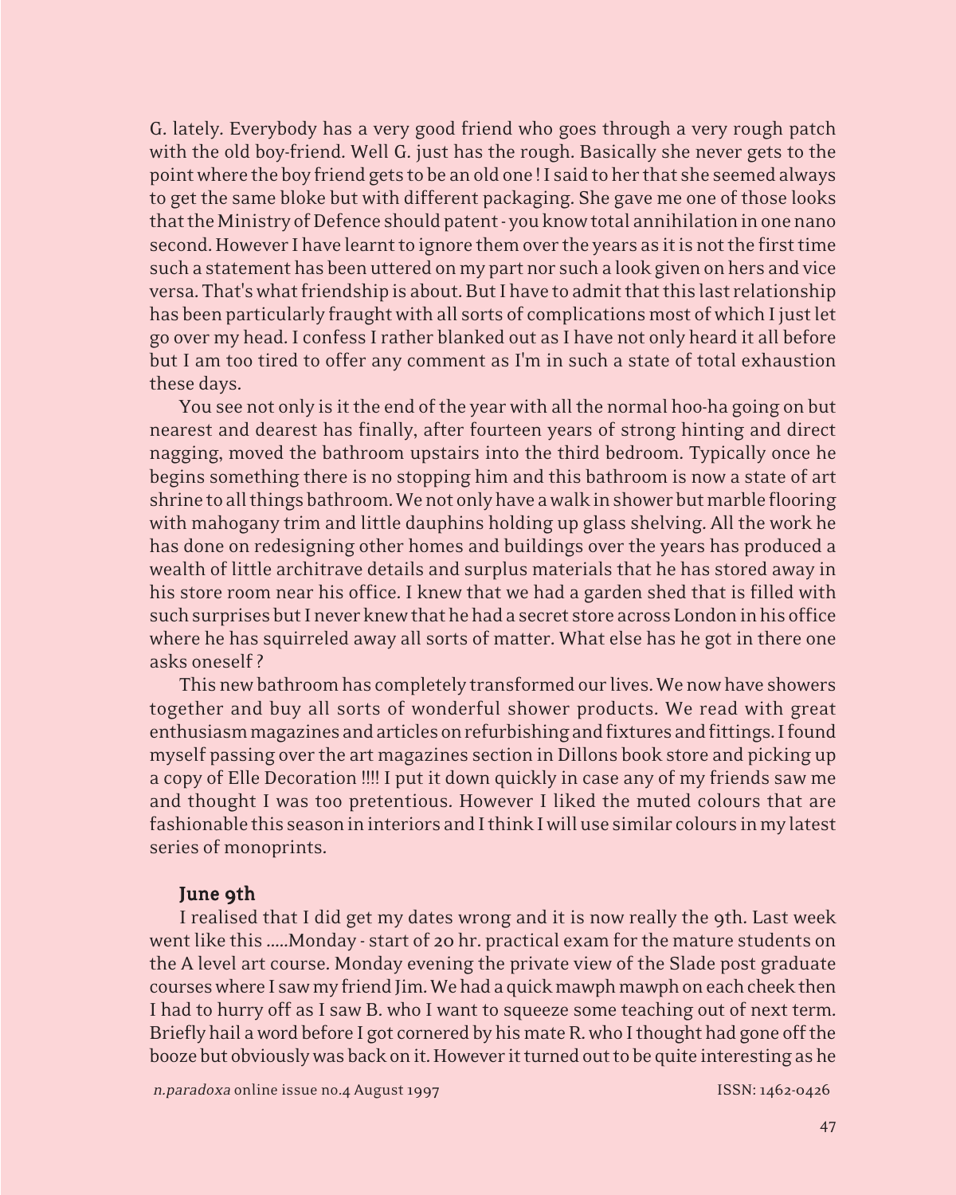G. lately. Everybody has a very good friend who goes through a very rough patch with the old boy-friend. Well G. just has the rough. Basically she never gets to the point where the boy friend gets to be an old one ! I said to her that she seemed always to get the same bloke but with different packaging. She gave me one of those looks that the Ministry of Defence should patent - you know total annihilation in one nano second. However I have learnt to ignore them over the years as it is not the first time such a statement has been uttered on my part nor such a look given on hers and vice versa. That's what friendship is about. But I have to admit that this last relationship has been particularly fraught with all sorts of complications most of which I just let go over my head. I confess I rather blanked out as I have not only heard it all before but I am too tired to offer any comment as I'm in such a state of total exhaustion these days.

You see not only is it the end of the year with all the normal hoo-ha going on but nearest and dearest has finally, after fourteen years of strong hinting and direct nagging, moved the bathroom upstairs into the third bedroom. Typically once he begins something there is no stopping him and this bathroom is now a state of art shrine to all things bathroom. We not only have a walk in shower but marble flooring with mahogany trim and little dauphins holding up glass shelving. All the work he has done on redesigning other homes and buildings over the years has produced a wealth of little architrave details and surplus materials that he has stored away in his store room near his office. I knew that we had a garden shed that is filled with such surprises but I never knew that he had a secret store across London in his office where he has squirreled away all sorts of matter. What else has he got in there one asks oneself ?

This new bathroom has completely transformed our lives. We now have showers together and buy all sorts of wonderful shower products. We read with great enthusiasm magazines and articles on refurbishing and fixtures and fittings. I found myself passing over the art magazines section in Dillons book store and picking up a copy of Elle Decoration !!!! I put it down quickly in case any of my friends saw me and thought I was too pretentious. However I liked the muted colours that are fashionable this season in interiors and I think I will use similar colours in my latest series of monoprints.

**June 9th**

I realised that I did get my dates wrong and it is now really the 9th. Last week went like this .....Monday - start of 20 hr. practical exam for the mature students on the A level art course. Monday evening the private view of the Slade post graduate courses where I saw my friend Jim. We had a quick mawph mawph on each cheek then I had to hurry off as I saw B. who I want to squeeze some teaching out of next term. Briefly hail a word before I got cornered by his mate R. who I thought had gone off the booze but obviously was back on it. However it turned out to be quite interesting as he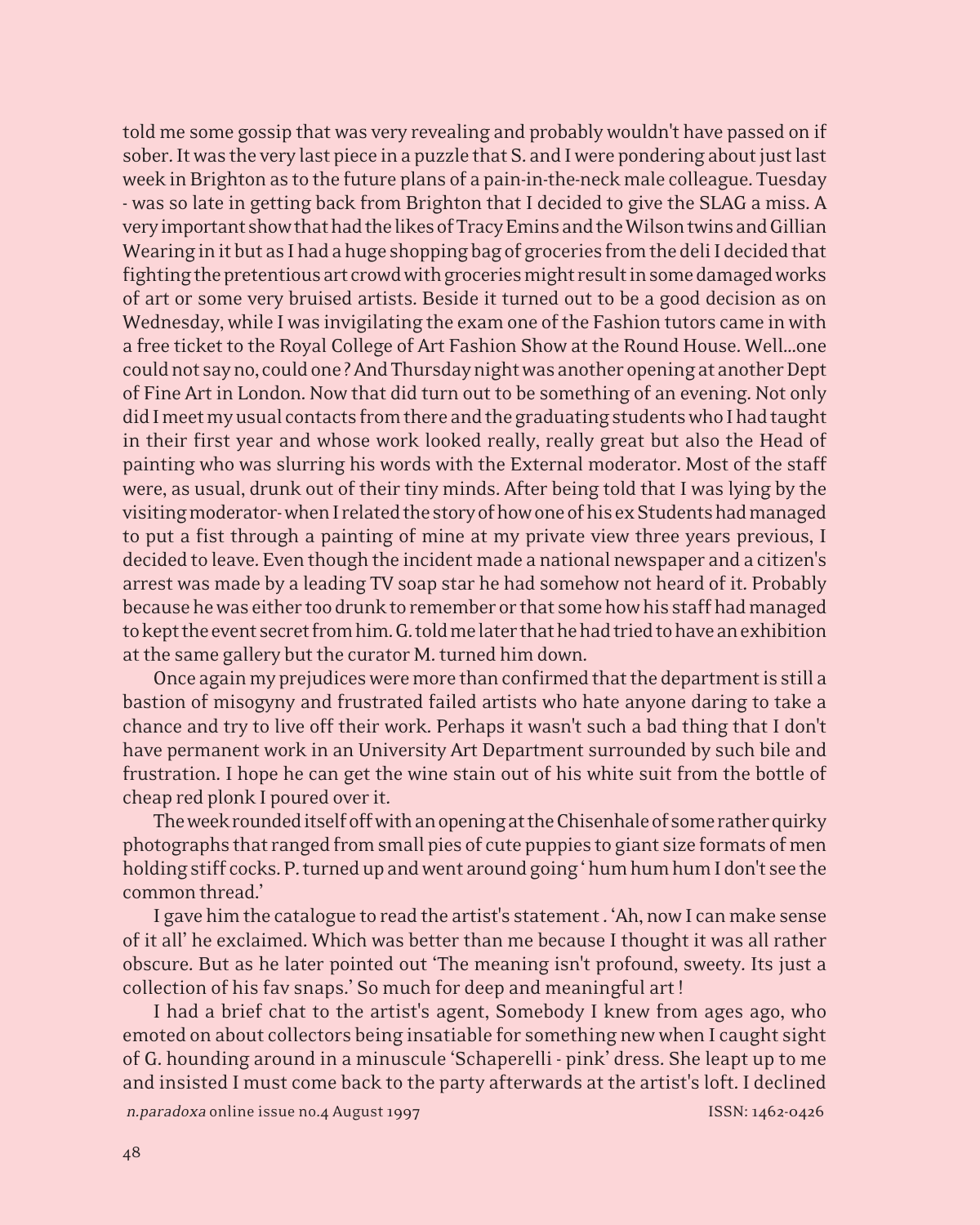told me some gossip that was very revealing and probably wouldn't have passed on if sober. It was the very last piece in a puzzle that S. and I were pondering about just last week in Brighton as to the future plans of a pain-in-the-neck male colleague. Tuesday - was so late in getting back from Brighton that I decided to give the SLAG a miss. A very important show that had the likes of Tracy Emins and the Wilson twins and Gillian Wearing in it but as I had a huge shopping bag of groceries from the deli I decided that fighting the pretentious art crowd with groceries might result in some damaged works of art or some very bruised artists. Beside it turned out to be a good decision as on Wednesday, while I was invigilating the exam one of the Fashion tutors came in with a free ticket to the Royal College of Art Fashion Show at the Round House. Well...one could not say no, could one ? And Thursday night was another opening at another Dept of Fine Art in London. Now that did turn out to be something of an evening. Not only did I meet my usual contacts from there and the graduating students who I had taught in their first year and whose work looked really, really great but also the Head of painting who was slurring his words with the External moderator. Most of the staff were, as usual, drunk out of their tiny minds. After being told that I was lying by the visiting moderator- when I related the story of how one of his ex Students had managed to put a fist through a painting of mine at my private view three years previous, I decided to leave. Even though the incident made a national newspaper and a citizen's arrest was made by a leading TV soap star he had somehow not heard of it. Probably because he was either too drunk to remember or that some how his staff had managed to kept the event secret from him. G. told me later that he had tried to have an exhibition at the same gallery but the curator M. turned him down.

Once again my prejudices were more than confirmed that the department is still a bastion of misogyny and frustrated failed artists who hate anyone daring to take a chance and try to live off their work. Perhaps it wasn't such a bad thing that I don't have permanent work in an University Art Department surrounded by such bile and frustration. I hope he can get the wine stain out of his white suit from the bottle of cheap red plonk I poured over it.

The week rounded itself off with an opening at the Chisenhale of some rather quirky photographs that ranged from small pies of cute puppies to giant size formats of men holding stiff cocks. P. turned up and went around going ' hum hum hum I don't see the common thread.'

I gave him the catalogue to read the artist's statement . 'Ah, now I can make sense of it all' he exclaimed. Which was better than me because I thought it was all rather obscure. But as he later pointed out 'The meaning isn't profound, sweety. Its just a collection of his fav snaps.' So much for deep and meaningful art !

I had a brief chat to the artist's agent, Somebody I knew from ages ago, who emoted on about collectors being insatiable for something new when I caught sight of G. hounding around in a minuscule 'Schaperelli - pink' dress. She leapt up to me and insisted I must come back to the party afterwards at the artist's loft. I declined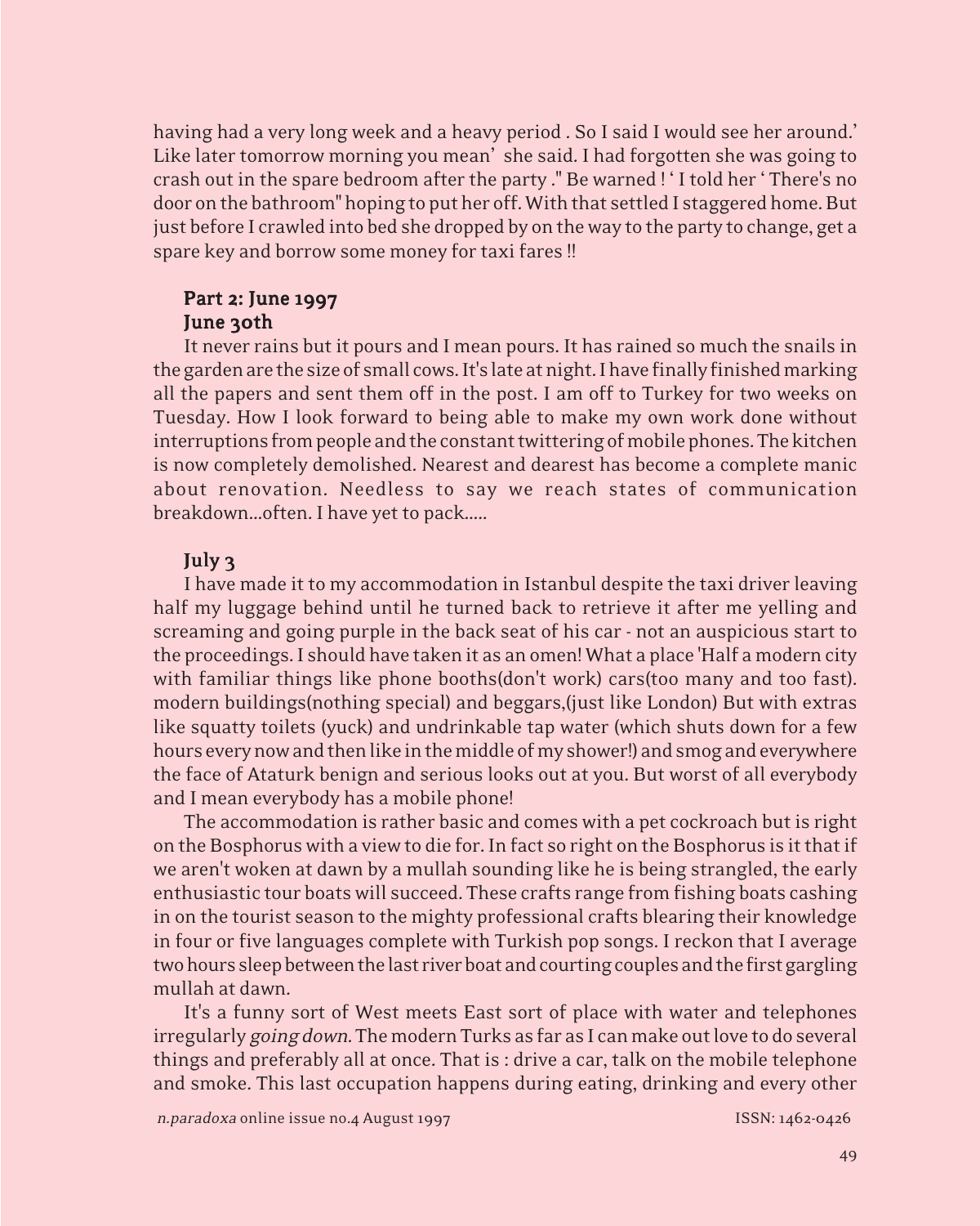having had a very long week and a heavy period . So I said I would see her around.' Like later tomorrow morning you mean' she said. I had forgotten she was going to crash out in the spare bedroom after the party ." Be warned ! ' I told her ' There's no door on the bathroom" hoping to put her off. With that settled I staggered home. But just before I crawled into bed she dropped by on the way to the party to change, get a spare key and borrow some money for taxi fares !!

### Part 2: June 1997
### June 30th

It never rains but it pours and I mean pours. It has rained so much the snails in the garden are the size of small cows. It's late at night. I have finally finished marking all the papers and sent them off in the post. I am off to Turkey for two weeks on Tuesday. How I look forward to being able to make my own work done without interruptions from people and the constant twittering of mobile phones. The kitchen is now completely demolished. Nearest and dearest has become a complete manic about renovation. Needless to say we reach states of communication breakdown...often. I have yet to pack.....

### July 3

I have made it to my accommodation in Istanbul despite the taxi driver leaving half my luggage behind until he turned back to retrieve it after me yelling and screaming and going purple in the back seat of his car - not an auspicious start to the proceedings. I should have taken it as an omen! What a place 'Half a modern city with familiar things like phone booths(don't work) cars(too many and too fast). modern buildings(nothing special) and beggars,(just like London) But with extras like squatty toilets (yuck) and undrinkable tap water (which shuts down for a few hours every now and then like in the middle of my shower!) and smog and everywhere the face of Ataturk benign and serious looks out at you. But worst of all everybody and I mean everybody has a mobile phone!

The accommodation is rather basic and comes with a pet cockroach but is right on the Bosphorus with a view to die for. In fact so right on the Bosphorus is it that if we aren't woken at dawn by a mullah sounding like he is being strangled, the early enthusiastic tour boats will succeed. These crafts range from fishing boats cashing in on the tourist season to the mighty professional crafts blearing their knowledge in four or five languages complete with Turkish pop songs. I reckon that I average two hours sleep between the last river boat and courting couples and the first gargling mullah at dawn.

It's a funny sort of West meets East sort of place with water and telephones irregularly *going down.* The modern Turks as far as I can make out love to do several things and preferably all at once. That is : drive a car, talk on the mobile telephone and smoke. This last occupation happens during eating, drinking and every other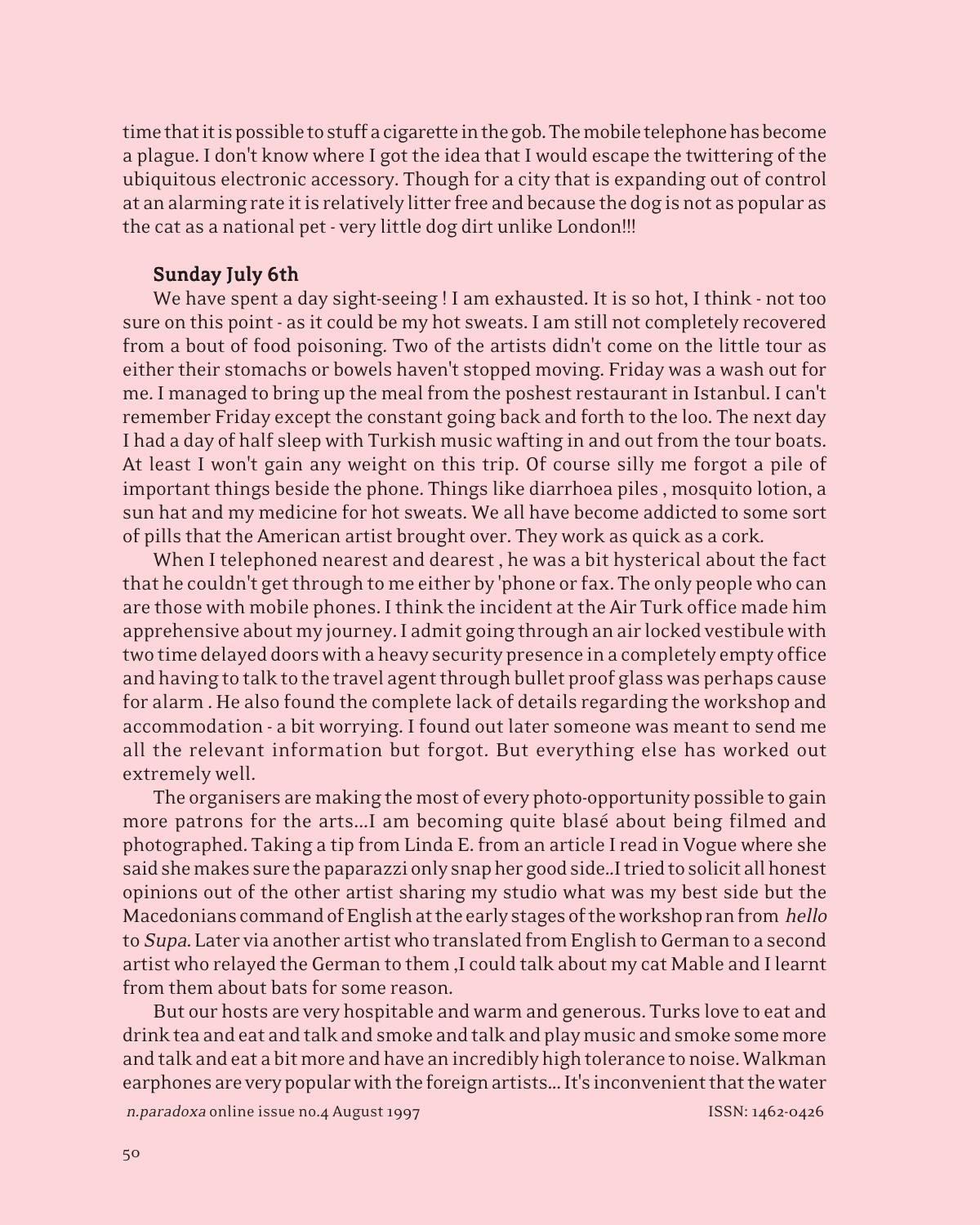time that it is possible to stuff a cigarette in the gob. The mobile telephone has become a plague. I don't know where I got the idea that I would escape the twittering of the ubiquitous electronic accessory. Though for a city that is expanding out of control at an alarming rate it is relatively litter free and because the dog is not as popular as the cat as a national pet - very little dog dirt unlike London!!!

**Sunday July 6th**

We have spent a day sight-seeing ! I am exhausted. It is so hot, I think - not too sure on this point - as it could be my hot sweats. I am still not completely recovered from a bout of food poisoning. Two of the artists didn't come on the little tour as either their stomachs or bowels haven't stopped moving. Friday was a wash out for me. I managed to bring up the meal from the poshest restaurant in Istanbul. I can't remember Friday except the constant going back and forth to the loo. The next day I had a day of half sleep with Turkish music wafting in and out from the tour boats. At least I won't gain any weight on this trip. Of course silly me forgot a pile of important things beside the phone. Things like diarrhoea piles , mosquito lotion, a sun hat and my medicine for hot sweats. We all have become addicted to some sort of pills that the American artist brought over. They work as quick as a cork.

When I telephoned nearest and dearest , he was a bit hysterical about the fact that he couldn't get through to me either by 'phone or fax. The only people who can are those with mobile phones. I think the incident at the Air Turk office made him apprehensive about my journey. I admit going through an air locked vestibule with two time delayed doors with a heavy security presence in a completely empty office and having to talk to the travel agent through bullet proof glass was perhaps cause for alarm . He also found the complete lack of details regarding the workshop and accommodation - a bit worrying. I found out later someone was meant to send me all the relevant information but forgot. But everything else has worked out extremely well.

The organisers are making the most of every photo-opportunity possible to gain more patrons for the arts...I am becoming quite blasé about being filmed and photographed. Taking a tip from Linda E. from an article I read in Vogue where she said she makes sure the paparazzi only snap her good side..I tried to solicit all honest opinions out of the other artist sharing my studio what was my best side but the Macedonians command of English at the early stages of the workshop ran from *hello* to *Supa.* Later via another artist who translated from English to German to a second artist who relayed the German to them ,I could talk about my cat Mable and I learnt from them about bats for some reason.

But our hosts are very hospitable and warm and generous. Turks love to eat and drink tea and eat and talk and smoke and talk and play music and smoke some more and talk and eat a bit more and have an incredibly high tolerance to noise. Walkman earphones are very popular with the foreign artists... It's inconvenient that the water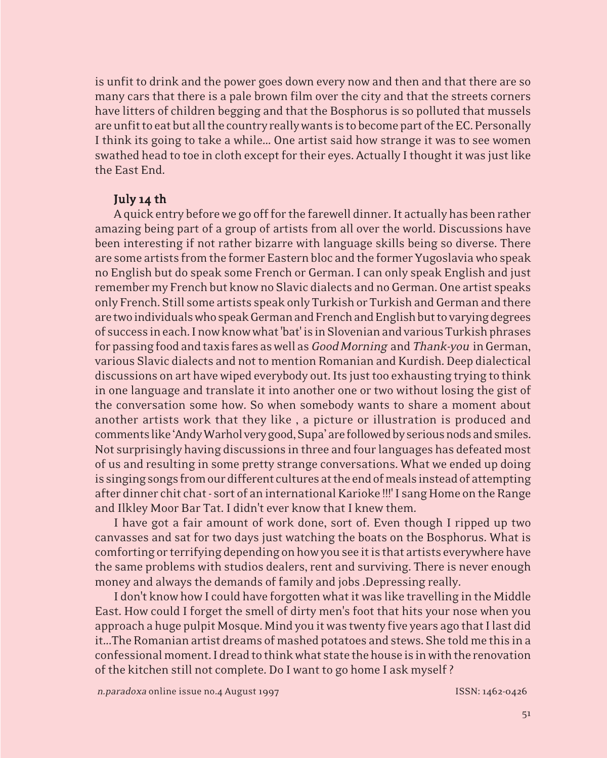is unfit to drink and the power goes down every now and then and that there are so many cars that there is a pale brown film over the city and that the streets corners have litters of children begging and that the Bosphorus is so polluted that mussels are unfit to eat but all the country really wants is to become part of the EC. Personally I think its going to take a while... One artist said how strange it was to see women swathed head to toe in cloth except for their eyes. Actually I thought it was just like the East End.

### July 14 th

A quick entry before we go off for the farewell dinner. It actually has been rather amazing being part of a group of artists from all over the world. Discussions have been interesting if not rather bizarre with language skills being so diverse. There are some artists from the former Eastern bloc and the former Yugoslavia who speak no English but do speak some French or German. I can only speak English and just remember my French but know no Slavic dialects and no German. One artist speaks only French. Still some artists speak only Turkish or Turkish and German and there are two individuals who speak German and French and English but to varying degrees of success in each. I now know what 'bat' is in Slovenian and various Turkish phrases for passing food and taxis fares as well as *Good Morning* and *Thank-you* in German, various Slavic dialects and not to mention Romanian and Kurdish. Deep dialectical discussions on art have wiped everybody out. Its just too exhausting trying to think in one language and translate it into another one or two without losing the gist of the conversation some how. So when somebody wants to share a moment about another artists work that they like , a picture or illustration is produced and comments like 'Andy Warhol very good, Supa' are followed by serious nods and smiles. Not surprisingly having discussions in three and four languages has defeated most of us and resulting in some pretty strange conversations. What we ended up doing is singing songs from our different cultures at the end of meals instead of attempting after dinner chit chat - sort of an international Karioke !!!' I sang Home on the Range and Ilkley Moor Bar Tat. I didn't ever know that I knew them.

I have got a fair amount of work done, sort of. Even though I ripped up two canvasses and sat for two days just watching the boats on the Bosphorus. What is comforting or terrifying depending on how you see it is that artists everywhere have the same problems with studios dealers, rent and surviving. There is never enough money and always the demands of family and jobs .Depressing really.

I don't know how I could have forgotten what it was like travelling in the Middle East. How could I forget the smell of dirty men's foot that hits your nose when you approach a huge pulpit Mosque. Mind you it was twenty five years ago that I last did it...The Romanian artist dreams of mashed potatoes and stews. She told me this in a confessional moment. I dread to think what state the house is in with the renovation of the kitchen still not complete. Do I want to go home I ask myself ?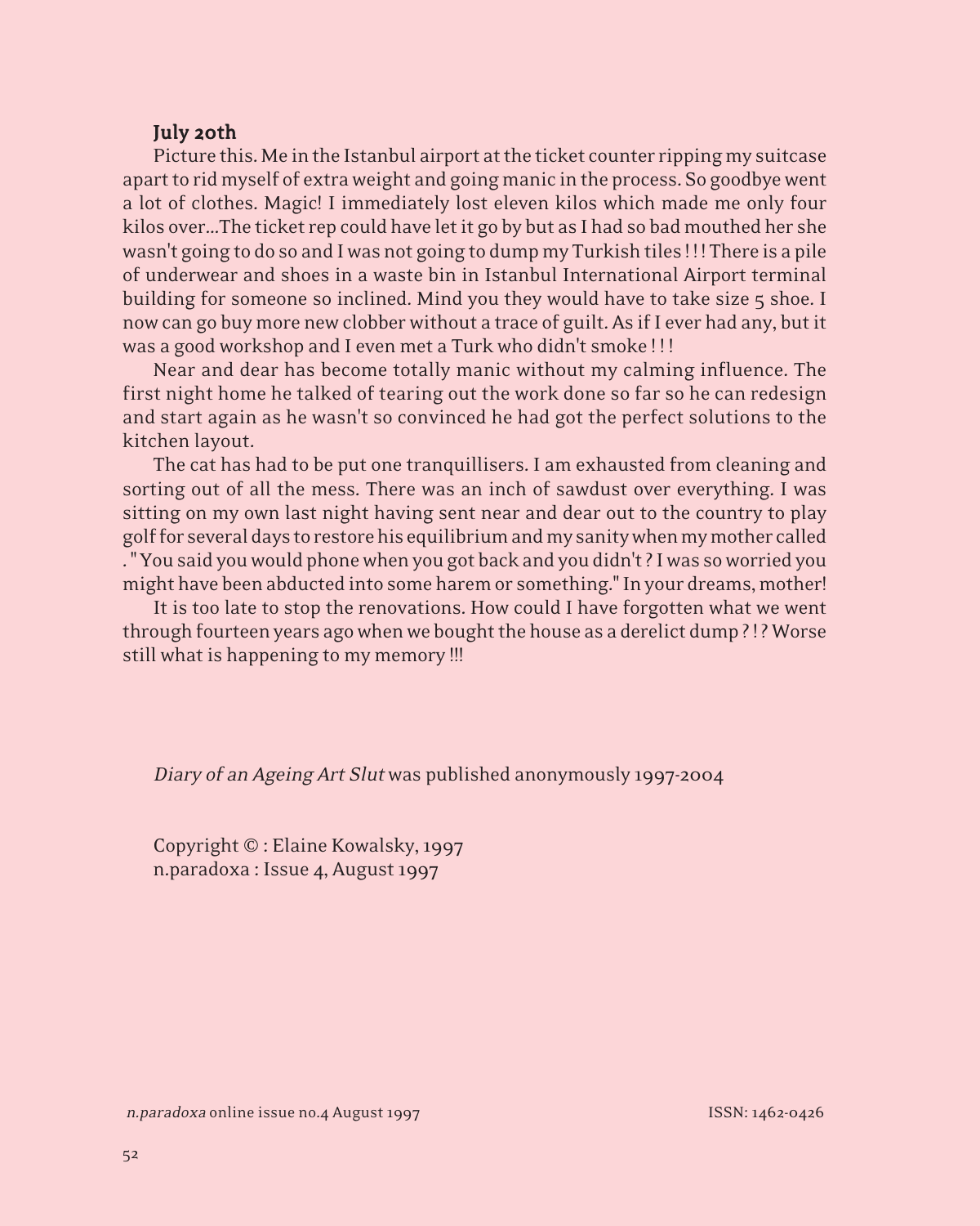**July 20th**

Picture this. Me in the Istanbul airport at the ticket counter ripping my suitcase apart to rid myself of extra weight and going manic in the process. So goodbye went a lot of clothes. Magic! I immediately lost eleven kilos which made me only four kilos over...The ticket rep could have let it go by but as I had so bad mouthed her she wasn't going to do so and I was not going to dump my Turkish tiles ! ! ! There is a pile of underwear and shoes in a waste bin in Istanbul International Airport terminal building for someone so inclined. Mind you they would have to take size 5 shoe. I now can go buy more new clobber without a trace of guilt. As if I ever had any, but it was a good workshop and I even met a Turk who didn't smoke ! ! !

Near and dear has become totally manic without my calming influence. The first night home he talked of tearing out the work done so far so he can redesign and start again as he wasn't so convinced he had got the perfect solutions to the kitchen layout.

The cat has had to be put one tranquillisers. I am exhausted from cleaning and sorting out of all the mess. There was an inch of sawdust over everything. I was sitting on my own last night having sent near and dear out to the country to play golf for several days to restore his equilibrium and my sanity when my mother called . " You said you would phone when you got back and you didn't ? I was so worried you might have been abducted into some harem or something." In your dreams, mother!

It is too late to stop the renovations. How could I have forgotten what we went through fourteen years ago when we bought the house as a derelict dump ? ! ? Worse still what is happening to my memory !!!

*Diary of an Ageing Art Slut* was published anonymously 1997-2004

Copyright © : Elaine Kowalsky, 1997
n.paradoxa : Issue 4, August 1997